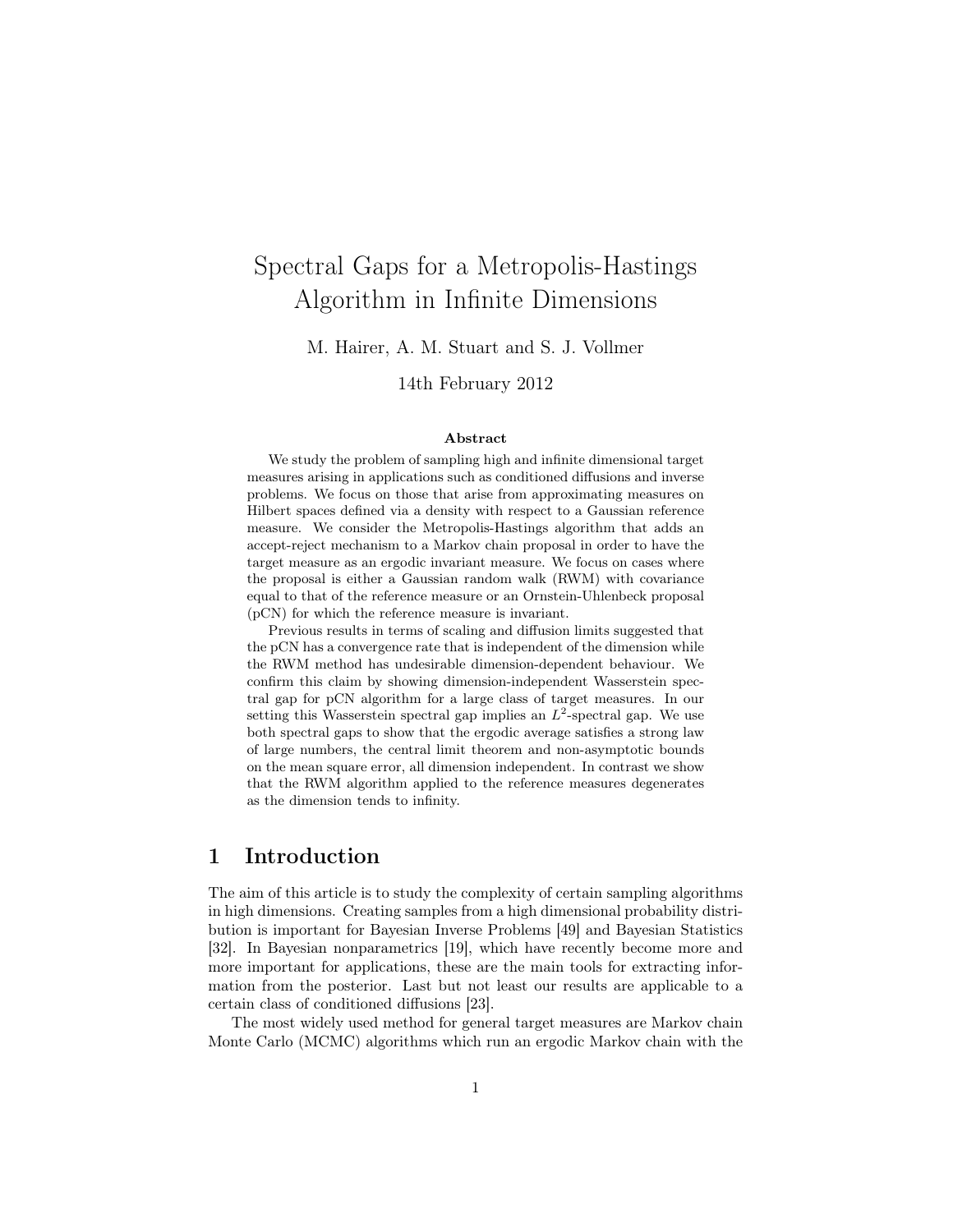# Spectral Gaps for a Metropolis-Hastings Algorithm in Infinite Dimensions

M. Hairer, A. M. Stuart and S. J. Vollmer

14th February 2012

### Abstract

We study the problem of sampling high and infinite dimensional target measures arising in applications such as conditioned diffusions and inverse problems. We focus on those that arise from approximating measures on Hilbert spaces defined via a density with respect to a Gaussian reference measure. We consider the Metropolis-Hastings algorithm that adds an accept-reject mechanism to a Markov chain proposal in order to have the target measure as an ergodic invariant measure. We focus on cases where the proposal is either a Gaussian random walk (RWM) with covariance equal to that of the reference measure or an Ornstein-Uhlenbeck proposal (pCN) for which the reference measure is invariant.

Previous results in terms of scaling and diffusion limits suggested that the pCN has a convergence rate that is independent of the dimension while the RWM method has undesirable dimension-dependent behaviour. We confirm this claim by showing dimension-independent Wasserstein spectral gap for pCN algorithm for a large class of target measures. In our setting this Wasserstein spectral gap implies an $L^2$-spectral gap. We use both spectral gaps to show that the ergodic average satisfies a strong law of large numbers, the central limit theorem and non-asymptotic bounds on the mean square error, all dimension independent. In contrast we show that the RWM algorithm applied to the reference measures degenerates as the dimension tends to infinity.

## 1 Introduction

The aim of this article is to study the complexity of certain sampling algorithms in high dimensions. Creating samples from a high dimensional probability distribution is important for Bayesian Inverse Problems [49] and Bayesian Statistics [32]. In Bayesian nonparametrics [19], which have recently become more and more important for applications, these are the main tools for extracting information from the posterior. Last but not least our results are applicable to a certain class of conditioned diffusions [23].

The most widely used method for general target measures are Markov chain Monte Carlo (MCMC) algorithms which run an ergodic Markov chain with the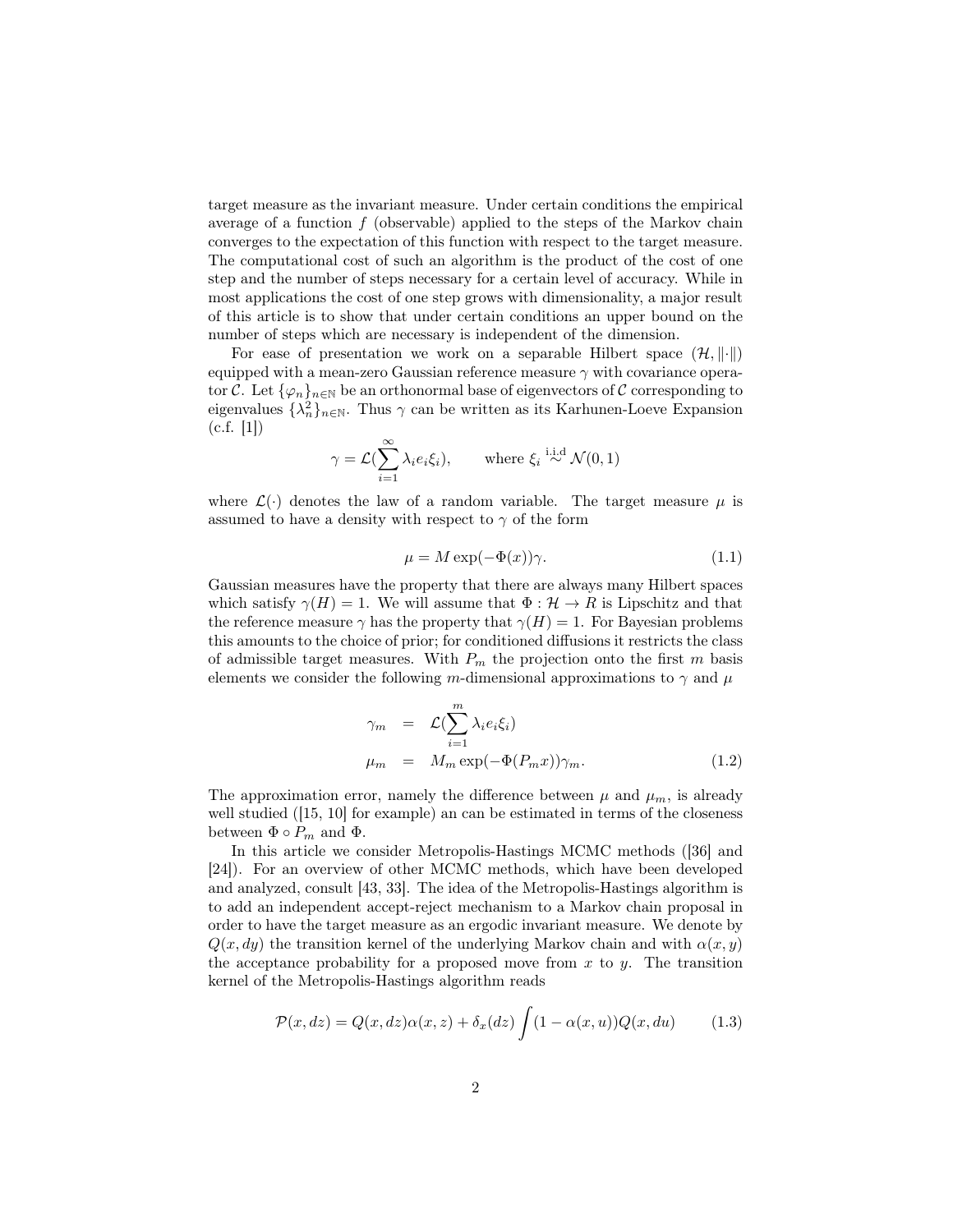target measure as the invariant measure. Under certain conditions the empirical average of a function $f$ (observable) applied to the steps of the Markov chain converges to the expectation of this function with respect to the target measure. The computational cost of such an algorithm is the product of the cost of one step and the number of steps necessary for a certain level of accuracy. While in most applications the cost of one step grows with dimensionality, a major result of this article is to show that under certain conditions an upper bound on the number of steps which are necessary is independent of the dimension.

For ease of presentation we work on a separable Hilbert space $(\mathcal{H}, \|\cdot\|)$ equipped with a mean-zero Gaussian reference measure $\gamma$ with covariance operator $\mathcal{C}$. Let $\{\varphi_n\}_{n\in\mathbb{N}}$ be an orthonormal base of eigenvectors of $\mathcal{C}$ corresponding to eigenvalues $\{\lambda_n^2\}_{n\in\mathbb{N}}$. Thus $\gamma$ can be written as its Karhunen-Loeve Expansion (c.f. [1])

$$\gamma = \mathcal{L}(\sum_{i=1}^{\infty} \lambda_i e_i \xi_i), \qquad \text{where } \xi_i \overset{\text{i.i.d}}{\sim} \mathcal{N}(0,1)$$

where $\mathcal{L}(\cdot)$ denotes the law of a random variable. The target measure $\mu$ is assumed to have a density with respect to $\gamma$ of the form

$$\mu = M \exp(-\Phi(x))\gamma. \tag{1.1}$$

Gaussian measures have the property that there are always many Hilbert spaces which satisfy $\gamma(H) = 1$. We will assume that $\Phi : \mathcal{H} \to R$ is Lipschitz and that the reference measure $\gamma$ has the property that $\gamma(H) = 1$. For Bayesian problems this amounts to the choice of prior; for conditioned diffusions it restricts the class of admissible target measures. With $P_m$ the projection onto the first $m$ basis elements we consider the following $m$-dimensional approximations to $\gamma$ and $\mu$

$$\begin{aligned} \gamma_m &= \mathcal{L}(\sum_{i=1}^{m} \lambda_i e_i \xi_i) \\ \mu_m &= M_m \exp(-\Phi(P_m x))\gamma_m. \end{aligned} \tag{1.2}$$

The approximation error, namely the difference between $\mu$ and $\mu_m$, is already well studied ([15, 10] for example) an can be estimated in terms of the closeness between $\Phi \circ P_m$ and $\Phi$.

In this article we consider Metropolis-Hastings MCMC methods ([36] and [24]). For an overview of other MCMC methods, which have been developed and analyzed, consult [43, 33]. The idea of the Metropolis-Hastings algorithm is to add an independent accept-reject mechanism to a Markov chain proposal in order to have the target measure as an ergodic invariant measure. We denote by $Q(x, dy)$ the transition kernel of the underlying Markov chain and with $\alpha(x, y)$ the acceptance probability for a proposed move from $x$ to $y$. The transition kernel of the Metropolis-Hastings algorithm reads

$$\mathcal{P}(x, dz) = Q(x, dz)\alpha(x, z) + \delta_x(dz) \int (1 - \alpha(x, u))Q(x, du) \tag{1.3}$$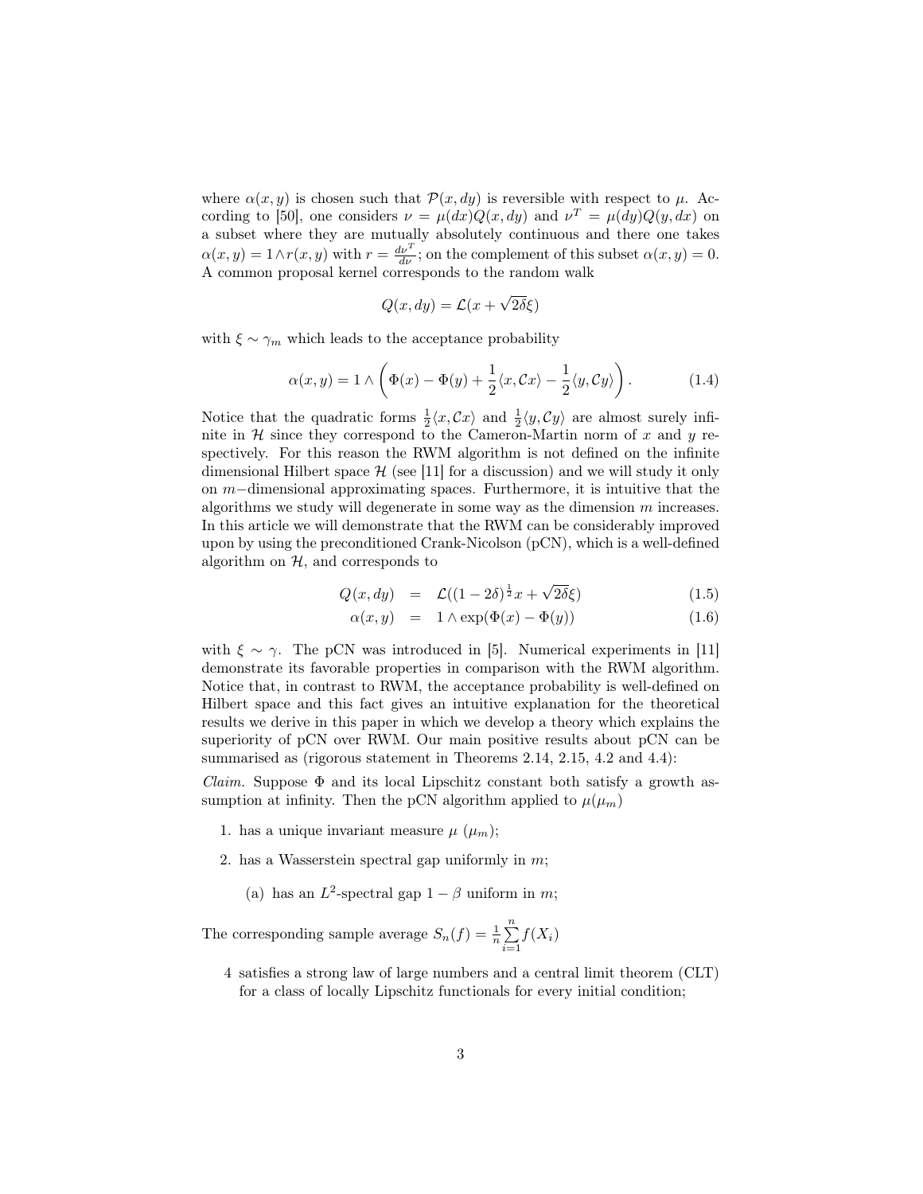where $\alpha(x, y)$ is chosen such that $\mathcal{P}(x, dy)$ is reversible with respect to $\mu$. According to [50], one considers $\nu = \mu(dx)Q(x, dy)$ and $\nu^T = \mu(dy)Q(y, dx)$ on a subset where they are mutually absolutely continuous and there one takes $\alpha(x, y) = 1 \wedge r(x, y)$ with $r = \frac{d\nu^T}{d\nu}$; on the complement of this subset $\alpha(x, y) = 0$. A common proposal kernel corresponds to the random walk

$$Q(x, dy) = \mathcal{L}(x + \sqrt{2\delta}\xi)$$

with $\xi \sim \gamma_m$ which leads to the acceptance probability

$$\alpha(x, y) = 1 \wedge \left( \Phi(x) - \Phi(y) + \frac{1}{2}\langle x, \mathcal{C}x \rangle - \frac{1}{2}\langle y, \mathcal{C}y \rangle \right). \tag{1.4}$$

Notice that the quadratic forms $\frac{1}{2}\langle x, \mathcal{C}x\rangle$ and $\frac{1}{2}\langle y, \mathcal{C}y\rangle$ are almost surely infinite in $\mathcal{H}$ since they correspond to the Cameron-Martin norm of $x$ and $y$ respectively. For this reason the RWM algorithm is not defined on the infinite dimensional Hilbert space $\mathcal{H}$ (see [11] for a discussion) and we will study it only on $m-$dimensional approximating spaces. Furthermore, it is intuitive that the algorithms we study will degenerate in some way as the dimension $m$ increases. In this article we will demonstrate that the RWM can be considerably improved upon by using the preconditioned Crank-Nicolson (pCN), which is a well-defined algorithm on $\mathcal{H}$, and corresponds to

$$Q(x, dy) = \mathcal{L}((1 - 2\delta)^{\frac{1}{2}} x + \sqrt{2\delta}\xi) \tag{1.5}$$

$$\alpha(x, y) = 1 \wedge \exp(\Phi(x) - \Phi(y)) \tag{1.6}$$

with $\xi \sim \gamma$. The pCN was introduced in [5]. Numerical experiments in [11] demonstrate its favorable properties in comparison with the RWM algorithm. Notice that, in contrast to RWM, the acceptance probability is well-defined on Hilbert space and this fact gives an intuitive explanation for the theoretical results we derive in this paper in which we develop a theory which explains the superiority of pCN over RWM. Our main positive results about pCN can be summarised as (rigorous statement in Theorems 2.14, 2.15, 4.2 and 4.4):

*Claim.* Suppose $\Phi$ and its local Lipschitz constant both satisfy a growth assumption at infinity. Then the pCN algorithm applied to $\mu(\mu_m)$

1. has a unique invariant measure $\mu$ ($\mu_m$);
2. has a Wasserstein spectral gap uniformly in $m$;
   (a) has an $L^2$-spectral gap $1 - \beta$ uniform in $m$;

The corresponding sample average $S_n(f) = \frac{1}{n}\sum_{i=1}^{n} f(X_i)$

4 satisfies a strong law of large numbers and a central limit theorem (CLT) for a class of locally Lipschitz functionals for every initial condition;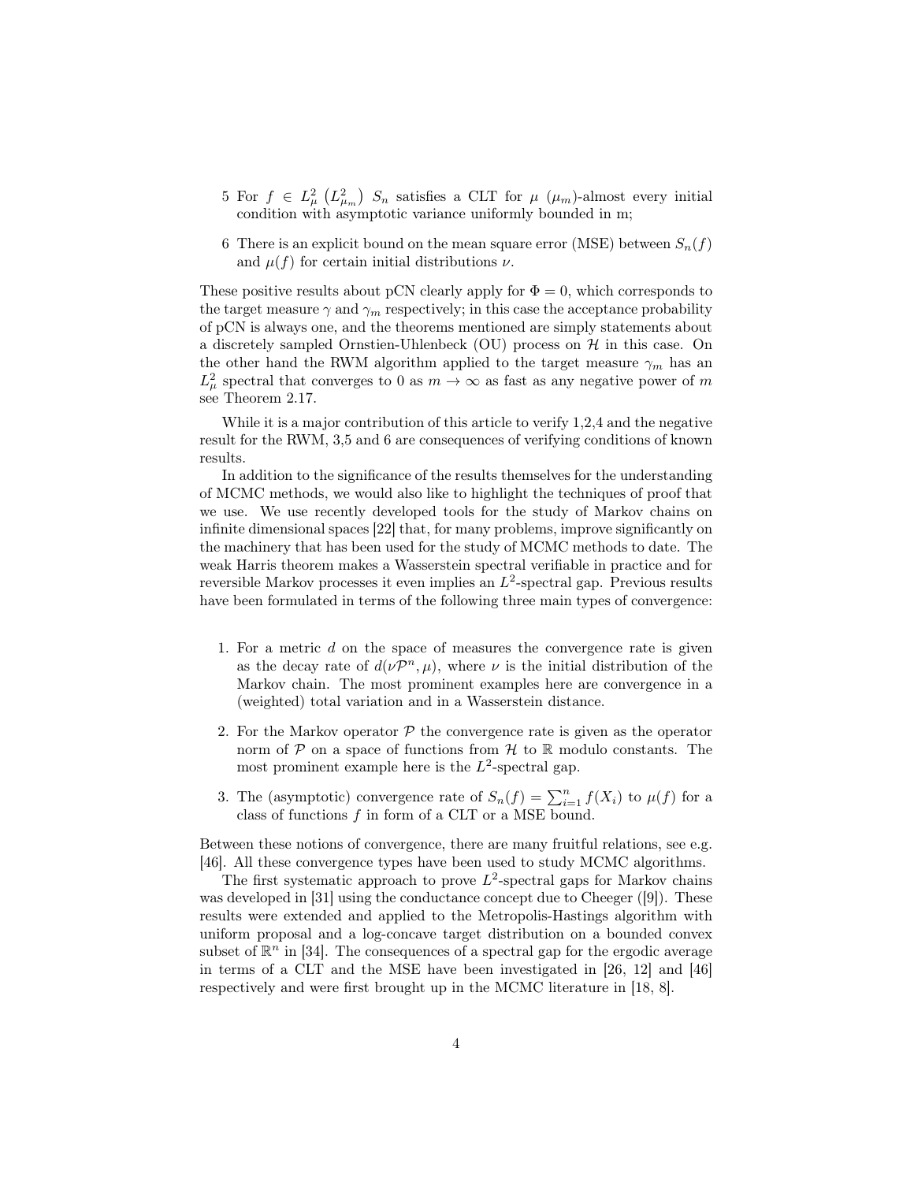5 For $f \in L^2_\mu \left(L^2_{\mu_m}\right)$ $S_n$ satisfies a CLT for $\mu$ ($\mu_m$)-almost every initial condition with asymptotic variance uniformly bounded in m;

6 There is an explicit bound on the mean square error (MSE) between $S_n(f)$ and $\mu(f)$ for certain initial distributions $\nu$.

These positive results about pCN clearly apply for $\Phi = 0$, which corresponds to the target measure $\gamma$ and $\gamma_m$ respectively; in this case the acceptance probability of pCN is always one, and the theorems mentioned are simply statements about a discretely sampled Ornstien-Uhlenbeck (OU) process on $\mathcal{H}$ in this case. On the other hand the RWM algorithm applied to the target measure $\gamma_m$ has an $L^2_\mu$ spectral that converges to 0 as $m \to \infty$ as fast as any negative power of $m$ see Theorem 2.17.

While it is a major contribution of this article to verify 1,2,4 and the negative result for the RWM, 3,5 and 6 are consequences of verifying conditions of known results.

In addition to the significance of the results themselves for the understanding of MCMC methods, we would also like to highlight the techniques of proof that we use. We use recently developed tools for the study of Markov chains on infinite dimensional spaces [22] that, for many problems, improve significantly on the machinery that has been used for the study of MCMC methods to date. The weak Harris theorem makes a Wasserstein spectral verifiable in practice and for reversible Markov processes it even implies an $L^2$-spectral gap. Previous results have been formulated in terms of the following three main types of convergence:

1. For a metric $d$ on the space of measures the convergence rate is given as the decay rate of $d(\nu\mathcal{P}^n, \mu)$, where $\nu$ is the initial distribution of the Markov chain. The most prominent examples here are convergence in a (weighted) total variation and in a Wasserstein distance.
2. For the Markov operator $\mathcal{P}$ the convergence rate is given as the operator norm of $\mathcal{P}$ on a space of functions from $\mathcal{H}$ to $\mathbb{R}$ modulo constants. The most prominent example here is the $L^2$-spectral gap.
3. The (asymptotic) convergence rate of $S_n(f) = \sum_{i=1}^n f(X_i)$ to $\mu(f)$ for a class of functions $f$ in form of a CLT or a MSE bound.

Between these notions of convergence, there are many fruitful relations, see e.g. [46]. All these convergence types have been used to study MCMC algorithms.

The first systematic approach to prove $L^2$-spectral gaps for Markov chains was developed in [31] using the conductance concept due to Cheeger ([9]). These results were extended and applied to the Metropolis-Hastings algorithm with uniform proposal and a log-concave target distribution on a bounded convex subset of $\mathbb{R}^n$ in [34]. The consequences of a spectral gap for the ergodic average in terms of a CLT and the MSE have been investigated in [26, 12] and [46] respectively and were first brought up in the MCMC literature in [18, 8].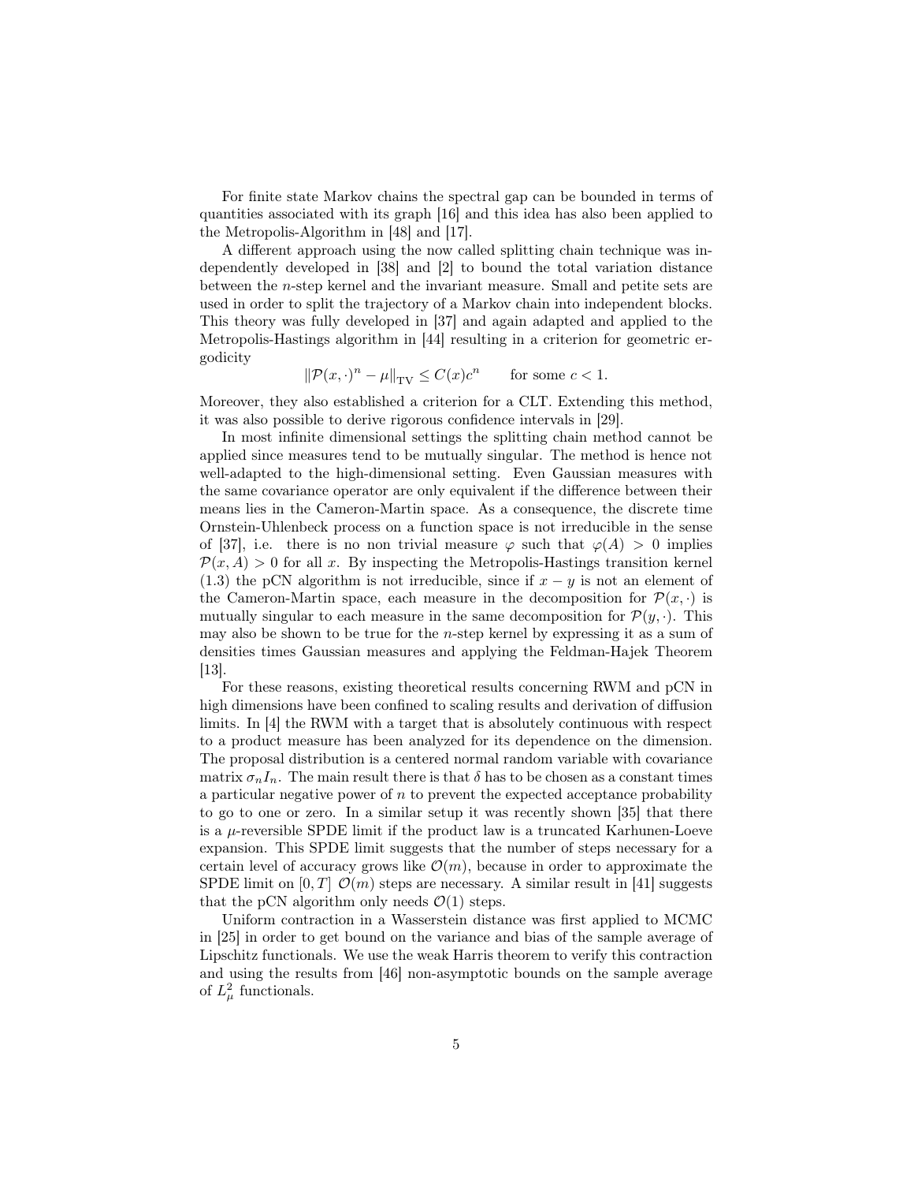For finite state Markov chains the spectral gap can be bounded in terms of quantities associated with its graph [16] and this idea has also been applied to the Metropolis-Algorithm in [48] and [17].

A different approach using the now called splitting chain technique was independently developed in [38] and [2] to bound the total variation distance between the $n$-step kernel and the invariant measure. Small and petite sets are used in order to split the trajectory of a Markov chain into independent blocks. This theory was fully developed in [37] and again adapted and applied to the Metropolis-Hastings algorithm in [44] resulting in a criterion for geometric ergodicity

$$\|\mathcal{P}(x,\cdot)^n - \mu\|_{\mathrm{TV}} \leq C(x)c^n \qquad \text{for some } c < 1.$$

Moreover, they also established a criterion for a CLT. Extending this method, it was also possible to derive rigorous confidence intervals in [29].

In most infinite dimensional settings the splitting chain method cannot be applied since measures tend to be mutually singular. The method is hence not well-adapted to the high-dimensional setting. Even Gaussian measures with the same covariance operator are only equivalent if the difference between their means lies in the Cameron-Martin space. As a consequence, the discrete time Ornstein-Uhlenbeck process on a function space is not irreducible in the sense of [37], i.e. there is no non trivial measure $\varphi$ such that $\varphi(A) > 0$ implies $\mathcal{P}(x, A) > 0$ for all $x$. By inspecting the Metropolis-Hastings transition kernel (1.3) the pCN algorithm is not irreducible, since if $x - y$ is not an element of the Cameron-Martin space, each measure in the decomposition for $\mathcal{P}(x, \cdot)$ is mutually singular to each measure in the same decomposition for $\mathcal{P}(y, \cdot)$. This may also be shown to be true for the $n$-step kernel by expressing it as a sum of densities times Gaussian measures and applying the Feldman-Hajek Theorem [13].

For these reasons, existing theoretical results concerning RWM and pCN in high dimensions have been confined to scaling results and derivation of diffusion limits. In [4] the RWM with a target that is absolutely continuous with respect to a product measure has been analyzed for its dependence on the dimension. The proposal distribution is a centered normal random variable with covariance matrix $\sigma_n I_n$. The main result there is that $\delta$ has to be chosen as a constant times a particular negative power of $n$ to prevent the expected acceptance probability to go to one or zero. In a similar setup it was recently shown [35] that there is a $\mu$-reversible SPDE limit if the product law is a truncated Karhunen-Loeve expansion. This SPDE limit suggests that the number of steps necessary for a certain level of accuracy grows like $\mathcal{O}(m)$, because in order to approximate the SPDE limit on $[0, T]$ $\mathcal{O}(m)$ steps are necessary. A similar result in [41] suggests that the pCN algorithm only needs $\mathcal{O}(1)$ steps.

Uniform contraction in a Wasserstein distance was first applied to MCMC in [25] in order to get bound on the variance and bias of the sample average of Lipschitz functionals. We use the weak Harris theorem to verify this contraction and using the results from [46] non-asymptotic bounds on the sample average of $L^2_\mu$ functionals.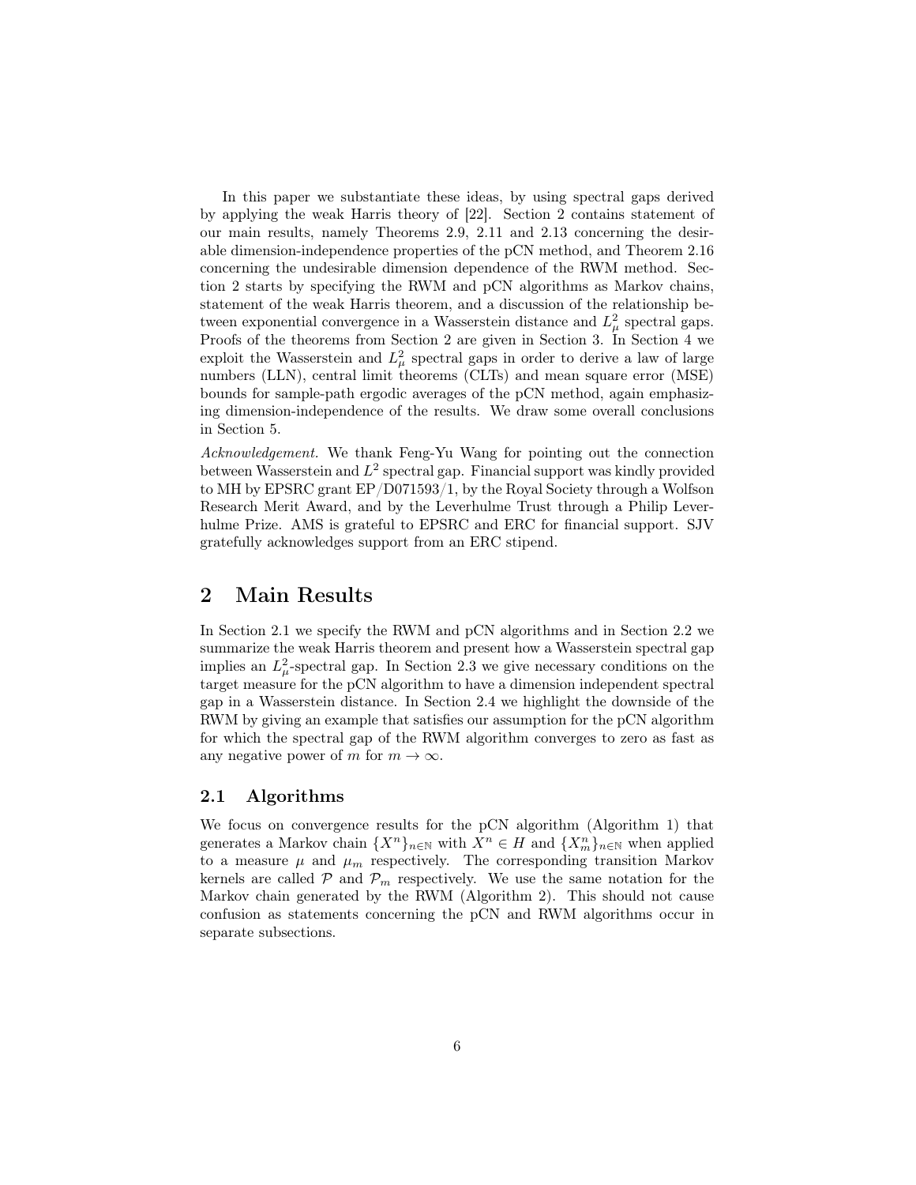In this paper we substantiate these ideas, by using spectral gaps derived by applying the weak Harris theory of [22]. Section 2 contains statement of our main results, namely Theorems 2.9, 2.11 and 2.13 concerning the desirable dimension-independence properties of the pCN method, and Theorem 2.16 concerning the undesirable dimension dependence of the RWM method. Section 2 starts by specifying the RWM and pCN algorithms as Markov chains, statement of the weak Harris theorem, and a discussion of the relationship between exponential convergence in a Wasserstein distance and $L^2_\mu$ spectral gaps. Proofs of the theorems from Section 2 are given in Section 3. In Section 4 we exploit the Wasserstein and $L^2_\mu$ spectral gaps in order to derive a law of large numbers (LLN), central limit theorems (CLTs) and mean square error (MSE) bounds for sample-path ergodic averages of the pCN method, again emphasizing dimension-independence of the results. We draw some overall conclusions in Section 5.

*Acknowledgement.* We thank Feng-Yu Wang for pointing out the connection between Wasserstein and $L^2$ spectral gap. Financial support was kindly provided to MH by EPSRC grant EP/D071593/1, by the Royal Society through a Wolfson Research Merit Award, and by the Leverhulme Trust through a Philip Leverhulme Prize. AMS is grateful to EPSRC and ERC for financial support. SJV gratefully acknowledges support from an ERC stipend.

# 2 Main Results

In Section 2.1 we specify the RWM and pCN algorithms and in Section 2.2 we summarize the weak Harris theorem and present how a Wasserstein spectral gap implies an $L^2_\mu$-spectral gap. In Section 2.3 we give necessary conditions on the target measure for the pCN algorithm to have a dimension independent spectral gap in a Wasserstein distance. In Section 2.4 we highlight the downside of the RWM by giving an example that satisfies our assumption for the pCN algorithm for which the spectral gap of the RWM algorithm converges to zero as fast as any negative power of $m$ for $m \to \infty$.

## 2.1 Algorithms

We focus on convergence results for the pCN algorithm (Algorithm 1) that generates a Markov chain $\{X^n\}_{n\in\mathbb{N}}$ with $X^n \in H$ and $\{X^n_m\}_{n\in\mathbb{N}}$ when applied to a measure $\mu$ and $\mu_m$ respectively. The corresponding transition Markov kernels are called $\mathcal{P}$ and $\mathcal{P}_m$ respectively. We use the same notation for the Markov chain generated by the RWM (Algorithm 2). This should not cause confusion as statements concerning the pCN and RWM algorithms occur in separate subsections.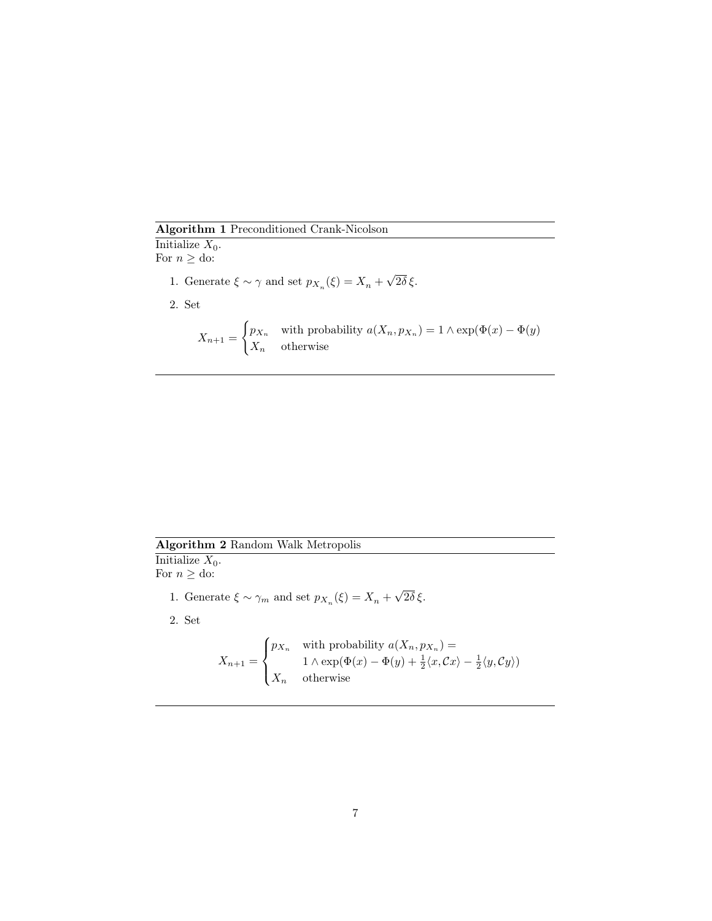**Algorithm 1** Preconditioned Crank-Nicolson

Initialize $X_0$.
For $n \geq$ do:

1. Generate $\xi \sim \gamma$ and set $p_{X_n}(\xi) = X_n + \sqrt{2\delta}\,\xi$.
2. Set

$$X_{n+1} = \begin{cases} p_{X_n} & \text{with probability } a(X_n, p_{X_n}) = 1 \wedge \exp(\Phi(x) - \Phi(y) \\ X_n & \text{otherwise} \end{cases}$$

**Algorithm 2** Random Walk Metropolis

Initialize $X_0$.
For $n \geq$ do:

1. Generate $\xi \sim \gamma_m$ and set $p_{X_n}(\xi) = X_n + \sqrt{2\delta}\,\xi$.
2. Set

$$X_{n+1} = \begin{cases} p_{X_n} & \text{with probability } a(X_n, p_{X_n}) = \\ & 1 \wedge \exp(\Phi(x) - \Phi(y) + \frac{1}{2}\langle x, \mathcal{C}x\rangle - \frac{1}{2}\langle y, \mathcal{C}y\rangle) \\ X_n & \text{otherwise} \end{cases}$$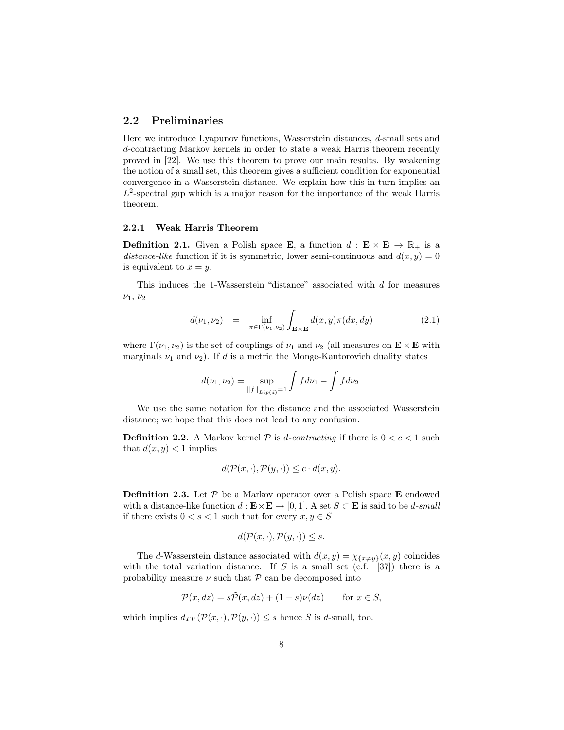## 2.2 Preliminaries

Here we introduce Lyapunov functions, Wasserstein distances, $d$-small sets and $d$-contracting Markov kernels in order to state a weak Harris theorem recently proved in [22]. We use this theorem to prove our main results. By weakening the notion of a small set, this theorem gives a sufficient condition for exponential convergence in a Wasserstein distance. We explain how this in turn implies an $L^2$-spectral gap which is a major reason for the importance of the weak Harris theorem.

### 2.2.1 Weak Harris Theorem

**Definition 2.1.** Given a Polish space $\mathbf{E}$, a function $d : \mathbf{E} \times \mathbf{E} \to \mathbb{R}_+$ is a *distance-like* function if it is symmetric, lower semi-continuous and $d(x, y) = 0$ is equivalent to $x = y$.

This induces the 1-Wasserstein "distance" associated with $d$ for measures $\nu_1$, $\nu_2$

$$d(\nu_1, \nu_2) \quad = \quad \inf_{\pi \in \Gamma(\nu_1, \nu_2)} \int_{\mathbf{E} \times \mathbf{E}} d(x, y) \pi(dx, dy) \tag{2.1}$$

where $\Gamma(\nu_1, \nu_2)$ is the set of couplings of $\nu_1$ and $\nu_2$ (all measures on $\mathbf{E} \times \mathbf{E}$ with marginals $\nu_1$ and $\nu_2$). If $d$ is a metric the Monge-Kantorovich duality states

$$d(\nu_1, \nu_2) = \sup_{\|f\|_{Lip(d)}=1} \int f d\nu_1 - \int f d\nu_2.$$

We use the same notation for the distance and the associated Wasserstein distance; we hope that this does not lead to any confusion.

**Definition 2.2.** A Markov kernel $\mathcal{P}$ is *$d$-contracting* if there is $0 < c < 1$ such that $d(x, y) < 1$ implies

$$d(\mathcal{P}(x, \cdot), \mathcal{P}(y, \cdot)) \leq c \cdot d(x, y).$$

**Definition 2.3.** Let $\mathcal{P}$ be a Markov operator over a Polish space $\mathbf{E}$ endowed with a distance-like function $d : \mathbf{E} \times \mathbf{E} \to [0, 1]$. A set $S \subset \mathbf{E}$ is said to be *$d$-small* if there exists $0 < s < 1$ such that for every $x, y \in S$

$$d(\mathcal{P}(x, \cdot), \mathcal{P}(y, \cdot)) \leq s.$$

The $d$-Wasserstein distance associated with $d(x, y) = \chi_{\{x \neq y\}}(x, y)$ coincides with the total variation distance. If $S$ is a small set (c.f. [37]) there is a probability measure $\nu$ such that $\mathcal{P}$ can be decomposed into

$$\mathcal{P}(x, dz) = s\tilde{\mathcal{P}}(x, dz) + (1 - s)\nu(dz) \qquad \text{for } x \in S,$$

which implies $d_{TV}(\mathcal{P}(x, \cdot), \mathcal{P}(y, \cdot)) \leq s$ hence $S$ is $d$-small, too.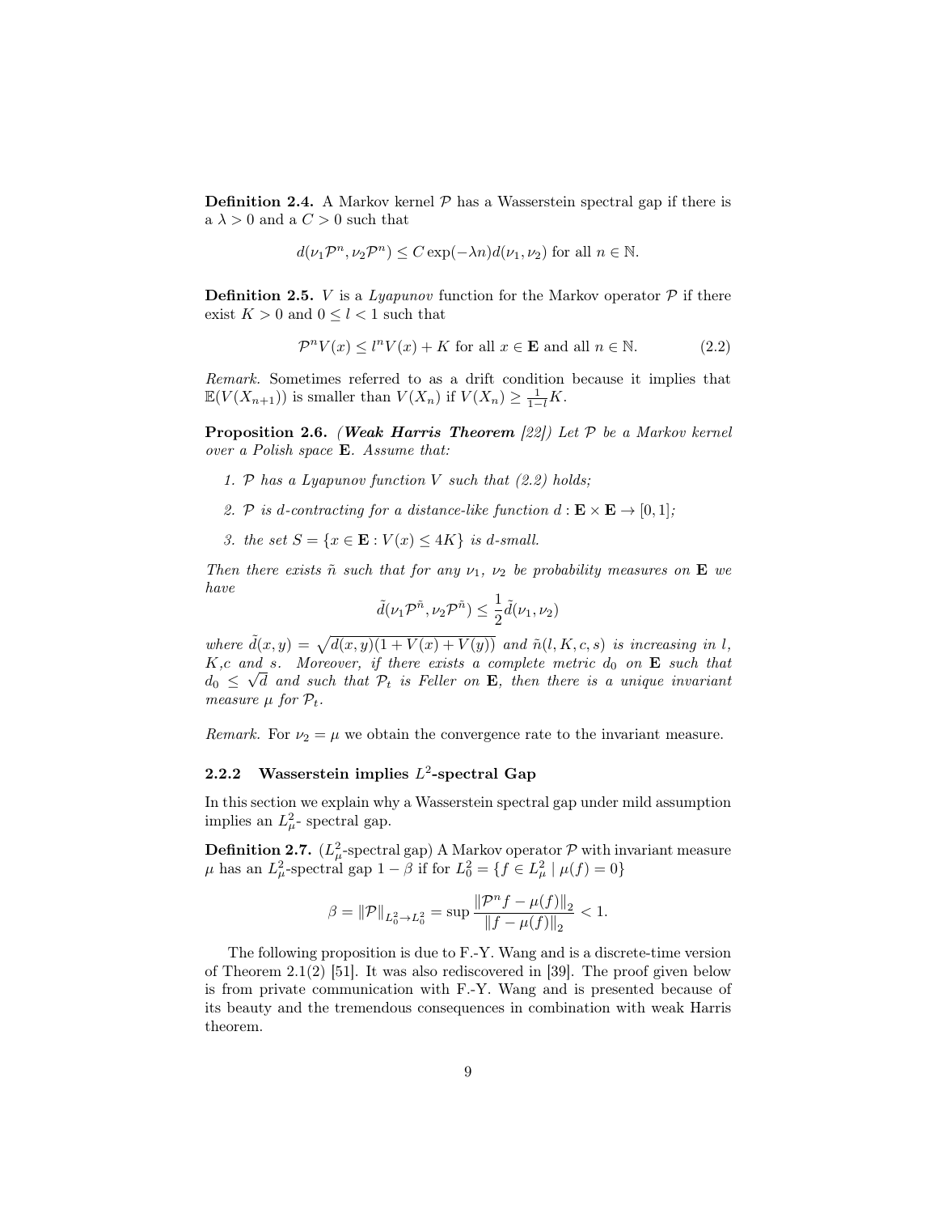**Definition 2.4.** A Markov kernel $\mathcal{P}$ has a Wasserstein spectral gap if there is a $\lambda > 0$ and a $C > 0$ such that

$$d(\nu_1 \mathcal{P}^n, \nu_2 \mathcal{P}^n) \leq C \exp(-\lambda n) d(\nu_1, \nu_2) \text{ for all } n \in \mathbb{N}.$$

**Definition 2.5.** $V$ is a *Lyapunov* function for the Markov operator $\mathcal{P}$ if there exist $K > 0$ and $0 \leq l < 1$ such that

$$\mathcal{P}^n V(x) \leq l^n V(x) + K \text{ for all } x \in \mathbf{E} \text{ and all } n \in \mathbb{N}. \tag{2.2}$$

*Remark.* Sometimes referred to as a drift condition because it implies that $\mathbb{E}(V(X_{n+1}))$ is smaller than $V(X_n)$ if $V(X_n) \geq \frac{1}{1-l}K$.

**Proposition 2.6.** ***(Weak Harris Theorem** [22]) Let $\mathcal{P}$ be a Markov kernel over a Polish space $\mathbf{E}$. Assume that:*

1. *$\mathcal{P}$ has a Lyapunov function $V$ such that (2.2) holds;*
2. *$\mathcal{P}$ is $d$-contracting for a distance-like function $d : \mathbf{E} \times \mathbf{E} \to [0, 1]$;*
3. *the set $S = \{x \in \mathbf{E} : V(x) \leq 4K\}$ is $d$-small.*

*Then there exists $\tilde{n}$ such that for any $\nu_1$, $\nu_2$ be probability measures on $\mathbf{E}$ we have*

$$\tilde{d}(\nu_1 \mathcal{P}^{\tilde{n}}, \nu_2 \mathcal{P}^{\tilde{n}}) \leq \frac{1}{2} \tilde{d}(\nu_1, \nu_2)$$

*where $\tilde{d}(x, y) = \sqrt{d(x, y)(1 + V(x) + V(y))}$ and $\tilde{n}(l, K, c, s)$ is increasing in $l$, $K$,$c$ and $s$. Moreover, if there exists a complete metric $d_0$ on $\mathbf{E}$ such that $d_0 \leq \sqrt{d}$ and such that $\mathcal{P}_t$ is Feller on $\mathbf{E}$, then there is a unique invariant measure $\mu$ for $\mathcal{P}_t$.*

*Remark.* For $\nu_2 = \mu$ we obtain the convergence rate to the invariant measure.

### 2.2.2 Wasserstein implies $L^2$-spectral Gap

In this section we explain why a Wasserstein spectral gap under mild assumption implies an $L^2_\mu$- spectral gap.

**Definition 2.7.** ($L^2_\mu$-spectral gap) A Markov operator $\mathcal{P}$ with invariant measure $\mu$ has an $L^2_\mu$-spectral gap $1 - \beta$ if for $L^2_0 = \{f \in L^2_\mu \mid \mu(f) = 0\}$

$$\beta = \|\mathcal{P}\|_{L^2_0 \to L^2_0} = \sup \frac{\|\mathcal{P}^n f - \mu(f)\|_2}{\|f - \mu(f)\|_2} < 1.$$

The following proposition is due to F.-Y. Wang and is a discrete-time version of Theorem 2.1(2) [51]. It was also rediscovered in [39]. The proof given below is from private communication with F.-Y. Wang and is presented because of its beauty and the tremendous consequences in combination with weak Harris theorem.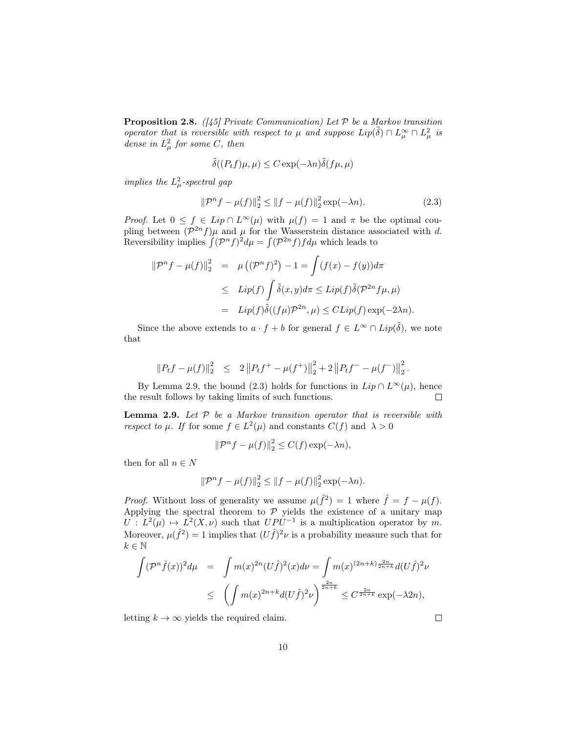**Proposition 2.8.** *([45] Private Communication) Let $\mathcal{P}$ be a Markov transition operator that is reversible with respect to $\mu$ and suppose $Lip(\tilde{\delta}) \cap L^\infty_\mu \cap L^2_\mu$ is dense in $L^2_\mu$ for some $C$, then*

$$\tilde{\delta}((P_t f)\mu, \mu) \leq C \exp(-\lambda n) \tilde{\delta}(f\mu, \mu)$$

*implies the $L^2_\mu$-spectral gap*

$$\|\mathcal{P}^n f - \mu(f)\|_2^2 \leq \|f - \mu(f)\|_2^2 \exp(-\lambda n). \tag{2.3}$$

*Proof.* Let $0 \leq f \in Lip \cap L^\infty(\mu)$ with $\mu(f) = 1$ and $\pi$ be the optimal coupling between $(\mathcal{P}^{2n} f)\mu$ and $\mu$ for the Wasserstein distance associated with $d$. Reversibility implies $\int (\mathcal{P}^n f)^2 d\mu = \int (\mathcal{P}^{2n} f) f d\mu$ which leads to

$$\begin{aligned}
\|\mathcal{P}^n f - \mu(f)\|_2^2 &= \mu\left((\mathcal{P}^n f)^2\right) - 1 = \int (f(x) - f(y)) d\pi \\
&\leq Lip(f) \int \tilde{\delta}(x, y) d\pi \leq Lip(f) \tilde{\delta}(\mathcal{P}^{2n} f\mu, \mu) \\
&= Lip(f) \tilde{\delta}((f\mu)\mathcal{P}^{2n}, \mu) \leq C Lip(f) \exp(-2\lambda n).
\end{aligned}$$

Since the above extends to $a \cdot f + b$ for general $f \in L^\infty \cap Lip(\tilde{\delta})$, we note that

$$\|P_t f - \mu(f)\|_2^2 \leq 2\left\|P_t f^+ - \mu(f^+)\right\|_2^2 + 2\left\|P_t f^- - \mu(f^-)\right\|_2^2.$$

By Lemma 2.9, the bound (2.3) holds for functions in $Lip \cap L^\infty(\mu)$, hence the result follows by taking limits of such functions. $\square$

**Lemma 2.9.** *Let $\mathcal{P}$ be a Markov transition operator that is reversible with respect to $\mu$. If* for some $f \in L^2(\mu)$ and constants $C(f)$ and $\lambda > 0$

$$\|\mathcal{P}^n f - \mu(f)\|_2^2 \leq C(f) \exp(-\lambda n),$$

then for all $n \in N$

$$\|\mathcal{P}^n f - \mu(f)\|_2^2 \leq \|f - \mu(f)\|_2^2 \exp(-\lambda n).$$

*Proof.* Without loss of generality we assume $\mu(\hat{f}^2) = 1$ where $\hat{f} = f - \mu(f)$. Applying the spectral theorem to $\mathcal{P}$ yields the existence of a unitary map $U : L^2(\mu) \mapsto L^2(X, \nu)$ such that $UPU^{-1}$ is a multiplication operator by $m$. Moreover, $\mu(\hat{f}^2) = 1$ implies that $(U\hat{f})^2\nu$ is a probability measure such that for $k \in \mathbb{N}$

$$\begin{aligned}
\int (\mathcal{P}^n \hat{f}(x))^2 d\mu &= \int m(x)^{2n} (U\hat{f})^2(x) d\nu = \int m(x)^{(2n+k)\frac{2n}{2n+k}} d(U\hat{f})^2\nu \\
&\leq \left(\int m(x)^{2n+k} d(U\hat{f})^2\nu\right)^{\frac{2n}{2n+k}} \leq C^{\frac{2n}{2n+k}} \exp(-\lambda 2n),
\end{aligned}$$

letting $k \to \infty$ yields the required claim. $\square$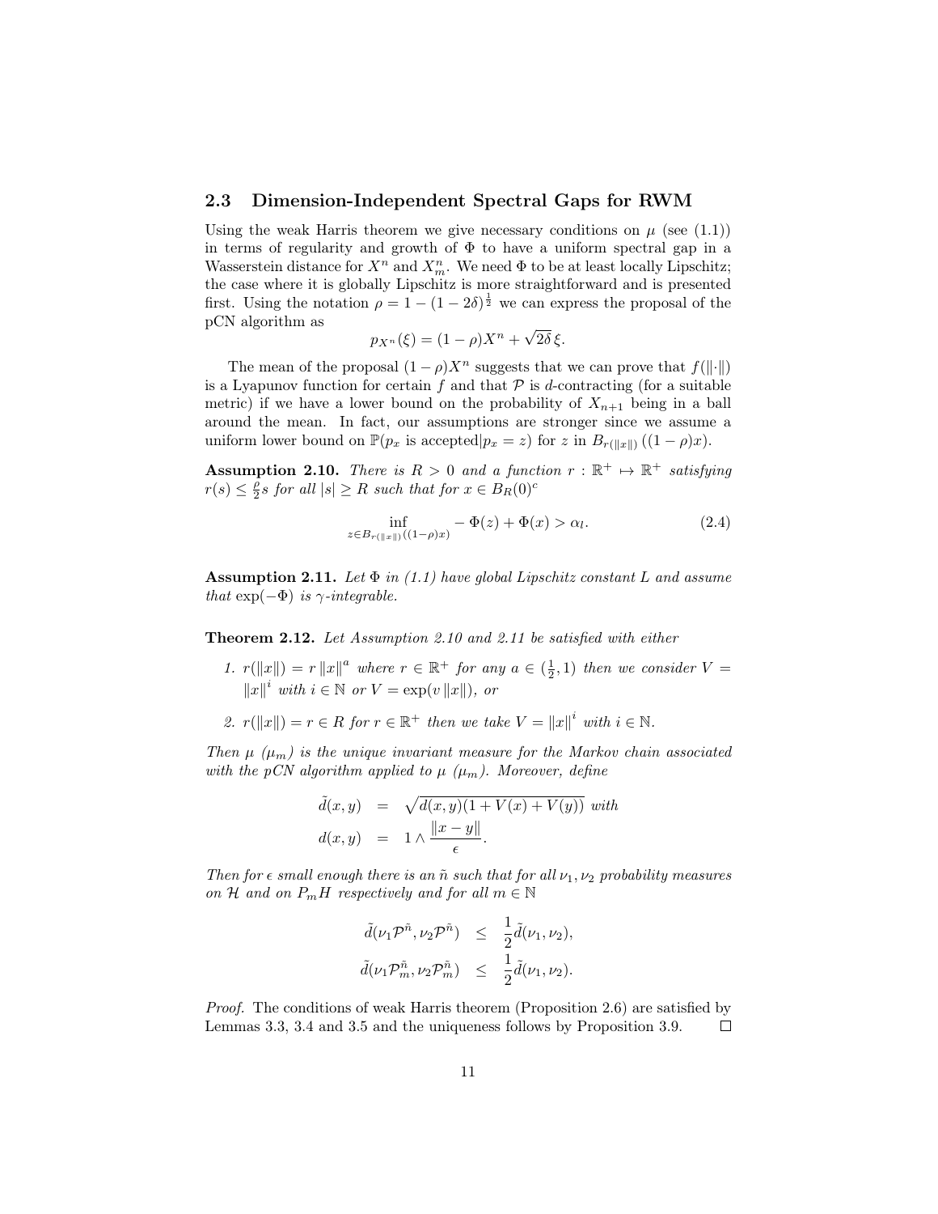### 2.3 Dimension-Independent Spectral Gaps for RWM

Using the weak Harris theorem we give necessary conditions on $\mu$ (see (1.1)) in terms of regularity and growth of $\Phi$ to have a uniform spectral gap in a Wasserstein distance for $X^n$ and $X^n_m$. We need $\Phi$ to be at least locally Lipschitz; the case where it is globally Lipschitz is more straightforward and is presented first. Using the notation $\rho = 1-(1-2\delta)^{\frac{1}{2}}$ we can express the proposal of the pCN algorithm as

$$p_{X^n}(\xi) = (1-\rho)X^n + \sqrt{2\delta}\,\xi.$$

The mean of the proposal $(1-\rho)X^n$ suggests that we can prove that $f(\|\cdot\|)$ is a Lyapunov function for certain $f$ and that $\mathcal{P}$ is $d$-contracting (for a suitable metric) if we have a lower bound on the probability of $X_{n+1}$ being in a ball around the mean. In fact, our assumptions are stronger since we assume a uniform lower bound on $\mathbb{P}(p_x \text{ is accepted}|p_x = z)$ for $z$ in $B_{r(\|x\|)}((1-\rho)x)$.

**Assumption 2.10.** *There is $R>0$ and a function $r: \mathbb{R}^+ \mapsto \mathbb{R}^+$ satisfying $r(s) \leq \frac{\rho}{2}s$ for all $|s| \geq R$ such that for $x \in B_R(0)^c$*

$$\inf_{z \in B_{r(\|x\|)}((1-\rho)x)} -\Phi(z) + \Phi(x) > \alpha_l. \tag{2.4}$$

**Assumption 2.11.** *Let $\Phi$ in (1.1) have global Lipschitz constant $L$ and assume that $\exp(-\Phi)$ is $\gamma$-integrable.*

**Theorem 2.12.** *Let Assumption 2.10 and 2.11 be satisfied with either*

1. *$r(\|x\|) = r\|x\|^a$ where $r \in \mathbb{R}^+$ for any $a \in (\frac{1}{2}, 1)$ then we consider $V = \|x\|^i$ with $i \in \mathbb{N}$ or $V = \exp(v\|x\|)$, or*
2. *$r(\|x\|) = r \in R$ for $r \in \mathbb{R}^+$ then we take $V = \|x\|^i$ with $i \in \mathbb{N}$.*

*Then $\mu$ ($\mu_m$) is the unique invariant measure for the Markov chain associated with the pCN algorithm applied to $\mu$ ($\mu_m$). Moreover, define*

$$\begin{aligned}
\tilde{d}(x,y) &= \sqrt{d(x,y)(1+V(x)+V(y))} \text{ with} \\
d(x,y) &= 1 \wedge \frac{\|x-y\|}{\epsilon}.
\end{aligned}$$

*Then for $\epsilon$ small enough there is an $\tilde{n}$ such that for all $\nu_1, \nu_2$ probability measures on $\mathcal{H}$ and on $P_m H$ respectively and for all $m \in \mathbb{N}$*

$$\begin{aligned}
\tilde{d}(\nu_1\mathcal{P}^{\tilde{n}}, \nu_2\mathcal{P}^{\tilde{n}}) &\leq \frac{1}{2}\tilde{d}(\nu_1,\nu_2), \\
\tilde{d}(\nu_1\mathcal{P}_m^{\tilde{n}}, \nu_2\mathcal{P}_m^{\tilde{n}}) &\leq \frac{1}{2}\tilde{d}(\nu_1,\nu_2).
\end{aligned}$$

*Proof.* The conditions of weak Harris theorem (Proposition 2.6) are satisfied by Lemmas 3.3, 3.4 and 3.5 and the uniqueness follows by Proposition 3.9. □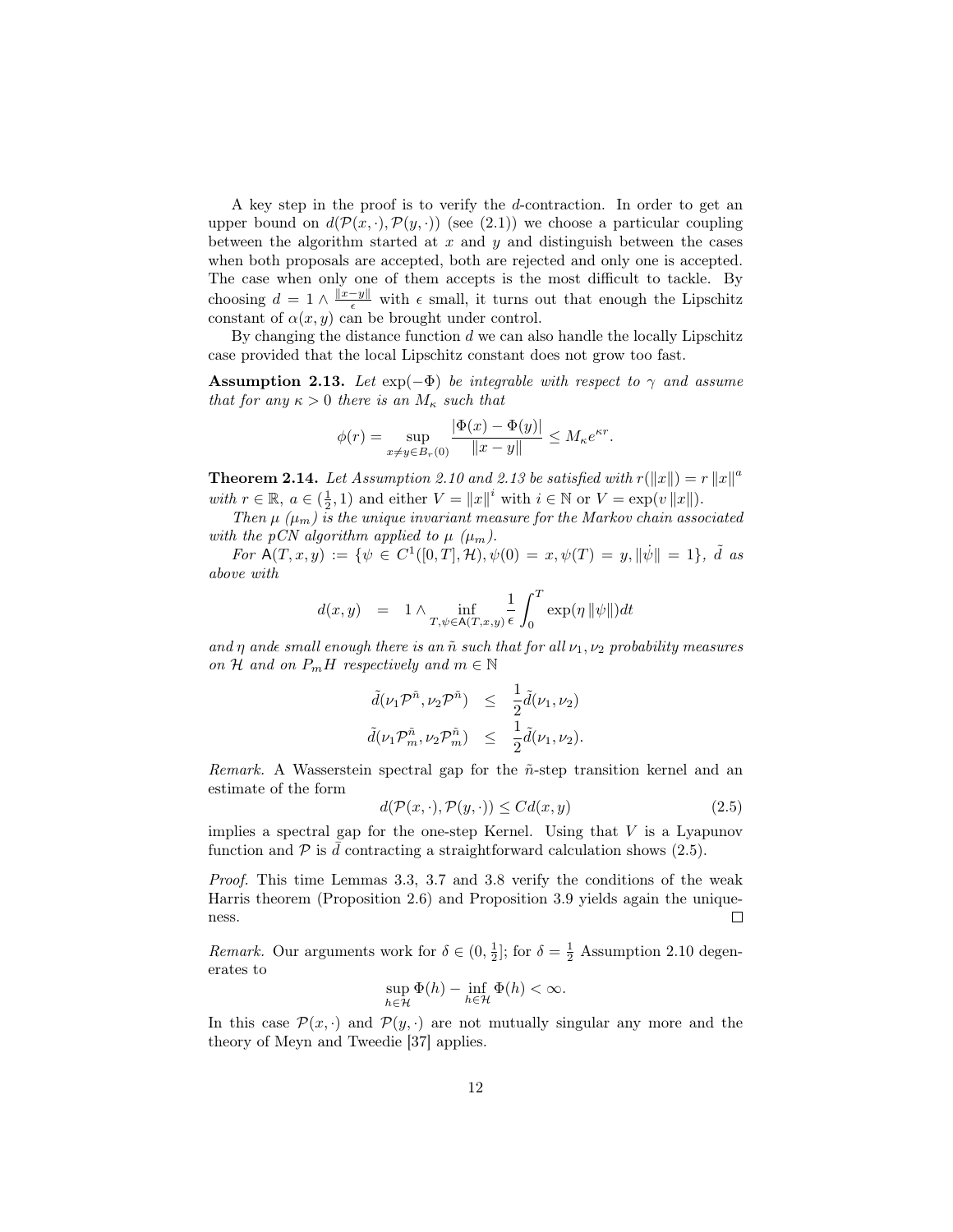A key step in the proof is to verify the $d$-contraction. In order to get an upper bound on $d(\mathcal{P}(x,\cdot),\mathcal{P}(y,\cdot))$ (see (2.1)) we choose a particular coupling between the algorithm started at $x$ and $y$ and distinguish between the cases when both proposals are accepted, both are rejected and only one is accepted. The case when only one of them accepts is the most difficult to tackle. By choosing $d = 1 \wedge \frac{\|x-y\|}{\epsilon}$ with $\epsilon$ small, it turns out that enough the Lipschitz constant of $\alpha(x,y)$ can be brought under control.

By changing the distance function $d$ we can also handle the locally Lipschitz case provided that the local Lipschitz constant does not grow too fast.

**Assumption 2.13.** *Let $\exp(-\Phi)$ be integrable with respect to $\gamma$ and assume that for any $\kappa > 0$ there is an $M_\kappa$ such that*

$$\phi(r) = \sup_{x \neq y \in B_r(0)} \frac{|\Phi(x) - \Phi(y)|}{\|x-y\|} \leq M_\kappa e^{\kappa r}.$$

**Theorem 2.14.** *Let Assumption 2.10 and 2.13 be satisfied with $r(\|x\|) = r\|x\|^a$ with $r \in \mathbb{R}$, $a \in (\frac{1}{2}, 1)$ and either $V = \|x\|^i$ with $i \in \mathbb{N}$ or $V = \exp(v\|x\|)$.*

*Then $\mu$ ($\mu_m$) is the unique invariant measure for the Markov chain associated with the pCN algorithm applied to $\mu$ ($\mu_m$).*

*For $\mathsf{A}(T,x,y) := \{\psi \in C^1([0,T],\mathcal{H}), \psi(0) = x, \psi(T) = y, \|\dot{\psi}\| = 1\}$, $\tilde{d}$ as above with*

$$d(x,y) = 1 \wedge \inf_{T,\psi \in \mathsf{A}(T,x,y)} \frac{1}{\epsilon} \int_0^T \exp(\eta \|\psi\|) dt$$

*and $\eta$ and$\epsilon$ small enough there is an $\tilde{n}$ such that for all $\nu_1, \nu_2$ probability measures on $\mathcal{H}$ and on $P_m H$ respectively and $m \in \mathbb{N}$*

$$\begin{aligned}
\tilde{d}(\nu_1 \mathcal{P}^{\tilde{n}}, \nu_2 \mathcal{P}^{\tilde{n}}) &\leq \frac{1}{2}\tilde{d}(\nu_1, \nu_2) \\
\tilde{d}(\nu_1 \mathcal{P}_m^{\tilde{n}}, \nu_2 \mathcal{P}_m^{\tilde{n}}) &\leq \frac{1}{2}\tilde{d}(\nu_1, \nu_2).
\end{aligned}$$

*Remark.* A Wasserstein spectral gap for the $\tilde{n}$-step transition kernel and an estimate of the form

$$d(\mathcal{P}(x,\cdot),\mathcal{P}(y,\cdot)) \leq C d(x,y) \tag{2.5}$$

implies a spectral gap for the one-step Kernel. Using that $V$ is a Lyapunov function and $\mathcal{P}$ is $\tilde{d}$ contracting a straightforward calculation shows (2.5).

*Proof.* This time Lemmas 3.3, 3.7 and 3.8 verify the conditions of the weak Harris theorem (Proposition 2.6) and Proposition 3.9 yields again the uniqueness. ∎

*Remark.* Our arguments work for $\delta \in (0, \frac{1}{2}]$; for $\delta = \frac{1}{2}$ Assumption 2.10 degenerates to

$$\sup_{h \in \mathcal{H}} \Phi(h) - \inf_{h \in \mathcal{H}} \Phi(h) < \infty.$$

In this case $\mathcal{P}(x,\cdot)$ and $\mathcal{P}(y,\cdot)$ are not mutually singular any more and the theory of Meyn and Tweedie [37] applies.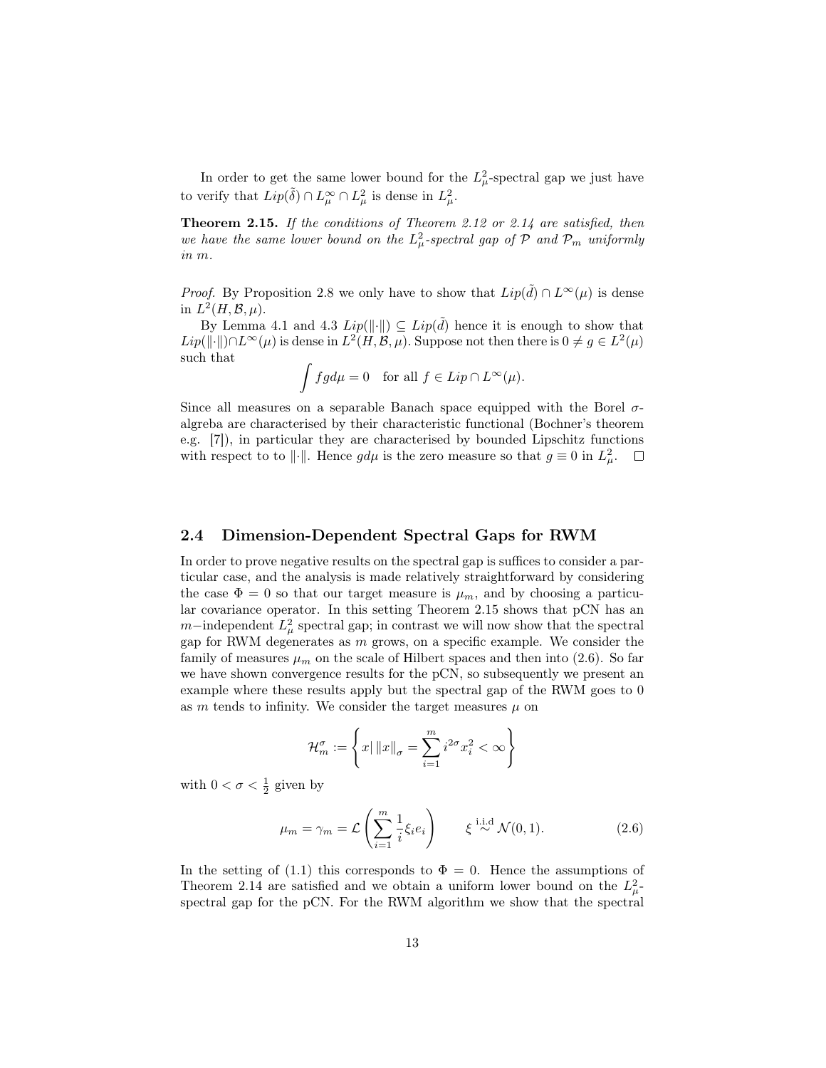In order to get the same lower bound for the $L^2_\mu$-spectral gap we just have to verify that $Lip(\tilde{\delta}) \cap L^\infty_\mu \cap L^2_\mu$ is dense in $L^2_\mu$.

**Theorem 2.15.** *If the conditions of Theorem 2.12 or 2.14 are satisfied, then we have the same lower bound on the $L^2_\mu$-spectral gap of $\mathcal{P}$ and $\mathcal{P}_m$ uniformly in $m$.*

*Proof.* By Proposition 2.8 we only have to show that $Lip(\tilde{d}) \cap L^\infty(\mu)$ is dense in $L^2(H, \mathcal{B}, \mu)$.

By Lemma 4.1 and 4.3 $Lip(\|\cdot\|) \subseteq Lip(\tilde{d})$ hence it is enough to show that $Lip(\|\cdot\|) \cap L^\infty(\mu)$ is dense in $L^2(H, \mathcal{B}, \mu)$. Suppose not then there is $0 \neq g \in L^2(\mu)$ such that

$$\int f g d\mu = 0 \quad \text{for all } f \in Lip \cap L^\infty(\mu).$$

Since all measures on a separable Banach space equipped with the Borel $\sigma$-algreba are characterised by their characteristic functional (Bochner's theorem e.g. [7]), in particular they are characterised by bounded Lipschitz functions with respect to to $\|\cdot\|$. Hence $g d\mu$ is the zero measure so that $g \equiv 0$ in $L^2_\mu$. $\square$

## 2.4 Dimension-Dependent Spectral Gaps for RWM

In order to prove negative results on the spectral gap is suffices to consider a particular case, and the analysis is made relatively straightforward by considering the case $\Phi = 0$ so that our target measure is $\mu_m$, and by choosing a particular covariance operator. In this setting Theorem 2.15 shows that pCN has an $m-$independent $L^2_\mu$ spectral gap; in contrast we will now show that the spectral gap for RWM degenerates as $m$ grows, on a specific example. We consider the family of measures $\mu_m$ on the scale of Hilbert spaces and then into (2.6). So far we have shown convergence results for the pCN, so subsequently we present an example where these results apply but the spectral gap of the RWM goes to 0 as $m$ tends to infinity. We consider the target measures $\mu$ on

$$\mathcal{H}^\sigma_m := \left\{ x | \, \|x\|_\sigma = \sum_{i=1}^m i^{2\sigma} x_i^2 < \infty \right\}$$

with $0 < \sigma < \frac{1}{2}$ given by

$$\mu_m = \gamma_m = \mathcal{L}\left( \sum_{i=1}^m \frac{1}{i} \xi_i e_i \right) \qquad \xi \overset{\text{i.i.d}}{\sim} \mathcal{N}(0,1). \tag{2.6}$$

In the setting of (1.1) this corresponds to $\Phi = 0$. Hence the assumptions of Theorem 2.14 are satisfied and we obtain a uniform lower bound on the $L^2_\mu$-spectral gap for the pCN. For the RWM algorithm we show that the spectral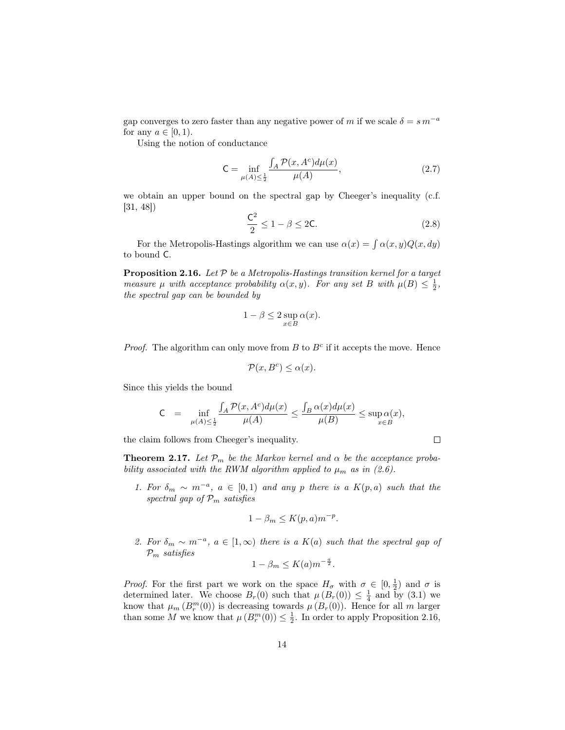gap converges to zero faster than any negative power of $m$ if we scale $\delta = s\, m^{-a}$ for any $a \in [0, 1)$.

Using the notion of conductance

$$\mathsf{C} = \inf_{\mu(A) \leq \frac{1}{2}} \frac{\int_A \mathcal{P}(x, A^c) d\mu(x)}{\mu(A)}, \tag{2.7}$$

we obtain an upper bound on the spectral gap by Cheeger's inequality (c.f. [31, 48])

$$\frac{\mathsf{C}^2}{2} \leq 1 - \beta \leq 2\mathsf{C}. \tag{2.8}$$

For the Metropolis-Hastings algorithm we can use $\alpha(x) = \int \alpha(x, y) Q(x, dy)$ to bound $\mathsf{C}$.

**Proposition 2.16.** *Let $\mathcal{P}$ be a Metropolis-Hastings transition kernel for a target measure $\mu$ with acceptance probability $\alpha(x, y)$. For any set $B$ with $\mu(B) \leq \frac{1}{2}$, the spectral gap can be bounded by*

$$1 - \beta \leq 2 \sup_{x \in B} \alpha(x).$$

*Proof.* The algorithm can only move from $B$ to $B^c$ if it accepts the move. Hence

$$\mathcal{P}(x, B^c) \leq \alpha(x).$$

Since this yields the bound

$$\mathsf{C} \;\; = \;\; \inf_{\mu(A) \leq \frac{1}{2}} \frac{\int_A \mathcal{P}(x, A^c) d\mu(x)}{\mu(A)} \leq \frac{\int_B \alpha(x) d\mu(x)}{\mu(B)} \leq \sup_{x \in B} \alpha(x),$$

the claim follows from Cheeger's inequality. $\square$

**Theorem 2.17.** *Let $\mathcal{P}_m$ be the Markov kernel and $\alpha$ be the acceptance probability associated with the RWM algorithm applied to $\mu_m$ as in (2.6).*

1. *For $\delta_m \sim m^{-a}$, $a \in [0, 1)$ and any $p$ there is a $K(p, a)$ such that the spectral gap of $\mathcal{P}_m$ satisfies*

   $$1 - \beta_m \leq K(p, a) m^{-p}.$$

2. *For $\delta_m \sim m^{-a}$, $a \in [1, \infty)$ there is a $K(a)$ such that the spectral gap of $\mathcal{P}_m$ satisfies*

   $$1 - \beta_m \leq K(a) m^{-\frac{a}{2}}.$$

*Proof.* For the first part we work on the space $H_\sigma$ with $\sigma \in [0, \frac{1}{2})$ and $\sigma$ is determined later. We choose $B_r(0)$ such that $\mu\left(B_r(0)\right) \leq \frac{1}{4}$ and by (3.1) we know that $\mu_m\left(B_r^m(0)\right)$ is decreasing towards $\mu\left(B_r(0)\right)$. Hence for all $m$ larger than some $M$ we know that $\mu\left(B_r^m(0)\right) \leq \frac{1}{2}$. In order to apply Proposition 2.16,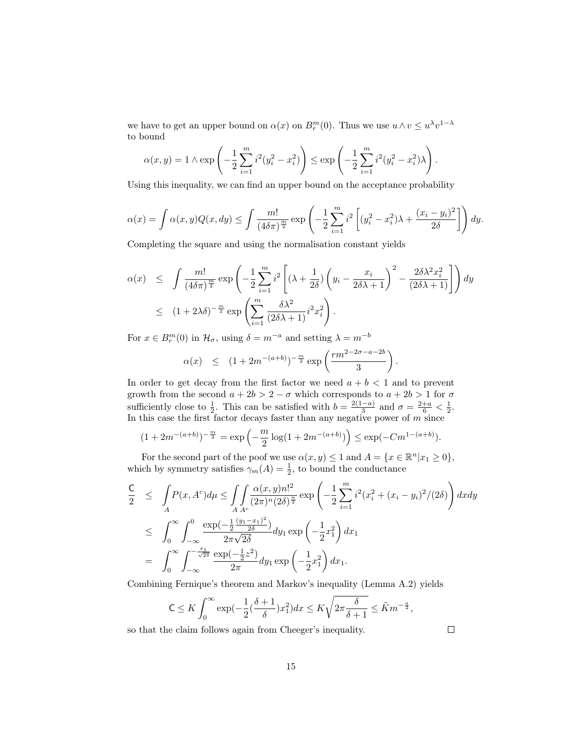we have to get an upper bound on $\alpha(x)$ on $B_r^m(0)$. Thus we use $u \wedge v \leq u^\lambda v^{1-\lambda}$ to bound

$$\alpha(x,y) = 1 \wedge \exp\left(-\frac{1}{2}\sum_{i=1}^m i^2(y_i^2 - x_i^2)\right) \leq \exp\left(-\frac{1}{2}\sum_{i=1}^m i^2(y_i^2 - x_i^2)\lambda\right).$$

Using this inequality, we can find an upper bound on the acceptance probability

$$\alpha(x) = \int \alpha(x,y)Q(x,dy) \leq \int \frac{m!}{(4\delta\pi)^{\frac{m}{2}}} \exp\left(-\frac{1}{2}\sum_{i=1}^m i^2\left[(y_i^2 - x_i^2)\lambda + \frac{(x_i - y_i)^2}{2\delta}\right]\right) dy.$$

Completing the square and using the normalisation constant yields

$$\begin{aligned}
\alpha(x) &\leq \int \frac{m!}{(4\delta\pi)^{\frac{m}{2}}} \exp\left(-\frac{1}{2}\sum_{i=1}^m i^2\left[(\lambda + \frac{1}{2\delta})\left(y_i - \frac{x_i}{2\delta\lambda + 1}\right)^2 - \frac{2\delta\lambda^2 x_i^2}{(2\delta\lambda + 1)}\right]\right) dy \\
&\leq (1 + 2\lambda\delta)^{-\frac{m}{2}} \exp\left(\sum_{i=1}^m \frac{\delta\lambda^2}{(2\delta\lambda + 1)} i^2 x_i^2\right).
\end{aligned}$$

For $x \in B_r^m(0)$ in $\mathcal{H}_\sigma$, using $\delta = m^{-a}$ and setting $\lambda = m^{-b}$

$$\alpha(x) \quad \leq \quad (1 + 2m^{-(a+b)})^{-\frac{m}{2}} \exp\left(\frac{rm^{2-2\sigma-a-2b}}{3}\right).$$

In order to get decay from the first factor we need $a + b < 1$ and to prevent growth from the second $a + 2b > 2 - \sigma$ which corresponds to $a + 2b > 1$ for $\sigma$ sufficiently close to $\frac{1}{2}$. This can be satisfied with $b = \frac{2(1-a)}{3}$ and $\sigma = \frac{2+a}{6} < \frac{1}{2}$. In this case the first factor decays faster than any negative power of $m$ since

$$(1 + 2m^{-(a+b)})^{-\frac{m}{2}} = \exp\left(-\frac{m}{2}\log(1 + 2m^{-(a+b)})\right) \leq \exp(-Cm^{1-(a+b)}).$$

For the second part of the poof we use $\alpha(x,y) \leq 1$ and $A = \{x \in \mathbb{R}^n | x_1 \geq 0\}$, which by symmetry satisfies $\gamma_m(A) = \frac{1}{2}$, to bound the conductance

$$\begin{aligned}
\frac{\mathsf{C}}{2} &\leq \int_A P(x, A^c) d\mu \leq \int_A \int_{A^c} \frac{\alpha(x,y) n!^2}{(2\pi)^n (2\delta)^{\frac{n}{2}}} \exp\left(-\frac{1}{2}\sum_{i=1}^m i^2(x_i^2 + (x_i - y_i)^2/(2\delta)\right) dx dy \\
&\leq \int_0^\infty \int_{-\infty}^0 \frac{\exp(-\frac{1}{2}\frac{(y_1 - x_1)^2}{2\delta})}{2\pi\sqrt{2\delta}} dy_1 \exp\left(-\frac{1}{2}x_1^2\right) dx_1 \\
&= \int_0^\infty \int_{-\infty}^{-\frac{x_1}{\sqrt{2\delta}}} \frac{\exp(-\frac{1}{2}z^2)}{2\pi} dy_1 \exp\left(-\frac{1}{2}x_1^2\right) dx_1.
\end{aligned}$$

Combining Fernique's theorem and Markov's inequality (Lemma A.2) yields

$$\mathsf{C} \leq K \int_0^\infty \exp(-\frac{1}{2}(\frac{\delta+1}{\delta})x_1^2) dx \leq K\sqrt{2\pi\frac{\delta}{\delta+1}} \leq \tilde{K} m^{-\frac{a}{2}},$$

so that the claim follows again from Cheeger's inequality. $\square$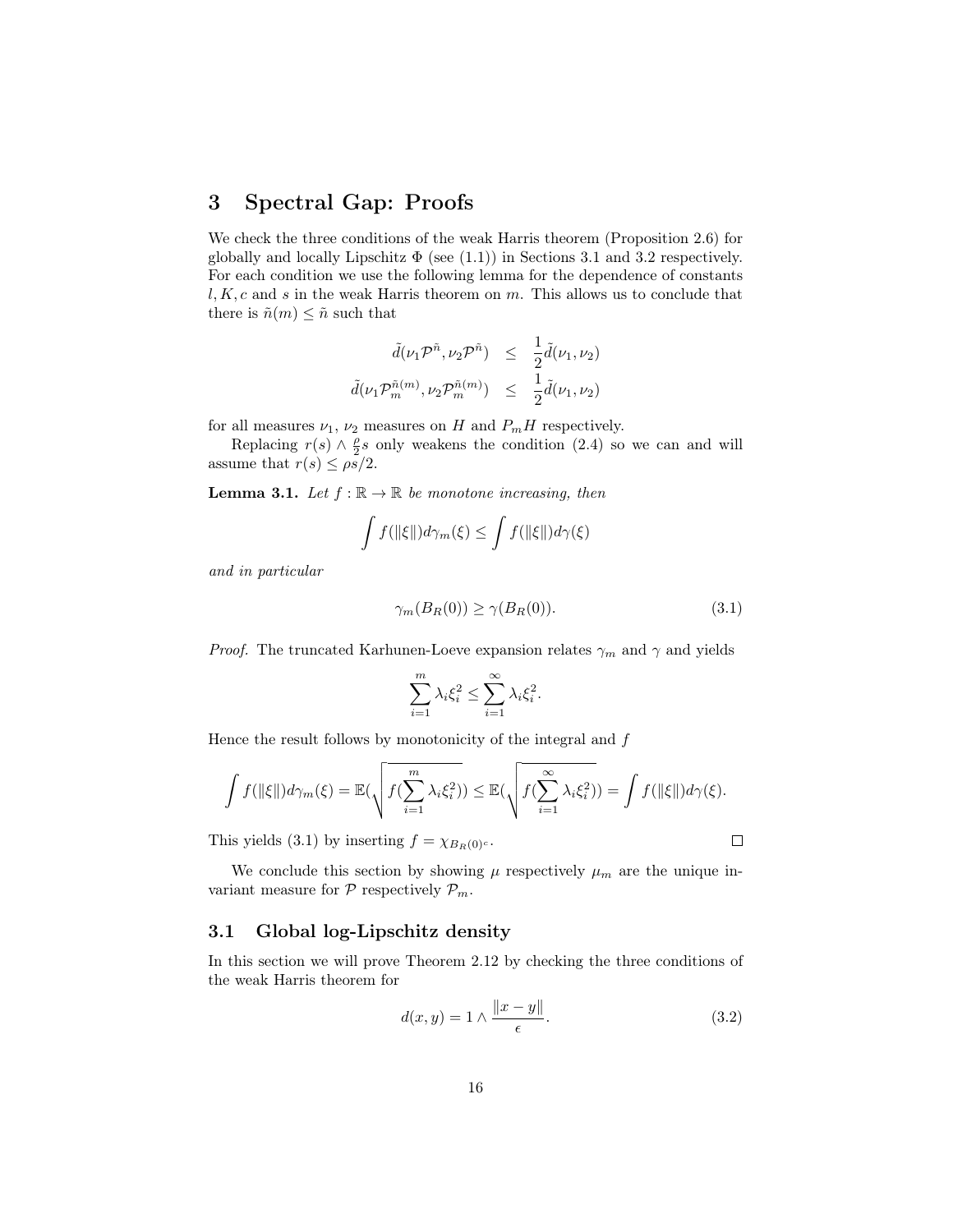# 3 Spectral Gap: Proofs

We check the three conditions of the weak Harris theorem (Proposition 2.6) for globally and locally Lipschitz $\Phi$ (see (1.1)) in Sections 3.1 and 3.2 respectively. For each condition we use the following lemma for the dependence of constants $l, K, c$ and $s$ in the weak Harris theorem on $m$. This allows us to conclude that there is $\tilde{n}(m) \leq \tilde{n}$ such that

$$
\begin{aligned}
\tilde{d}(\nu_1 \mathcal{P}^{\tilde{n}}, \nu_2 \mathcal{P}^{\tilde{n}}) &\leq \frac{1}{2}\tilde{d}(\nu_1, \nu_2) \\
\tilde{d}(\nu_1 \mathcal{P}_m^{\tilde{n}(m)}, \nu_2 \mathcal{P}_m^{\tilde{n}(m)}) &\leq \frac{1}{2}\tilde{d}(\nu_1, \nu_2)
\end{aligned}
$$

for all measures $\nu_1$, $\nu_2$ measures on $H$ and $P_m H$ respectively.

Replacing $r(s) \wedge \frac{\rho}{2}s$ only weakens the condition (2.4) so we can and will assume that $r(s) \leq \rho s/2$.

**Lemma 3.1.** *Let $f : \mathbb{R} \to \mathbb{R}$ be monotone increasing, then*

$$
\int f(\|\xi\|) d\gamma_m(\xi) \leq \int f(\|\xi\|) d\gamma(\xi)
$$

*and in particular*

$$
\gamma_m(B_R(0)) \geq \gamma(B_R(0)). \tag{3.1}
$$

*Proof.* The truncated Karhunen-Loeve expansion relates $\gamma_m$ and $\gamma$ and yields

$$
\sum_{i=1}^{m} \lambda_i \xi_i^2 \leq \sum_{i=1}^{\infty} \lambda_i \xi_i^2.
$$

Hence the result follows by monotonicity of the integral and $f$

$$
\int f(\|\xi\|) d\gamma_m(\xi) = \mathbb{E}(\sqrt{f(\sum_{i=1}^{m} \lambda_i \xi_i^2)}) \leq \mathbb{E}(\sqrt{f(\sum_{i=1}^{\infty} \lambda_i \xi_i^2)}) = \int f(\|\xi\|) d\gamma(\xi).
$$

This yields (3.1) by inserting $f = \chi_{B_R(0)^c}$. $\square$

We conclude this section by showing $\mu$ respectively $\mu_m$ are the unique invariant measure for $\mathcal{P}$ respectively $\mathcal{P}_m$.

## 3.1 Global log-Lipschitz density

In this section we will prove Theorem 2.12 by checking the three conditions of the weak Harris theorem for

$$
d(x, y) = 1 \wedge \frac{\|x - y\|}{\epsilon}. \tag{3.2}
$$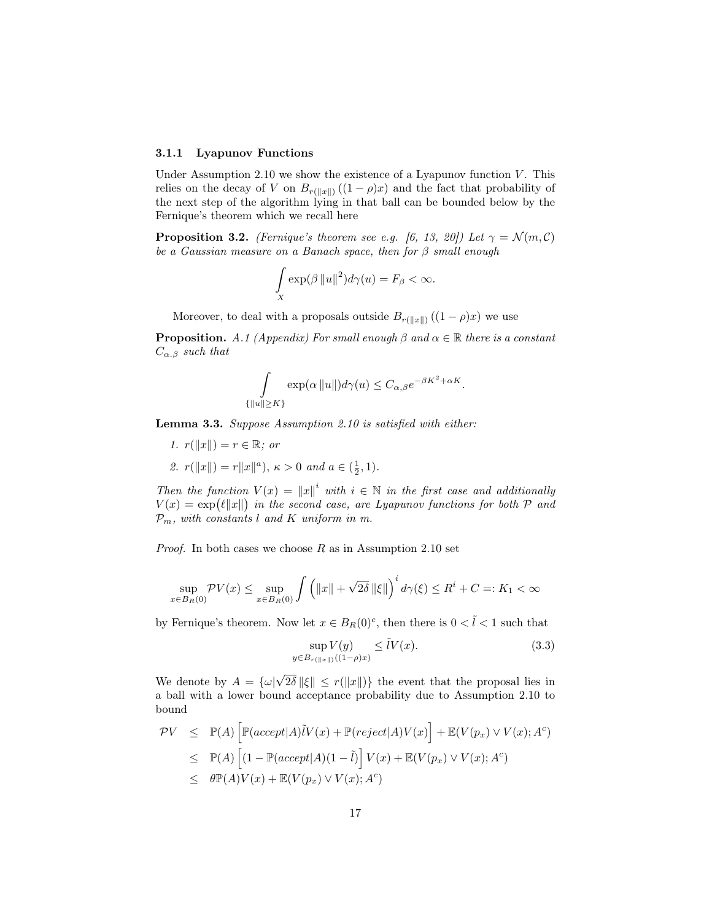### 3.1.1 Lyapunov Functions

Under Assumption 2.10 we show the existence of a Lyapunov function $V$. This relies on the decay of $V$ on $B_{r(\|x\|)}((1-\rho)x)$ and the fact that probability of the next step of the algorithm lying in that ball can be bounded below by the Fernique's theorem which we recall here

**Proposition 3.2.** *(Fernique's theorem see e.g. [6, 13, 20]) Let $\gamma = \mathcal{N}(m, \mathcal{C})$ be a Gaussian measure on a Banach space, then for $\beta$ small enough*

$$\int_X \exp(\beta \|u\|^2) d\gamma(u) = F_\beta < \infty.$$

Moreover, to deal with a proposals outside $B_{r(\|x\|)}((1-\rho)x)$ we use

**Proposition.** *A.1 (Appendix) For small enough $\beta$ and $\alpha \in \mathbb{R}$ there is a constant $C_{\alpha.\beta}$ such that*

$$\int_{\{\|u\| \geq K\}} \exp(\alpha \|u\|) d\gamma(u) \leq C_{\alpha,\beta} e^{-\beta K^2 + \alpha K}.$$

**Lemma 3.3.** *Suppose Assumption 2.10 is satisfied with either:*

1. *$r(\|x\|) = r \in \mathbb{R}$; or*
2. *$r(\|x\|) = r\|x\|^a$), $\kappa > 0$ and $a \in (\frac{1}{2}, 1)$.*

*Then the function $V(x) = \|x\|^i$ with $i \in \mathbb{N}$ in the first case and additionally $V(x) = \exp\big(\ell \|x\|\big)$ in the second case, are Lyapunov functions for both $\mathcal{P}$ and $\mathcal{P}_m$, with constants $l$ and $K$ uniform in $m$.*

*Proof.* In both cases we choose $R$ as in Assumption 2.10 set

$$\sup_{x \in B_R(0)} \mathcal{P}V(x) \leq \sup_{x \in B_R(0)} \int \left(\|x\| + \sqrt{2\delta}\, \|\xi\|\right)^i d\gamma(\xi) \leq R^i + C =: K_1 < \infty$$

by Fernique's theorem. Now let $x \in B_R(0)^c$, then there is $0 < \tilde{l} < 1$ such that

$$\sup_{y \in B_{r(\|x\|)}((1-\rho)x)} V(y) \leq \tilde{l} V(x). \tag{3.3}$$

We denote by $A = \{\omega | \sqrt{2\delta}\, \|\xi\| \leq r(\|x\|)\}$ the event that the proposal lies in a ball with a lower bound acceptance probability due to Assumption 2.10 to bound

$$\begin{aligned}
\mathcal{P}V &\leq \mathbb{P}(A) \left[\mathbb{P}(accept|A)\tilde{l}V(x) + \mathbb{P}(reject|A)V(x)\right] + \mathbb{E}(V(p_x) \vee V(x); A^c) \\
&\leq \mathbb{P}(A) \left[(1 - \mathbb{P}(accept|A)(1-\tilde{l})\right] V(x) + \mathbb{E}(V(p_x) \vee V(x); A^c) \\
&\leq \theta \mathbb{P}(A) V(x) + \mathbb{E}(V(p_x) \vee V(x); A^c)
\end{aligned}$$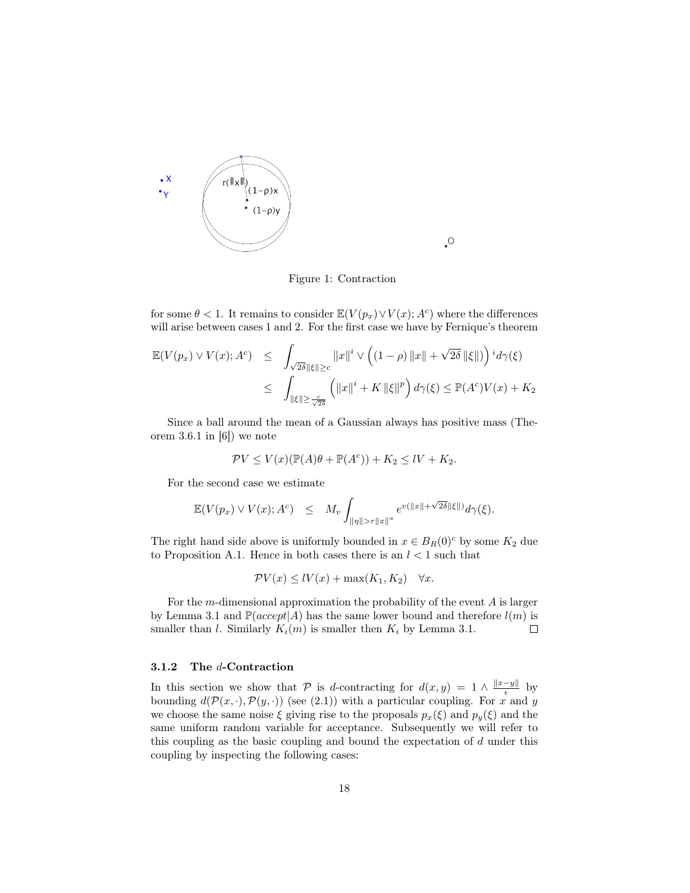Figure 1: Contraction

for some $\theta < 1$. It remains to consider $\mathbb{E}(V(p_x) \vee V(x); A^c)$ where the differences will arise between cases 1 and 2. For the first case we have by Fernique's theorem

$$
\begin{aligned}
\mathbb{E}(V(p_x) \vee V(x); A^c) &\leq \int_{\sqrt{2\delta}\|\xi\| \geq c} \|x\|^i \vee \left((1-\rho)\|x\| + \sqrt{2\delta}\|\xi\|\right)^i d\gamma(\xi) \\
&\leq \int_{\|\xi\| \geq \frac{c}{\sqrt{2\delta}}} \left(\|x\|^i + K\|\xi\|^p\right) d\gamma(\xi) \leq \mathbb{P}(A^c)V(x) + K_2
\end{aligned}
$$

Since a ball around the mean of a Gaussian always has positive mass (Theorem 3.6.1 in [6]) we note

$$
\mathcal{P}V \leq V(x)(\mathbb{P}(A)\theta + \mathbb{P}(A^c)) + K_2 \leq lV + K_2.
$$

For the second case we estimate

$$
\mathbb{E}(V(p_x) \vee V(x); A^c) \leq M_v \int_{\|\eta\| > r\|x\|^a} e^{v(\|x\| + \sqrt{2\delta}\|\xi\|)} d\gamma(\xi).
$$

The right hand side above is uniformly bounded in $x \in B_R(0)^c$ by some $K_2$ due to Proposition A.1. Hence in both cases there is an $l < 1$ such that

$$
\mathcal{P}V(x) \leq lV(x) + \max(K_1, K_2) \quad \forall x.
$$

For the $m$-dimensional approximation the probability of the event $A$ is larger by Lemma 3.1 and $\mathbb{P}(accept|A)$ has the same lower bound and therefore $l(m)$ is smaller than $l$. Similarly $K_i(m)$ is smaller then $K_i$ by Lemma 3.1. □

### 3.1.2 The $d$-Contraction

In this section we show that $\mathcal{P}$ is $d$-contracting for $d(x, y) = 1 \wedge \frac{\|x-y\|}{\epsilon}$ by bounding $d(\mathcal{P}(x, \cdot), \mathcal{P}(y, \cdot))$ (see (2.1)) with a particular coupling. For $x$ and $y$ we choose the same noise $\xi$ giving rise to the proposals $p_x(\xi)$ and $p_y(\xi)$ and the same uniform random variable for acceptance. Subsequently we will refer to this coupling as the basic coupling and bound the expectation of $d$ under this coupling by inspecting the following cases: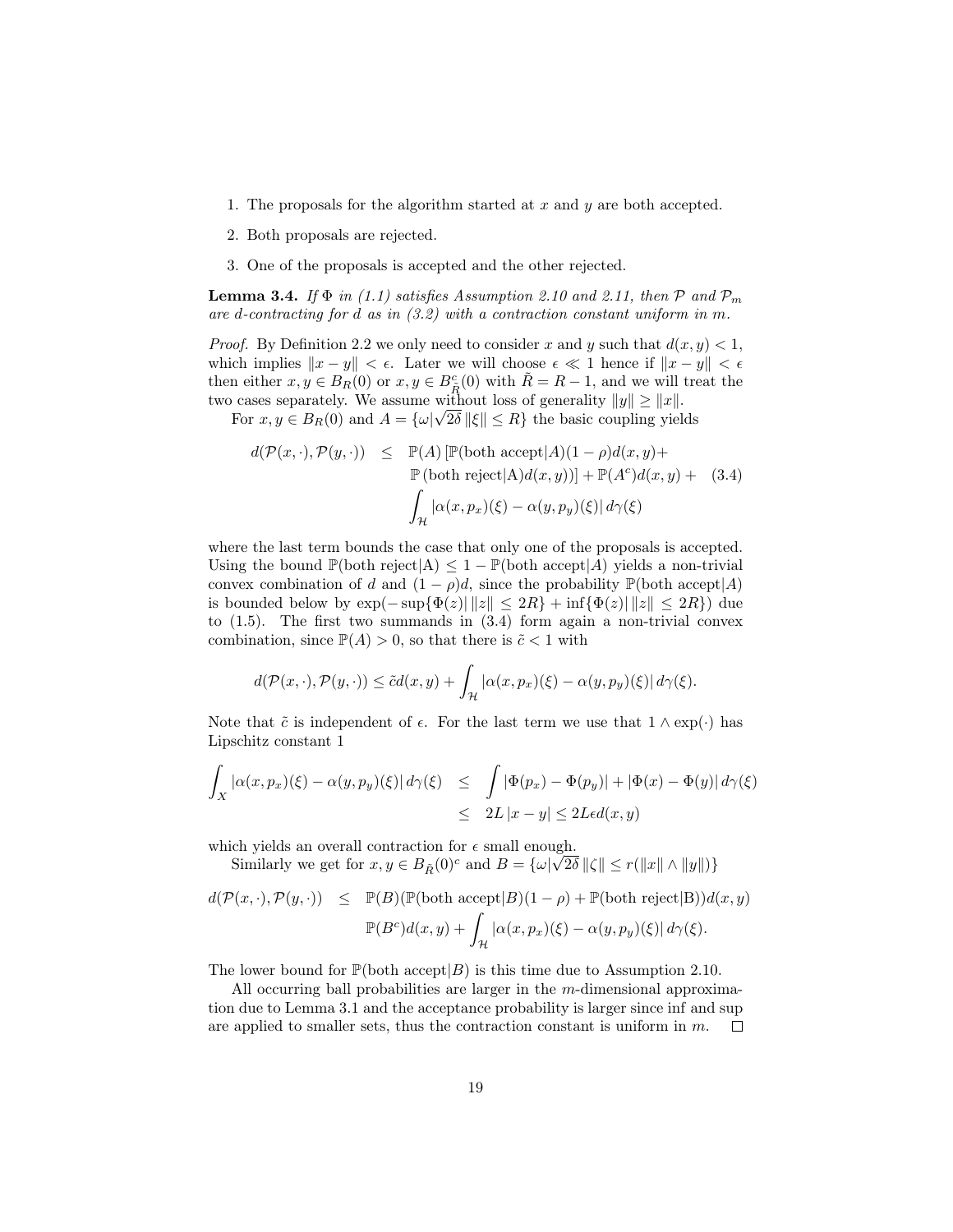1. The proposals for the algorithm started at $x$ and $y$ are both accepted.
2. Both proposals are rejected.
3. One of the proposals is accepted and the other rejected.

**Lemma 3.4.** *If $\Phi$ in (1.1) satisfies Assumption 2.10 and 2.11, then $\mathcal{P}$ and $\mathcal{P}_m$ are $d$-contracting for $d$ as in (3.2) with a contraction constant uniform in $m$.*

*Proof.* By Definition 2.2 we only need to consider $x$ and $y$ such that $d(x,y) < 1$, which implies $\|x-y\| < \epsilon$. Later we will choose $\epsilon \ll 1$ hence if $\|x-y\| < \epsilon$ then either $x, y \in B_R(0)$ or $x, y \in B^c_{\tilde{R}}(0)$ with $\tilde{R} = R-1$, and we will treat the two cases separately. We assume without loss of generality $\|y\| \geq \|x\|$.

For $x, y \in B_R(0)$ and $A = \{\omega | \sqrt{2\delta}\,\|\xi\| \leq R\}$ the basic coupling yields

$$
\begin{aligned}
d(\mathcal{P}(x,\cdot),\mathcal{P}(y,\cdot)) \;\leq\;& \mathbb{P}(A)\left[\mathbb{P}(\text{both accept}|A)(1-\rho)d(x,y) + \right. \\
& \left.\mathbb{P}\left(\text{both reject}|\text{A}\right)d(x,y))\right] + \mathbb{P}(A^c)d(x,y) + \\
& \int_{\mathcal{H}} |\alpha(x,p_x)(\xi) - \alpha(y,p_y)(\xi)|\, d\gamma(\xi)
\end{aligned}
\tag{3.4}
$$

where the last term bounds the case that only one of the proposals is accepted. Using the bound $\mathbb{P}(\text{both reject}|\text{A}) \leq 1 - \mathbb{P}(\text{both accept}|A)$ yields a non-trivial convex combination of $d$ and $(1-\rho)d$, since the probability $\mathbb{P}(\text{both accept}|A)$ is bounded below by $\exp(-\sup\{\Phi(z)|\,\|z\| \leq 2R\} + \inf\{\Phi(z)|\,\|z\| \leq 2R\})$ due to (1.5). The first two summands in (3.4) form again a non-trivial convex combination, since $\mathbb{P}(A) > 0$, so that there is $\tilde{c} < 1$ with

$$
d(\mathcal{P}(x,\cdot),\mathcal{P}(y,\cdot)) \leq \tilde{c}\,d(x,y) + \int_{\mathcal{H}} |\alpha(x,p_x)(\xi) - \alpha(y,p_y)(\xi)|\, d\gamma(\xi).
$$

Note that $\tilde{c}$ is independent of $\epsilon$. For the last term we use that $1 \wedge \exp(\cdot)$ has Lipschitz constant 1

$$
\begin{aligned}
\int_X |\alpha(x,p_x)(\xi) - \alpha(y,p_y)(\xi)|\, d\gamma(\xi) \;&\leq\; \int |\Phi(p_x) - \Phi(p_y)| + |\Phi(x) - \Phi(y)|\, d\gamma(\xi) \\
&\leq\; 2L\,|x-y| \leq 2L\epsilon d(x,y)
\end{aligned}
$$

which yields an overall contraction for $\epsilon$ small enough.

Similarly we get for $x, y \in B_{\tilde{R}}(0)^c$ and $B = \{\omega | \sqrt{2\delta}\,\|\zeta\| \leq r(\|x\| \wedge \|y\|)\}$

$$
\begin{aligned}
d(\mathcal{P}(x,\cdot),\mathcal{P}(y,\cdot)) \;\leq\;& \mathbb{P}(B)(\mathbb{P}(\text{both accept}|B)(1-\rho) + \mathbb{P}(\text{both reject}|\text{B}))d(x,y) \\
& \mathbb{P}(B^c)d(x,y) + \int_{\mathcal{H}} |\alpha(x,p_x)(\xi) - \alpha(y,p_y)(\xi)|\, d\gamma(\xi).
\end{aligned}
$$

The lower bound for $\mathbb{P}(\text{both accept}|B)$ is this time due to Assumption 2.10.

All occurring ball probabilities are larger in the $m$-dimensional approximation due to Lemma 3.1 and the acceptance probability is larger since inf and sup are applied to smaller sets, thus the contraction constant is uniform in $m$. $\square$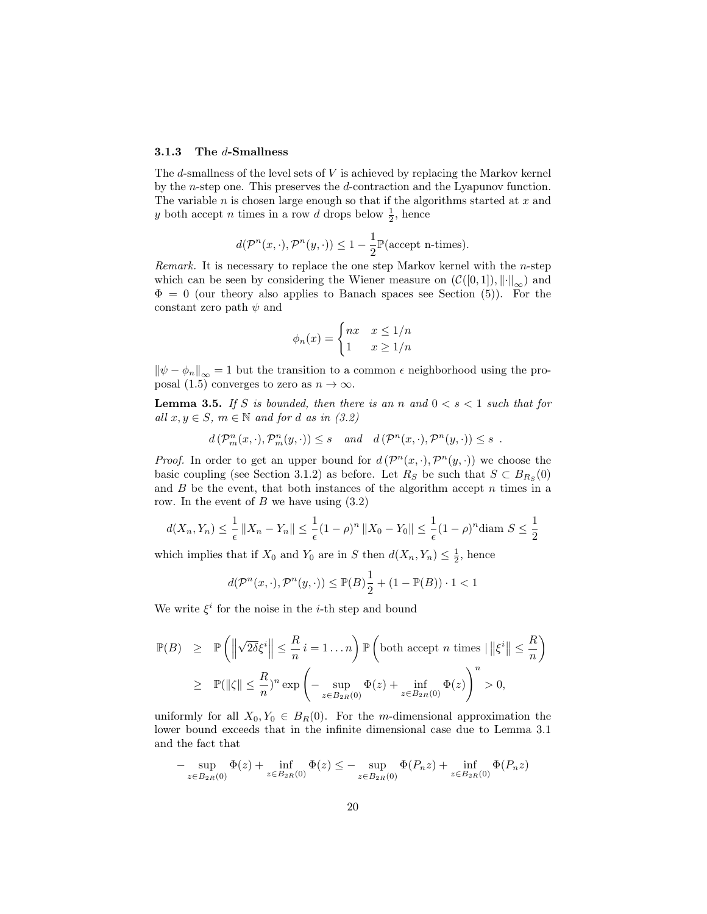### 3.1.3 The $d$-Smallness

The $d$-smallness of the level sets of $V$ is achieved by replacing the Markov kernel by the $n$-step one. This preserves the $d$-contraction and the Lyapunov function. The variable $n$ is chosen large enough so that if the algorithms started at $x$ and $y$ both accept $n$ times in a row $d$ drops below $\frac{1}{2}$, hence

$$d(\mathcal{P}^n(x,\cdot),\mathcal{P}^n(y,\cdot)) \leq 1 - \frac{1}{2}\mathbb{P}(\text{accept n-times}).$$

*Remark.* It is necessary to replace the one step Markov kernel with the $n$-step which can be seen by considering the Wiener measure on $(\mathcal{C}([0,1]), \|\cdot\|_\infty)$ and $\Phi = 0$ (our theory also applies to Banach spaces see Section (5)). For the constant zero path $\psi$ and

$$\phi_n(x) = \begin{cases} nx & x \leq 1/n \\ 1 & x \geq 1/n \end{cases}$$

$\|\psi - \phi_n\|_\infty = 1$ but the transition to a common $\epsilon$ neighborhood using the proposal (1.5) converges to zero as $n \to \infty$.

**Lemma 3.5.** *If $S$ is bounded, then there is an $n$ and $0 < s < 1$ such that for all $x, y \in S$, $m \in \mathbb{N}$ and for $d$ as in (3.2)*

$$d\left(\mathcal{P}^n_m(x,\cdot),\mathcal{P}^n_m(y,\cdot)\right) \leq s \quad \text{and} \quad d\left(\mathcal{P}^n(x,\cdot),\mathcal{P}^n(y,\cdot)\right) \leq s \ .$$

*Proof.* In order to get an upper bound for $d\left(\mathcal{P}^n(x,\cdot),\mathcal{P}^n(y,\cdot)\right)$ we choose the basic coupling (see Section 3.1.2) as before. Let $R_S$ be such that $S \subset B_{R_S}(0)$ and $B$ be the event, that both instances of the algorithm accept $n$ times in a row. In the event of $B$ we have using (3.2)

$$d(X_n, Y_n) \leq \frac{1}{\epsilon}\|X_n - Y_n\| \leq \frac{1}{\epsilon}(1-\rho)^n \|X_0 - Y_0\| \leq \frac{1}{\epsilon}(1-\rho)^n \text{diam } S \leq \frac{1}{2}$$

which implies that if $X_0$ and $Y_0$ are in $S$ then $d(X_n, Y_n) \leq \frac{1}{2}$, hence

$$d(\mathcal{P}^n(x,\cdot),\mathcal{P}^n(y,\cdot)) \leq \mathbb{P}(B)\frac{1}{2} + (1 - \mathbb{P}(B)) \cdot 1 < 1$$

We write $\xi^i$ for the noise in the $i$-th step and bound

$$\begin{aligned}
\mathbb{P}(B) &\geq \mathbb{P}\left(\left\|\sqrt{2\delta}\xi^i\right\| \leq \frac{R}{n}\ i = 1 \ldots n\right)\mathbb{P}\left(\text{both accept } n \text{ times} \mid \left\|\xi^i\right\| \leq \frac{R}{n}\right) \\
&\geq \mathbb{P}(\|\zeta\| \leq \frac{R}{n})^n \exp\left(-\sup_{z \in B_{2R}(0)} \Phi(z) + \inf_{z \in B_{2R}(0)} \Phi(z)\right)^n > 0,
\end{aligned}$$

uniformly for all $X_0, Y_0 \in B_R(0)$. For the $m$-dimensional approximation the lower bound exceeds that in the infinite dimensional case due to Lemma 3.1 and the fact that

$$-\sup_{z \in B_{2R}(0)} \Phi(z) + \inf_{z \in B_{2R}(0)} \Phi(z) \leq -\sup_{z \in B_{2R}(0)} \Phi(P_n z) + \inf_{z \in B_{2R}(0)} \Phi(P_n z)$$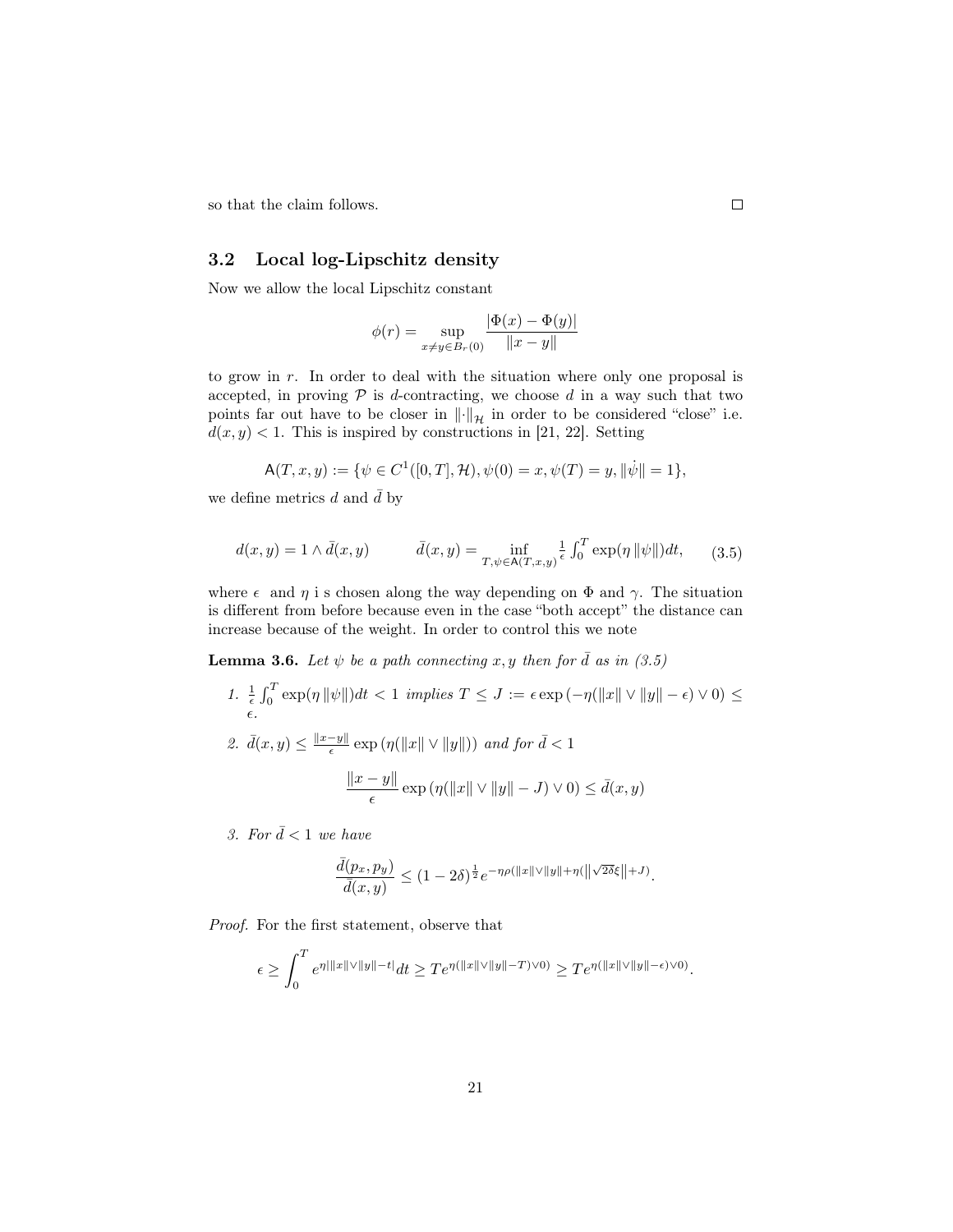so that the claim follows. ☐

## 3.2 Local log-Lipschitz density

Now we allow the local Lipschitz constant

$$\phi(r) = \sup_{x \neq y \in B_r(0)} \frac{|\Phi(x) - \Phi(y)|}{\|x - y\|}$$

to grow in $r$. In order to deal with the situation where only one proposal is accepted, in proving $\mathcal{P}$ is $d$-contracting, we choose $d$ in a way such that two points far out have to be closer in $\|\cdot\|_{\mathcal{H}}$ in order to be considered "close" i.e. $d(x, y) < 1$. This is inspired by constructions in [21, 22]. Setting

$$\mathsf{A}(T, x, y) := \{\psi \in C^1([0, T], \mathcal{H}), \psi(0) = x, \psi(T) = y, \|\dot{\psi}\| = 1\},$$

we define metrics $d$ and $\bar{d}$ by

$$d(x, y) = 1 \wedge \bar{d}(x, y) \qquad \bar{d}(x, y) = \inf_{T, \psi \in \mathsf{A}(T,x,y)} \tfrac{1}{\epsilon} \int_0^T \exp(\eta \|\psi\|) dt, \tag{3.5}$$

where $\epsilon$ and $\eta$ i s chosen along the way depending on $\Phi$ and $\gamma$. The situation is different from before because even in the case "both accept" the distance can increase because of the weight. In order to control this we note

**Lemma 3.6.** *Let $\psi$ be a path connecting $x, y$ then for $\bar{d}$ as in (3.5)*

1. $\frac{1}{\epsilon} \int_0^T \exp(\eta \|\psi\|) dt < 1$ *implies* $T \le J := \epsilon \exp(-\eta(\|x\| \vee \|y\| - \epsilon) \vee 0) \le \epsilon$.

2. $\bar{d}(x, y) \le \frac{\|x-y\|}{\epsilon} \exp(\eta(\|x\| \vee \|y\|))$ *and for* $\bar{d} < 1$

$$\frac{\|x - y\|}{\epsilon} \exp(\eta(\|x\| \vee \|y\| - J) \vee 0) \le \bar{d}(x, y)$$

3. *For $\bar{d} < 1$ we have*

$$\frac{\bar{d}(p_x, p_y)}{\bar{d}(x, y)} \le (1 - 2\delta)^{\frac{1}{2}} e^{-\eta\rho(\|x\| \vee \|y\| + \eta(\|\sqrt{2\delta}\xi\| + J)}.$$

*Proof.* For the first statement, observe that

$$\epsilon \ge \int_0^T e^{\eta | \|x\| \vee \|y\| - t|} dt \ge T e^{\eta(\|x\| \vee \|y\| - T) \vee 0)} \ge T e^{\eta(\|x\| \vee \|y\| - \epsilon) \vee 0)}.$$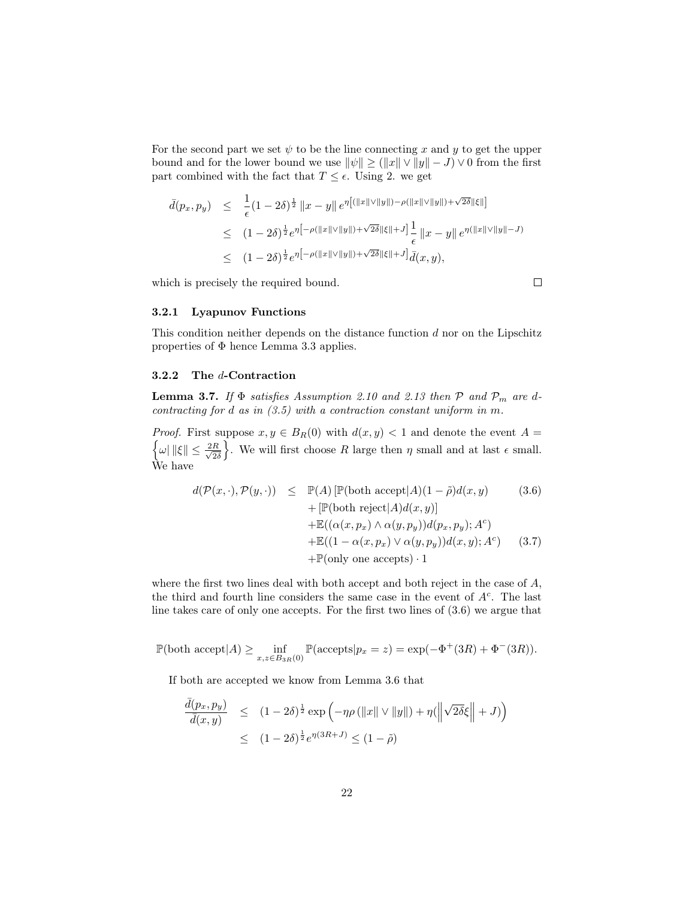For the second part we set $\psi$ to be the line connecting $x$ and $y$ to get the upper bound and for the lower bound we use $\|\psi\| \geq (\|x\| \vee \|y\| - J) \vee 0$ from the first part combined with the fact that $T \leq \epsilon$. Using 2. we get

$$
\begin{aligned}
\bar{d}(p_x, p_y) &\leq \frac{1}{\epsilon}(1-2\delta)^{\frac{1}{2}} \|x-y\| \, e^{\eta\left[(\|x\|\vee\|y\|)-\rho(\|x\|\vee\|y\|)+\sqrt{2\delta}\|\xi\|\right]} \\
&\leq (1-2\delta)^{\frac{1}{2}} e^{\eta\left[-\rho(\|x\|\vee\|y\|)+\sqrt{2\delta}\|\xi\|+J\right]} \frac{1}{\epsilon} \|x-y\| \, e^{\eta(\|x\|\vee\|y\|-J)} \\
&\leq (1-2\delta)^{\frac{1}{2}} e^{\eta\left[-\rho(\|x\|\vee\|y\|)+\sqrt{2\delta}\|\xi\|+J\right]} \bar{d}(x,y),
\end{aligned}
$$

which is precisely the required bound. □

### 3.2.1 Lyapunov Functions

This condition neither depends on the distance function $d$ nor on the Lipschitz properties of $\Phi$ hence Lemma 3.3 applies.

### 3.2.2 The $d$-Contraction

**Lemma 3.7.** *If $\Phi$ satisfies Assumption 2.10 and 2.13 then $\mathcal{P}$ and $\mathcal{P}_m$ are $d$-contracting for $d$ as in (3.5) with a contraction constant uniform in $m$.*

*Proof.* First suppose $x, y \in B_R(0)$ with $d(x,y) < 1$ and denote the event $A = \left\{\omega \middle| \|\xi\| \leq \frac{2R}{\sqrt{2\delta}}\right\}$. We will first choose $R$ large then $\eta$ small and at last $\epsilon$ small. We have

$$
\begin{aligned}
d(\mathcal{P}(x,\cdot), \mathcal{P}(y,\cdot)) \leq\; & \mathbb{P}(A)\left[\mathbb{P}(\text{both accept}|A)(1-\tilde{\rho})d(x,y)\right. && (3.6) \\
& + \left[\mathbb{P}(\text{both reject}|A)d(x,y)\right] \\
& + \mathbb{E}((\alpha(x,p_x) \wedge \alpha(y,p_y))d(p_x,p_y); A^c) \\
& + \mathbb{E}((1-\alpha(x,p_x) \vee \alpha(y,p_y))d(x,y); A^c) && (3.7) \\
& + \mathbb{P}(\text{only one accepts}) \cdot 1
\end{aligned}
$$

where the first two lines deal with both accept and both reject in the case of $A$, the third and fourth line considers the same case in the event of $A^c$. The last line takes care of only one accepts. For the first two lines of (3.6) we argue that

$$
\mathbb{P}(\text{both accept}|A) \geq \inf_{x,z \in B_{3R}(0)} \mathbb{P}(\text{accepts}|p_x = z) = \exp(-\Phi^+(3R) + \Phi^-(3R)).
$$

If both are accepted we know from Lemma 3.6 that

$$
\begin{aligned}
\frac{\bar{d}(p_x,p_y)}{\bar{d}(x,y)} &\leq (1-2\delta)^{\frac{1}{2}} \exp\left(-\eta\rho\left(\|x\| \vee \|y\|\right) + \eta\left(\left\|\sqrt{2\delta}\xi\right\| + J\right)\right) \\
&\leq (1-2\delta)^{\frac{1}{2}} e^{\eta(3R+J)} \leq (1-\tilde{\rho})
\end{aligned}
$$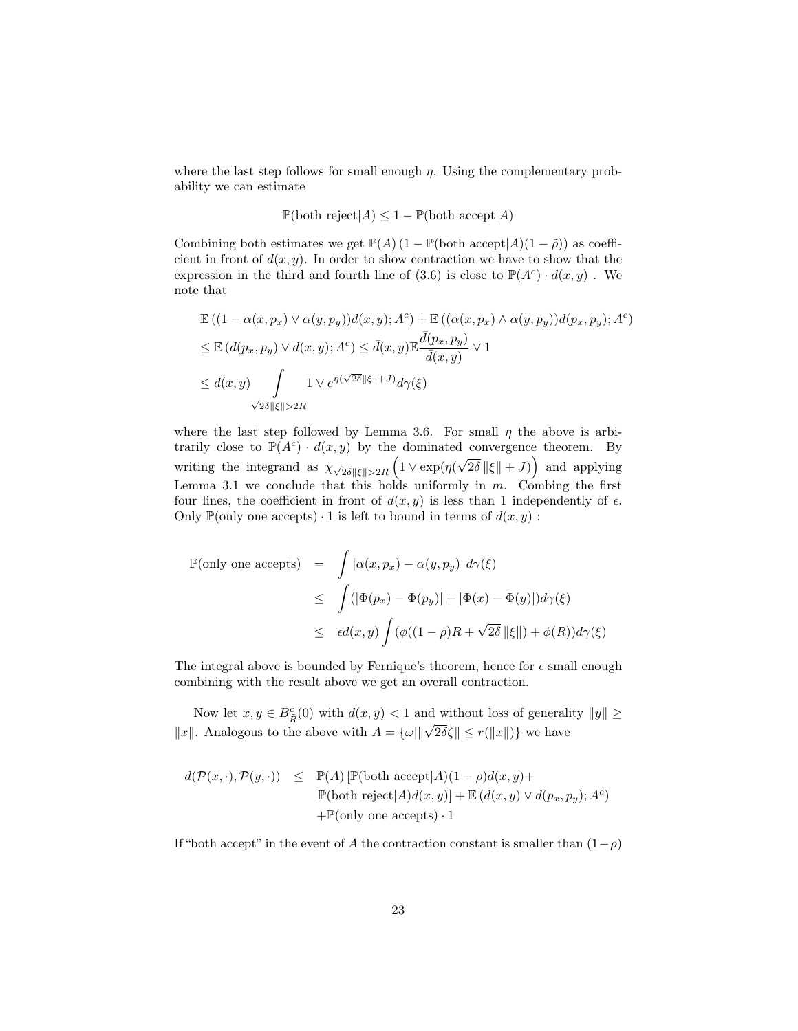where the last step follows for small enough $\eta$. Using the complementary probability we can estimate

$$\mathbb{P}(\text{both reject}|A) \leq 1 - \mathbb{P}(\text{both accept}|A)$$

Combining both estimates we get $\mathbb{P}(A)\left(1 - \mathbb{P}(\text{both accept}|A)(1-\tilde{\rho})\right)$ as coefficient in front of $d(x,y)$. In order to show contraction we have to show that the expression in the third and fourth line of (3.6) is close to $\mathbb{P}(A^c) \cdot d(x,y)$ . We note that

$$
\begin{aligned}
&\mathbb{E}\left((1 - \alpha(x,p_x) \vee \alpha(y,p_y))d(x,y); A^c\right) + \mathbb{E}\left((\alpha(x,p_x) \wedge \alpha(y,p_y))d(p_x,p_y); A^c\right) \\
&\leq \mathbb{E}\left(d(p_x,p_y) \vee d(x,y); A^c\right) \leq \bar{d}(x,y)\mathbb{E}\frac{\bar{d}(p_x,p_y)}{\bar{d}(x,y)} \vee 1 \\
&\leq d(x,y) \int\limits_{\sqrt{2\delta}\|\xi\|>2R} 1 \vee e^{\eta(\sqrt{2\delta}\|\xi\|+J)} d\gamma(\xi)
\end{aligned}
$$

where the last step followed by Lemma 3.6. For small $\eta$ the above is arbitrarily close to $\mathbb{P}(A^c) \cdot d(x,y)$ by the dominated convergence theorem. By writing the integrand as $\chi_{\sqrt{2\delta}\|\xi\|>2R}\left(1 \vee \exp(\eta(\sqrt{2\delta}\|\xi\| + J)\right)$ and applying Lemma 3.1 we conclude that this holds uniformly in $m$. Combing the first four lines, the coefficient in front of $d(x,y)$ is less than 1 independently of $\epsilon$. Only $\mathbb{P}(\text{only one accepts}) \cdot 1$ is left to bound in terms of $d(x,y)$ :

$$
\begin{aligned}
\mathbb{P}(\text{only one accepts}) &= \int |\alpha(x,p_x) - \alpha(y,p_y)|\, d\gamma(\xi) \\
&\leq \int (|\Phi(p_x) - \Phi(p_y)| + |\Phi(x) - \Phi(y)|) d\gamma(\xi) \\
&\leq \epsilon d(x,y) \int (\phi((1-\rho)R + \sqrt{2\delta}\,\|\xi\|) + \phi(R)) d\gamma(\xi)
\end{aligned}
$$

The integral above is bounded by Fernique's theorem, hence for $\epsilon$ small enough combining with the result above we get an overall contraction.

Now let $x, y \in B^c_{\tilde{R}}(0)$ with $d(x,y) < 1$ and without loss of generality $\|y\| \geq \|x\|$. Analogous to the above with $A = \{\omega | \|\sqrt{2\delta}\zeta\| \leq r(\|x\|)\}$ we have

$$
\begin{aligned}
d(\mathcal{P}(x,\cdot), \mathcal{P}(y,\cdot)) \quad \leq \quad & \mathbb{P}(A)\left[\mathbb{P}(\text{both accept}|A)(1-\rho)d(x,y) + \right. \\
& \left. \mathbb{P}(\text{both reject}|A)d(x,y)\right] + \mathbb{E}\left(d(x,y) \vee d(p_x,p_y); A^c\right) \\
& + \mathbb{P}(\text{only one accepts}) \cdot 1
\end{aligned}
$$

If "both accept" in the event of $A$ the contraction constant is smaller than $(1-\rho)$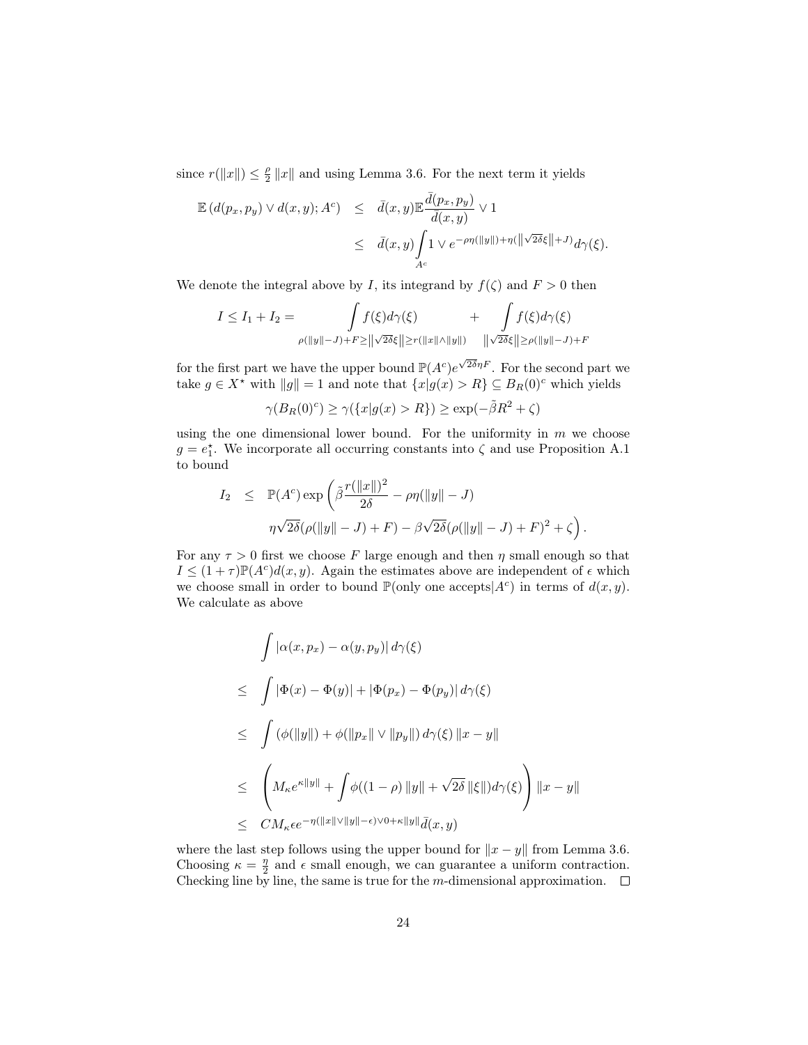since $r(\|x\|) \leq \frac{\rho}{2}\|x\|$ and using Lemma 3.6. For the next term it yields

$$
\begin{aligned}
\mathbb{E}\left(d(p_x, p_y) \vee d(x,y); A^c\right) &\leq \bar{d}(x,y)\mathbb{E}\frac{\bar{d}(p_x,p_y)}{\bar{d}(x,y)} \vee 1 \\
&\leq \bar{d}(x,y)\int_{A^c} 1 \vee e^{-\rho\eta(\|y\|)+\eta(\|\sqrt{2\delta}\xi\|+J)} d\gamma(\xi).
\end{aligned}
$$

We denote the integral above by $I$, its integrand by $f(\zeta)$ and $F > 0$ then

$$
I \leq I_1 + I_2 = \int_{\rho(\|y\|-J)+F \geq \|\sqrt{2\delta}\xi\| \geq r(\|x\| \wedge \|y\|)} f(\xi) d\gamma(\xi) \quad + \int_{\|\sqrt{2\delta}\xi\| \geq \rho(\|y\|-J)+F} f(\xi) d\gamma(\xi)
$$

for the first part we have the upper bound $\mathbb{P}(A^c)e^{\sqrt{2\delta}\eta F}$. For the second part we take $g \in X^\star$ with $\|g\| = 1$ and note that $\{x | g(x) > R\} \subseteq B_R(0)^c$ which yields

$$
\gamma(B_R(0)^c) \geq \gamma(\{x | g(x) > R\}) \geq \exp(-\tilde{\beta}R^2 + \zeta)
$$

using the one dimensional lower bound. For the uniformity in $m$ we choose $g = e_1^\star$. We incorporate all occurring constants into $\zeta$ and use Proposition A.1 to bound

$$
\begin{aligned}
I_2 \quad &\leq \quad \mathbb{P}(A^c)\exp\left(\tilde{\beta}\frac{r(\|x\|)^2}{2\delta} - \rho\eta(\|y\| - J)\right. \\
&\qquad \left.\eta\sqrt{2\delta}(\rho(\|y\| - J) + F) - \beta\sqrt{2\delta}(\rho(\|y\| - J) + F)^2 + \zeta\right).
\end{aligned}
$$

For any $\tau > 0$ first we choose $F$ large enough and then $\eta$ small enough so that $I \leq (1+\tau)\mathbb{P}(A^c)d(x,y)$. Again the estimates above are independent of $\epsilon$ which we choose small in order to bound $\mathbb{P}(\text{only one accepts}|A^c)$ in terms of $d(x,y)$. We calculate as above

$$
\begin{aligned}
& \int |\alpha(x,p_x) - \alpha(y,p_y)| \, d\gamma(\xi) \\
\leq \quad & \int |\Phi(x) - \Phi(y)| + |\Phi(p_x) - \Phi(p_y)| \, d\gamma(\xi) \\
\leq \quad & \int \left(\phi(\|y\|) + \phi(\|p_x\| \vee \|p_y\|)\right) d\gamma(\xi) \, \|x - y\| \\
\leq \quad & \left(M_\kappa e^{\kappa\|y\|} + \int \phi((1-\rho)\|y\| + \sqrt{2\delta}\,\|\xi\|) d\gamma(\xi)\right) \|x - y\| \\
\leq \quad & CM_\kappa \epsilon e^{-\eta(\|x\| \vee \|y\| - \epsilon) \vee 0 + \kappa\|y\|} \bar{d}(x,y)
\end{aligned}
$$

where the last step follows using the upper bound for $\|x - y\|$ from Lemma 3.6. Choosing $\kappa = \frac{\eta}{2}$ and $\epsilon$ small enough, we can guarantee a uniform contraction. Checking line by line, the same is true for the $m$-dimensional approximation. $\square$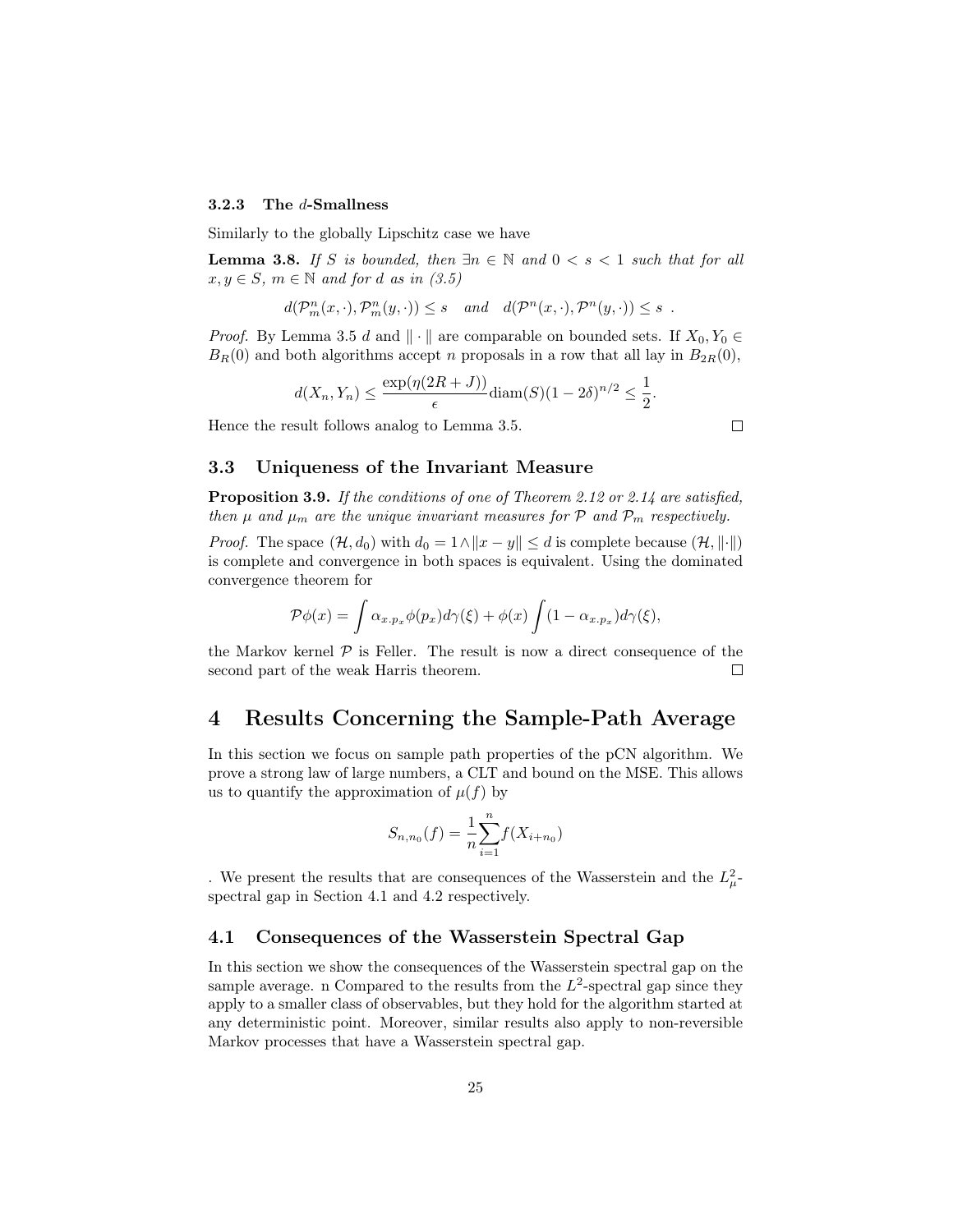### 3.2.3 The $d$-Smallness

Similarly to the globally Lipschitz case we have

**Lemma 3.8.** *If $S$ is bounded, then $\exists n \in \mathbb{N}$ and $0 < s < 1$ such that for all $x, y \in S$, $m \in \mathbb{N}$ and for $d$ as in (3.5)*

$$d(\mathcal{P}_m^n(x,\cdot), \mathcal{P}_m^n(y,\cdot)) \leq s \quad and \quad d(\mathcal{P}^n(x,\cdot), \mathcal{P}^n(y,\cdot)) \leq s \ .$$

*Proof.* By Lemma 3.5 $d$ and $\|\cdot\|$ are comparable on bounded sets. If $X_0, Y_0 \in B_R(0)$ and both algorithms accept $n$ proposals in a row that all lay in $B_{2R}(0)$,

$$d(X_n, Y_n) \leq \frac{\exp(\eta(2R+J))}{\epsilon} \text{diam}(S)(1-2\delta)^{n/2} \leq \frac{1}{2}.$$

Hence the result follows analog to Lemma 3.5. □

## 3.3 Uniqueness of the Invariant Measure

**Proposition 3.9.** *If the conditions of one of Theorem 2.12 or 2.14 are satisfied, then $\mu$ and $\mu_m$ are the unique invariant measures for $\mathcal{P}$ and $\mathcal{P}_m$ respectively.*

*Proof.* The space $(\mathcal{H}, d_0)$ with $d_0 = 1 \wedge \|x - y\| \leq d$ is complete because $(\mathcal{H}, \|\cdot\|)$ is complete and convergence in both spaces is equivalent. Using the dominated convergence theorem for

$$\mathcal{P}\phi(x) = \int \alpha_{x.p_x} \phi(p_x) d\gamma(\xi) + \phi(x) \int (1 - \alpha_{x.p_x}) d\gamma(\xi),$$

the Markov kernel $\mathcal{P}$ is Feller. The result is now a direct consequence of the second part of the weak Harris theorem. □

# 4 Results Concerning the Sample-Path Average

In this section we focus on sample path properties of the pCN algorithm. We prove a strong law of large numbers, a CLT and bound on the MSE. This allows us to quantify the approximation of $\mu(f)$ by

$$S_{n,n_0}(f) = \frac{1}{n} \sum_{i=1}^{n} f(X_{i+n_0})$$

. We present the results that are consequences of the Wasserstein and the $L^2_\mu$-spectral gap in Section 4.1 and 4.2 respectively.

## 4.1 Consequences of the Wasserstein Spectral Gap

In this section we show the consequences of the Wasserstein spectral gap on the sample average. n Compared to the results from the $L^2$-spectral gap since they apply to a smaller class of observables, but they hold for the algorithm started at any deterministic point. Moreover, similar results also apply to non-reversible Markov processes that have a Wasserstein spectral gap.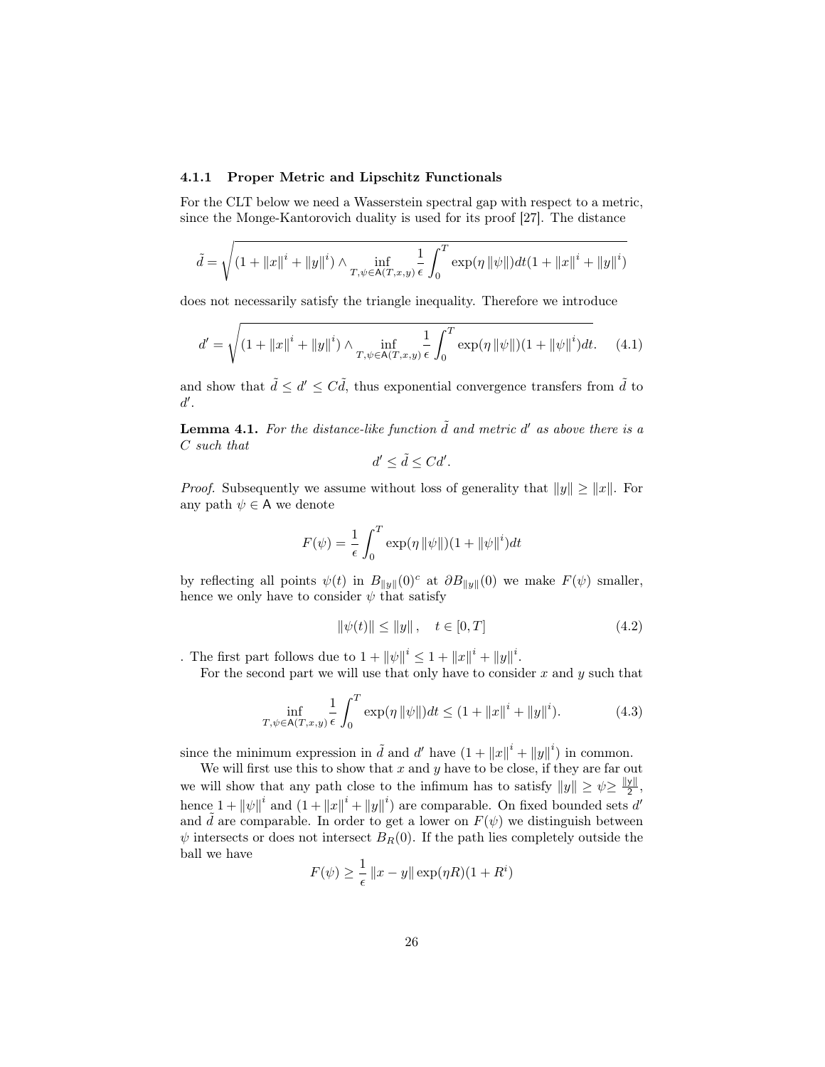#### 4.1.1 Proper Metric and Lipschitz Functionals

For the CLT below we need a Wasserstein spectral gap with respect to a metric, since the Monge-Kantorovich duality is used for its proof [27]. The distance

$$\tilde{d} = \sqrt{(1 + \|x\|^i + \|y\|^i) \wedge \inf_{T,\psi \in \mathsf{A}(T,x,y)} \frac{1}{\epsilon} \int_0^T \exp(\eta \|\psi\|) dt (1 + \|x\|^i + \|y\|^i)}$$

does not necessarily satisfy the triangle inequality. Therefore we introduce

$$d' = \sqrt{(1 + \|x\|^i + \|y\|^i) \wedge \inf_{T,\psi \in \mathsf{A}(T,x,y)} \frac{1}{\epsilon} \int_0^T \exp(\eta \|\psi\|)(1 + \|\psi\|^i) dt}. \tag{4.1}$$

and show that $\tilde{d} \leq d' \leq C\tilde{d}$, thus exponential convergence transfers from $\tilde{d}$ to $d'$.

**Lemma 4.1.** *For the distance-like function $\tilde{d}$ and metric $d'$ as above there is a $C$ such that*

$$d' \leq \tilde{d} \leq Cd'.$$

*Proof.* Subsequently we assume without loss of generality that $\|y\| \geq \|x\|$. For any path $\psi \in \mathsf{A}$ we denote

$$F(\psi) = \frac{1}{\epsilon} \int_0^T \exp(\eta \|\psi\|)(1 + \|\psi\|^i) dt$$

by reflecting all points $\psi(t)$ in $B_{\|y\|}(0)^c$ at $\partial B_{\|y\|}(0)$ we make $F(\psi)$ smaller, hence we only have to consider $\psi$ that satisfy

$$\|\psi(t)\| \leq \|y\|, \quad t \in [0, T] \tag{4.2}$$

. The first part follows due to $1 + \|\psi\|^i \leq 1 + \|x\|^i + \|y\|^i$.

For the second part we will use that only have to consider $x$ and $y$ such that

$$\inf_{T,\psi \in \mathsf{A}(T,x,y)} \frac{1}{\epsilon} \int_0^T \exp(\eta \|\psi\|) dt \leq (1 + \|x\|^i + \|y\|^i). \tag{4.3}$$

since the minimum expression in $\tilde{d}$ and $d'$ have $(1 + \|x\|^i + \|y\|^i)$ in common.

We will first use this to show that $x$ and $y$ have to be close, if they are far out we will show that any path close to the infimum has to satisfy $\|y\| \geq \psi \geq \frac{\|y\|}{2}$, hence $1 + \|\psi\|^i$ and $(1 + \|x\|^i + \|y\|^i)$ are comparable. On fixed bounded sets $d'$ and $\tilde{d}$ are comparable. In order to get a lower on $F(\psi)$ we distinguish between $\psi$ intersects or does not intersect $B_R(0)$. If the path lies completely outside the ball we have

$$F(\psi) \geq \frac{1}{\epsilon} \|x - y\| \exp(\eta R)(1 + R^i)$$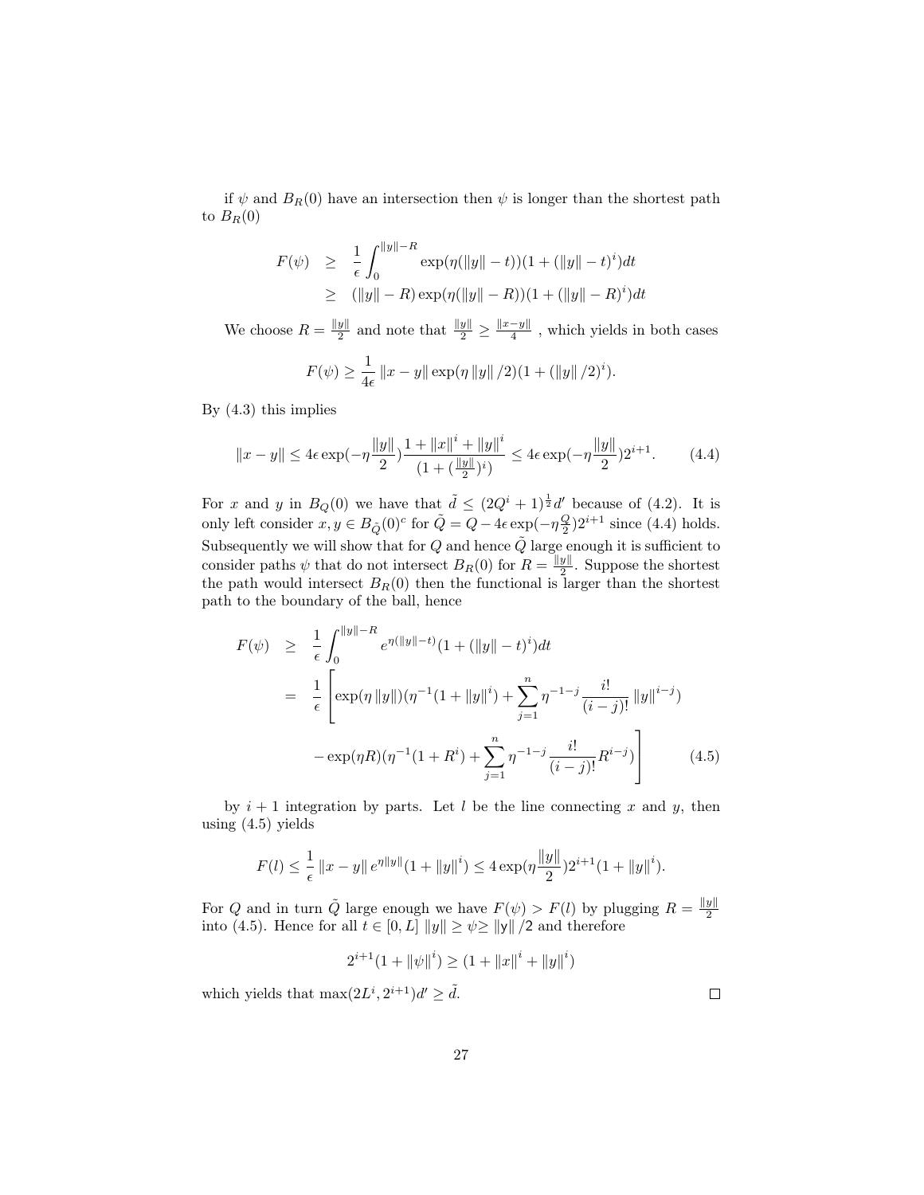if $\psi$ and $B_R(0)$ have an intersection then $\psi$ is longer than the shortest path to $B_R(0)$

$$
\begin{aligned}
F(\psi) &\geq \frac{1}{\epsilon}\int_0^{\|y\|-R} \exp(\eta(\|y\|-t))(1+(\|y\|-t)^i)dt \\
&\geq (\|y\|-R)\exp(\eta(\|y\|-R))(1+(\|y\|-R)^i)dt
\end{aligned}
$$

We choose $R = \frac{\|y\|}{2}$ and note that $\frac{\|y\|}{2} \geq \frac{\|x-y\|}{4}$ , which yields in both cases

$$
F(\psi) \geq \frac{1}{4\epsilon}\|x-y\|\exp(\eta\|y\|/2)(1+(\|y\|/2)^i).
$$

By (4.3) this implies

$$
\|x-y\| \leq 4\epsilon \exp(-\eta\frac{\|y\|}{2})\frac{1+\|x\|^i+\|y\|^i}{(1+(\frac{\|y\|}{2})^i)} \leq 4\epsilon\exp(-\eta\frac{\|y\|}{2})2^{i+1}. \tag{4.4}
$$

For $x$ and $y$ in $B_Q(0)$ we have that $\tilde{d} \leq (2Q^i+1)^{\frac{1}{2}}d'$ because of (4.2). It is only left consider $x, y \in B_{\tilde{Q}}(0)^c$ for $\tilde{Q} = Q - 4\epsilon\exp(-\eta\frac{Q}{2})2^{i+1}$ since (4.4) holds. Subsequently we will show that for $Q$ and hence $\tilde{Q}$ large enough it is sufficient to consider paths $\psi$ that do not intersect $B_R(0)$ for $R = \frac{\|y\|}{2}$. Suppose the shortest the path would intersect $B_R(0)$ then the functional is larger than the shortest path to the boundary of the ball, hence

$$
\begin{aligned}
F(\psi) &\geq \frac{1}{\epsilon}\int_0^{\|y\|-R} e^{\eta(\|y\|-t)}(1+(\|y\|-t)^i)dt \\
&= \frac{1}{\epsilon}\Bigg[\exp(\eta\|y\|)(\eta^{-1}(1+\|y\|^i)+\sum_{j=1}^{n}\eta^{-1-j}\frac{i!}{(i-j)!}\|y\|^{i-j}) \\
&\qquad - \exp(\eta R)(\eta^{-1}(1+R^i)+\sum_{j=1}^{n}\eta^{-1-j}\frac{i!}{(i-j)!}R^{i-j})\Bigg] \qquad (4.5)
\end{aligned}
$$

by $i+1$ integration by parts. Let $l$ be the line connecting $x$ and $y$, then using (4.5) yields

$$
F(l) \leq \frac{1}{\epsilon}\|x-y\|e^{\eta\|y\|}(1+\|y\|^i) \leq 4\exp(\eta\frac{\|y\|}{2})2^{i+1}(1+\|y\|^i).
$$

For $Q$ and in turn $\tilde{Q}$ large enough we have $F(\psi) > F(l)$ by plugging $R = \frac{\|y\|}{2}$ into (4.5). Hence for all $t \in [0, L]$ $\|y\| \geq \psi \geq \|y\|/2$ and therefore

$$
2^{i+1}(1+\|\psi\|^i) \geq (1+\|x\|^i+\|y\|^i)
$$

which yields that $\max(2L^i, 2^{i+1})d' \geq \tilde{d}$. □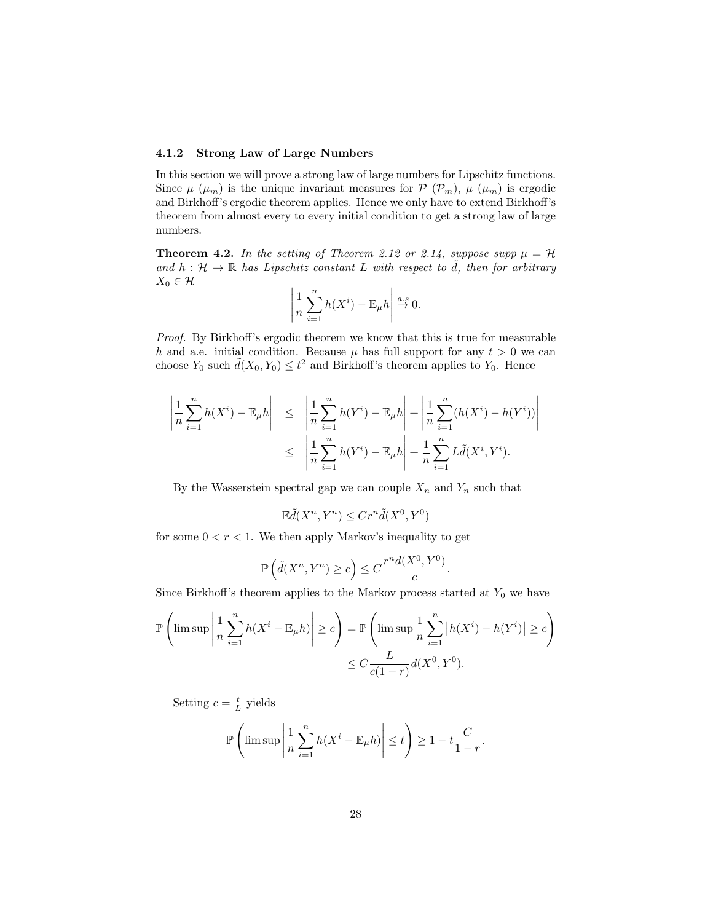### 4.1.2 Strong Law of Large Numbers

In this section we will prove a strong law of large numbers for Lipschitz functions. Since $\mu$ ($\mu_m$) is the unique invariant measures for $\mathcal{P}$ ($\mathcal{P}_m$), $\mu$ ($\mu_m$) is ergodic and Birkhoff's ergodic theorem applies. Hence we only have to extend Birkhoff's theorem from almost every to every initial condition to get a strong law of large numbers.

**Theorem 4.2.** *In the setting of Theorem 2.12 or 2.14, suppose supp $\mu = \mathcal{H}$ and $h : \mathcal{H} \to \mathbb{R}$ has Lipschitz constant $L$ with respect to $\tilde{d}$, then for arbitrary $X_0 \in \mathcal{H}$*

$$\left| \frac{1}{n} \sum_{i=1}^{n} h(X^i) - \mathbb{E}_\mu h \right| \overset{a.s}{\to} 0.$$

*Proof.* By Birkhoff's ergodic theorem we know that this is true for measurable $h$ and a.e. initial condition. Because $\mu$ has full support for any $t > 0$ we can choose $Y_0$ such $\tilde{d}(X_0, Y_0) \leq t^2$ and Birkhoff's theorem applies to $Y_0$. Hence

$$\begin{aligned}
\left| \frac{1}{n} \sum_{i=1}^{n} h(X^i) - \mathbb{E}_\mu h \right| &\leq \left| \frac{1}{n} \sum_{i=1}^{n} h(Y^i) - \mathbb{E}_\mu h \right| + \left| \frac{1}{n} \sum_{i=1}^{n} (h(X^i) - h(Y^i)) \right| \\
&\leq \left| \frac{1}{n} \sum_{i=1}^{n} h(Y^i) - \mathbb{E}_\mu h \right| + \frac{1}{n} \sum_{i=1}^{n} L\tilde{d}(X^i, Y^i).
\end{aligned}$$

By the Wasserstein spectral gap we can couple $X_n$ and $Y_n$ such that

$$\mathbb{E}\tilde{d}(X^n, Y^n) \leq C r^n \tilde{d}(X^0, Y^0)$$

for some $0 < r < 1$. We then apply Markov's inequality to get

$$\mathbb{P}\left( \tilde{d}(X^n, Y^n) \geq c \right) \leq C \frac{r^n d(X^0, Y^0)}{c}.$$

Since Birkhoff's theorem applies to the Markov process started at $Y_0$ we have

$$\begin{aligned}
\mathbb{P}\left( \limsup \left| \frac{1}{n} \sum_{i=1}^{n} h(X^i - \mathbb{E}_\mu h) \right| \geq c \right) &= \mathbb{P}\left( \limsup \frac{1}{n} \sum_{i=1}^{n} \left| h(X^i) - h(Y^i) \right| \geq c \right) \\
&\leq C \frac{L}{c(1-r)} d(X^0, Y^0).
\end{aligned}$$

Setting $c = \frac{t}{L}$ yields

$$\mathbb{P}\left( \limsup \left| \frac{1}{n} \sum_{i=1}^{n} h(X^i - \mathbb{E}_\mu h) \right| \leq t \right) \geq 1 - t \frac{C}{1-r}.$$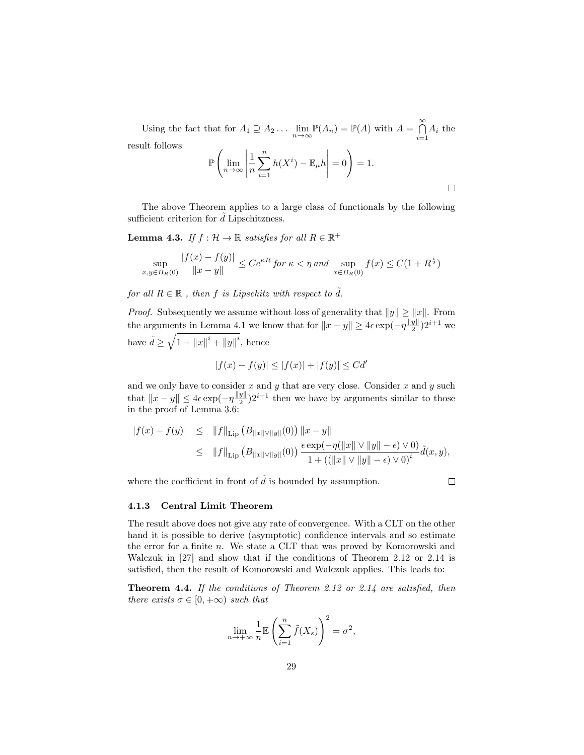Using the fact that for $A_1 \supseteq A_2 \ldots \lim_{n\to\infty} \mathbb{P}(A_n) = \mathbb{P}(A)$ with $A = \bigcap_{i=1}^{\infty} A_i$ the result follows

$$\mathbb{P}\left(\lim_{n\to\infty}\left|\frac{1}{n}\sum_{i=1}^{n} h(X^i) - \mathbb{E}_\mu h\right| = 0\right) = 1.$$

□

The above Theorem applies to a large class of functionals by the following sufficient criterion for $\tilde{d}$ Lipschitzness.

**Lemma 4.3.** *If $f : \mathcal{H} \to \mathbb{R}$ satisfies for all $R \in \mathbb{R}^+$*

$$\sup_{x,y\in B_R(0)} \frac{|f(x) - f(y)|}{\|x - y\|} \leq Ce^{\kappa R} \text{ for } \kappa < \eta \text{ and } \sup_{x\in B_R(0)} f(x) \leq C(1 + R^{\frac{i}{2}})$$

*for all $R \in \mathbb{R}$ , then $f$ is Lipschitz with respect to $\tilde{d}$.*

*Proof.* Subsequently we assume without loss of generality that $\|y\| \geq \|x\|$. From the arguments in Lemma 4.1 we know that for $\|x - y\| \geq 4\epsilon \exp(-\eta\frac{\|y\|}{2})2^{i+1}$ we have $\tilde{d} \geq \sqrt{1 + \|x\|^i + \|y\|^i}$, hence

$$|f(x) - f(y)| \leq |f(x)| + |f(y)| \leq Cd'$$

and we only have to consider $x$ and $y$ that are very close. Consider $x$ and $y$ such that $\|x - y\| \leq 4\epsilon \exp(-\eta\frac{\|y\|}{2})2^{i+1}$ then we have by arguments similar to those in the proof of Lemma 3.6:

$$\begin{aligned}
|f(x) - f(y)| &\leq \|f\|_{\text{Lip}}\left(B_{\|x\|\vee\|y\|}(0)\right)\|x - y\| \\
&\leq \|f\|_{\text{Lip}}\left(B_{\|x\|\vee\|y\|}(0)\right)\frac{\epsilon \exp(-\eta(\|x\| \vee \|y\| - \epsilon) \vee 0)}{1 + ((\|x\| \vee \|y\| - \epsilon) \vee 0)^i}\tilde{d}(x, y),
\end{aligned}$$

where the coefficient in front of $\tilde{d}$ is bounded by assumption. □

#### 4.1.3 Central Limit Theorem

The result above does not give any rate of convergence. With a CLT on the other hand it is possible to derive (asymptotic) confidence intervals and so estimate the error for a finite $n$. We state a CLT that was proved by Komorowski and Walczuk in [27] and show that if the conditions of Theorem 2.12 or 2.14 is satisfied, then the result of Komorowski and Walczuk applies. This leads to:

**Theorem 4.4.** *If the conditions of Theorem 2.12 or 2.14 are satisfied, then there exists $\sigma \in [0, +\infty)$ such that*

$$\lim_{n\to+\infty} \frac{1}{n}\mathbb{E}\left(\sum_{i=1}^{n} \tilde{f}(X_s)\right)^2 = \sigma^2,$$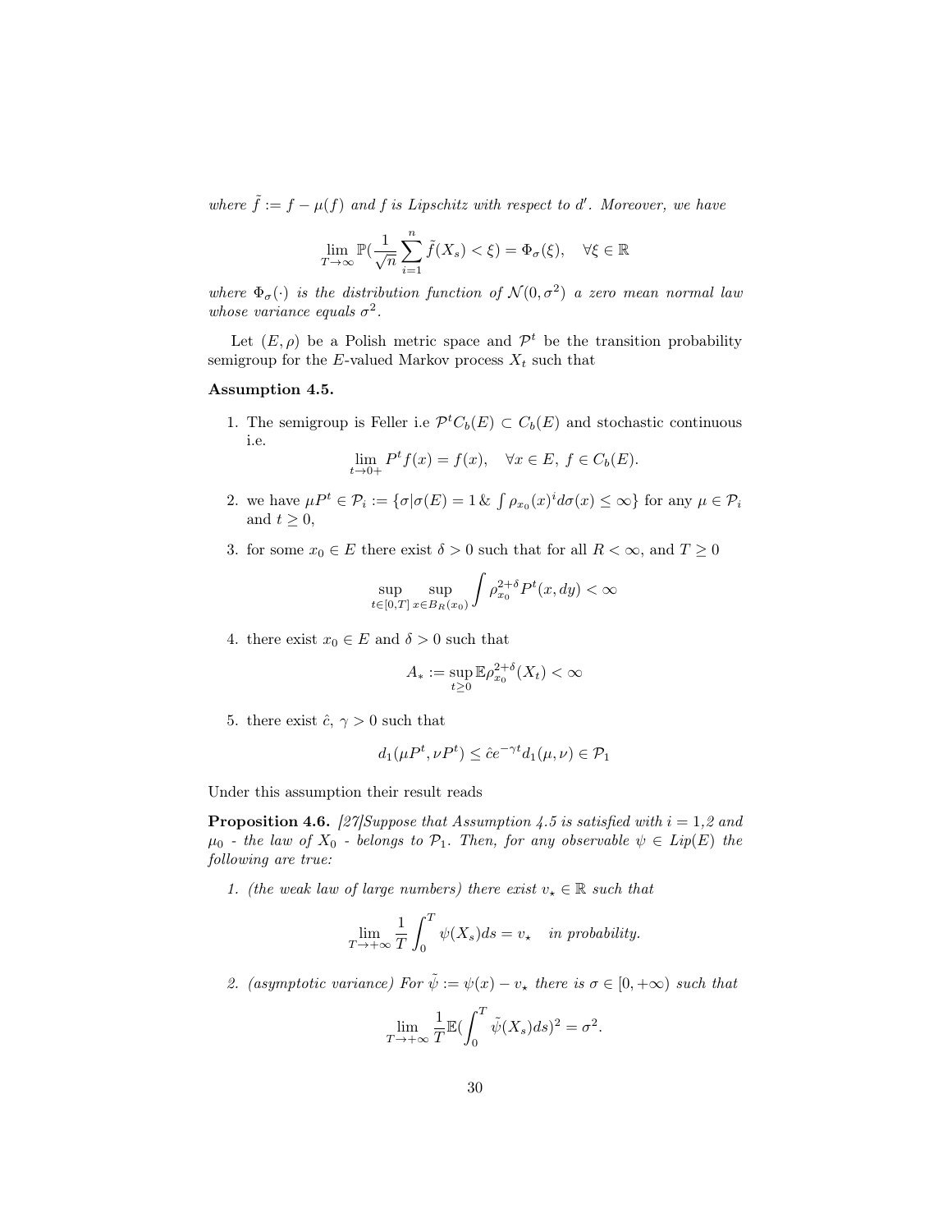*where $\tilde{f} := f - \mu(f)$ and $f$ is Lipschitz with respect to $d'$. Moreover, we have*

$$\lim_{T\to\infty} \mathbb{P}(\frac{1}{\sqrt{n}}\sum_{i=1}^{n} \tilde{f}(X_s) < \xi) = \Phi_\sigma(\xi), \quad \forall \xi \in \mathbb{R}$$

*where $\Phi_\sigma(\cdot)$ is the distribution function of $\mathcal{N}(0,\sigma^2)$ a zero mean normal law whose variance equals $\sigma^2$.*

Let $(E, \rho)$ be a Polish metric space and $\mathcal{P}^t$ be the transition probability semigroup for the $E$-valued Markov process $X_t$ such that

**Assumption 4.5.**

1. The semigroup is Feller i.e $\mathcal{P}^t C_b(E) \subset C_b(E)$ and stochastic continuous i.e.
$$\lim_{t\to 0+} P^t f(x) = f(x), \quad \forall x \in E,\ f \in C_b(E).$$
2. we have $\mu P^t \in \mathcal{P}_i := \{\sigma | \sigma(E) = 1 \,\&\, \int \rho_{x_0}(x)^i d\sigma(x) \leq \infty\}$ for any $\mu \in \mathcal{P}_i$ and $t \geq 0$,
3. for some $x_0 \in E$ there exist $\delta > 0$ such that for all $R < \infty$, and $T \geq 0$
$$\sup_{t\in[0,T]} \sup_{x\in B_R(x_0)} \int \rho_{x_0}^{2+\delta} P^t(x,dy) < \infty$$
4. there exist $x_0 \in E$ and $\delta > 0$ such that
$$A_* := \sup_{t\geq 0} \mathbb{E}\rho_{x_0}^{2+\delta}(X_t) < \infty$$
5. there exist $\hat{c},\ \gamma > 0$ such that
$$d_1(\mu P^t, \nu P^t) \leq \hat{c}e^{-\gamma t} d_1(\mu,\nu) \in \mathcal{P}_1$$

Under this assumption their result reads

**Proposition 4.6.** *[27]Suppose that Assumption 4.5 is satisfied with $i = 1,2$ and $\mu_0$ - the law of $X_0$ - belongs to $\mathcal{P}_1$. Then, for any observable $\psi \in Lip(E)$ the following are true:*

1. *(the weak law of large numbers) there exist $v_\star \in \mathbb{R}$ such that*
$$\lim_{T\to+\infty} \frac{1}{T}\int_0^T \psi(X_s)ds = v_\star \quad \textit{in probability.}$$
2. *(asymptotic variance) For $\tilde{\psi} := \psi(x) - v_\star$ there is $\sigma \in [0,+\infty)$ such that*
$$\lim_{T\to+\infty} \frac{1}{T}\mathbb{E}(\int_0^T \tilde{\psi}(X_s)ds)^2 = \sigma^2.$$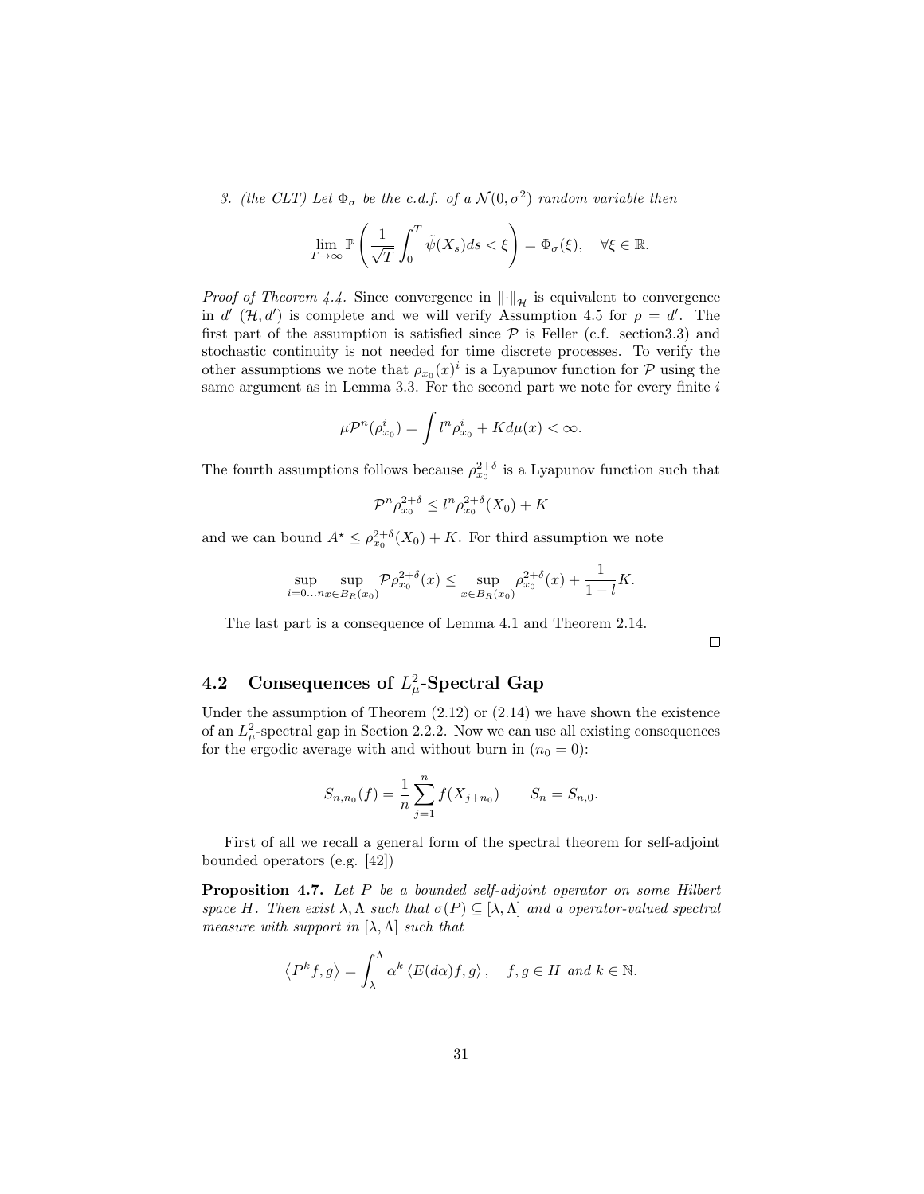3. *(the CLT) Let $\Phi_\sigma$ be the c.d.f. of a $\mathcal{N}(0, \sigma^2)$ random variable then*

$$\lim_{T\to\infty} \mathbb{P}\left(\frac{1}{\sqrt{T}}\int_0^T \tilde{\psi}(X_s)ds < \xi\right) = \Phi_\sigma(\xi), \quad \forall \xi \in \mathbb{R}.$$

*Proof of Theorem 4.4.* Since convergence in $\|\cdot\|_{\mathcal{H}}$ is equivalent to convergence in $d'$ $(\mathcal{H}, d')$ is complete and we will verify Assumption 4.5 for $\rho = d'$. The first part of the assumption is satisfied since $\mathcal{P}$ is Feller (c.f. section3.3) and stochastic continuity is not needed for time discrete processes. To verify the other assumptions we note that $\rho_{x_0}(x)^i$ is a Lyapunov function for $\mathcal{P}$ using the same argument as in Lemma 3.3. For the second part we note for every finite $i$

$$\mu\mathcal{P}^n(\rho_{x_0}^i) = \int l^n \rho_{x_0}^i + K d\mu(x) < \infty.$$

The fourth assumptions follows because $\rho_{x_0}^{2+\delta}$ is a Lyapunov function such that

$$\mathcal{P}^n \rho_{x_0}^{2+\delta} \leq l^n \rho_{x_0}^{2+\delta}(X_0) + K$$

and we can bound $A^\star \leq \rho_{x_0}^{2+\delta}(X_0) + K$. For third assumption we note

$$\sup_{i=0\ldots n} \sup_{x\in B_R(x_0)} \mathcal{P}\rho_{x_0}^{2+\delta}(x) \leq \sup_{x\in B_R(x_0)} \rho_{x_0}^{2+\delta}(x) + \frac{1}{1-l}K.$$

The last part is a consequence of Lemma 4.1 and Theorem 2.14.

□

## 4.2 Consequences of $L^2_\mu$-Spectral Gap

Under the assumption of Theorem (2.12) or (2.14) we have shown the existence of an $L^2_\mu$-spectral gap in Section 2.2.2. Now we can use all existing consequences for the ergodic average with and without burn in $(n_0 = 0)$:

$$S_{n,n_0}(f) = \frac{1}{n}\sum_{j=1}^{n} f(X_{j+n_0}) \qquad S_n = S_{n,0}.$$

First of all we recall a general form of the spectral theorem for self-adjoint bounded operators (e.g. [42])

**Proposition 4.7.** *Let $P$ be a bounded self-adjoint operator on some Hilbert space $H$. Then exist $\lambda, \Lambda$ such that $\sigma(P) \subseteq [\lambda, \Lambda]$ and a operator-valued spectral measure with support in $[\lambda, \Lambda]$ such that*

$$\left\langle P^k f, g\right\rangle = \int_\lambda^\Lambda \alpha^k \left\langle E(d\alpha)f, g\right\rangle, \quad f, g \in H \text{ and } k \in \mathbb{N}.$$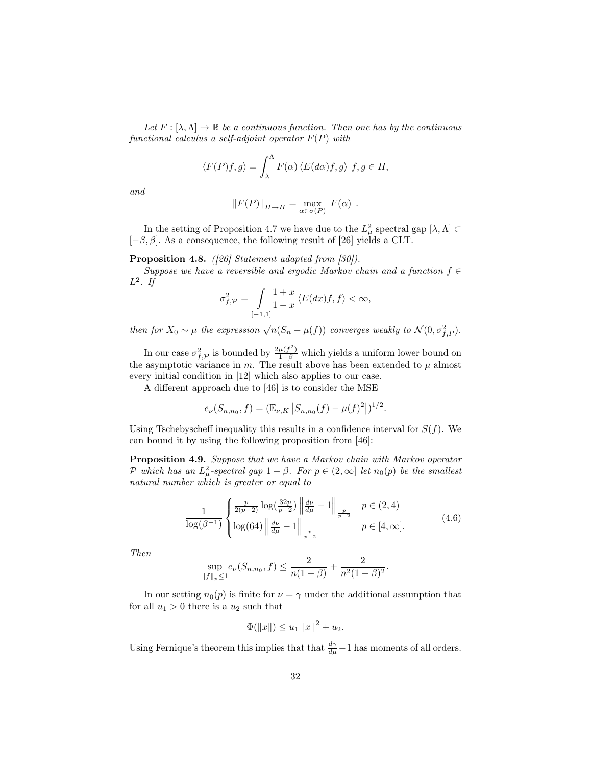*Let $F : [\lambda, \Lambda] \to \mathbb{R}$ be a continuous function. Then one has by the continuous functional calculus a self-adjoint operator $F(P)$ with*

$$\langle F(P)f, g\rangle = \int_{\lambda}^{\Lambda} F(\alpha) \langle E(d\alpha)f, g\rangle \;\; f, g \in H,$$

*and*

$$\|F(P)\|_{H \to H} = \max_{\alpha \in \sigma(P)} |F(\alpha)|.$$

In the setting of Proposition 4.7 we have due to the $L^2_\mu$ spectral gap $[\lambda, \Lambda] \subset [-\beta, \beta]$. As a consequence, the following result of [26] yields a CLT.

**Proposition 4.8.** *([26] Statement adapted from [30]).*

*Suppose we have a reversible and ergodic Markov chain and a function $f \in L^2$. If*

$$\sigma^2_{f,\mathcal{P}} = \int_{[-1,1]} \frac{1+x}{1-x} \langle E(dx)f, f\rangle < \infty,$$

*then for $X_0 \sim \mu$ the expression $\sqrt{n}(S_n - \mu(f))$ converges weakly to $\mathcal{N}(0, \sigma^2_{f,P})$.*

In our case $\sigma^2_{f,\mathcal{P}}$ is bounded by $\frac{2\mu(f^2)}{1-\beta}$ which yields a uniform lower bound on the asymptotic variance in $m$. The result above has been extended to $\mu$ almost every initial condition in [12] which also applies to our case.

A different approach due to [46] is to consider the MSE

$$e_\nu(S_{n,n_0}, f) = (\mathbb{E}_{\nu,K} \left| S_{n,n_0}(f) - \mu(f)^2 \right|)^{1/2}.$$

Using Tschebyscheff inequality this results in a confidence interval for $S(f)$. We can bound it by using the following proposition from [46]:

**Proposition 4.9.** *Suppose that we have a Markov chain with Markov operator $\mathcal{P}$ which has an $L^2_\mu$-spectral gap $1-\beta$. For $p \in (2, \infty]$ let $n_0(p)$ be the smallest natural number which is greater or equal to*

$$\frac{1}{\log(\beta^{-1})} \begin{cases} \frac{p}{2(p-2)} \log(\frac{32p}{p-2}) \left\| \frac{d\nu}{d\mu} - 1 \right\|_{\frac{p}{p-2}} & p \in (2,4) \\ \log(64) \left\| \frac{d\nu}{d\mu} - 1 \right\|_{\frac{p}{p-2}} & p \in [4, \infty]. \end{cases} \tag{4.6}$$

*Then*

$$\sup_{\|f\|_p \leq 1} e_\nu(S_{n,n_0}, f) \leq \frac{2}{n(1-\beta)} + \frac{2}{n^2(1-\beta)^2}.$$

In our setting $n_0(p)$ is finite for $\nu = \gamma$ under the additional assumption that for all $u_1 > 0$ there is a $u_2$ such that

$$\Phi(\|x\|) \leq u_1 \|x\|^2 + u_2.$$

Using Fernique's theorem this implies that that $\frac{d\gamma}{d\mu} - 1$ has moments of all orders.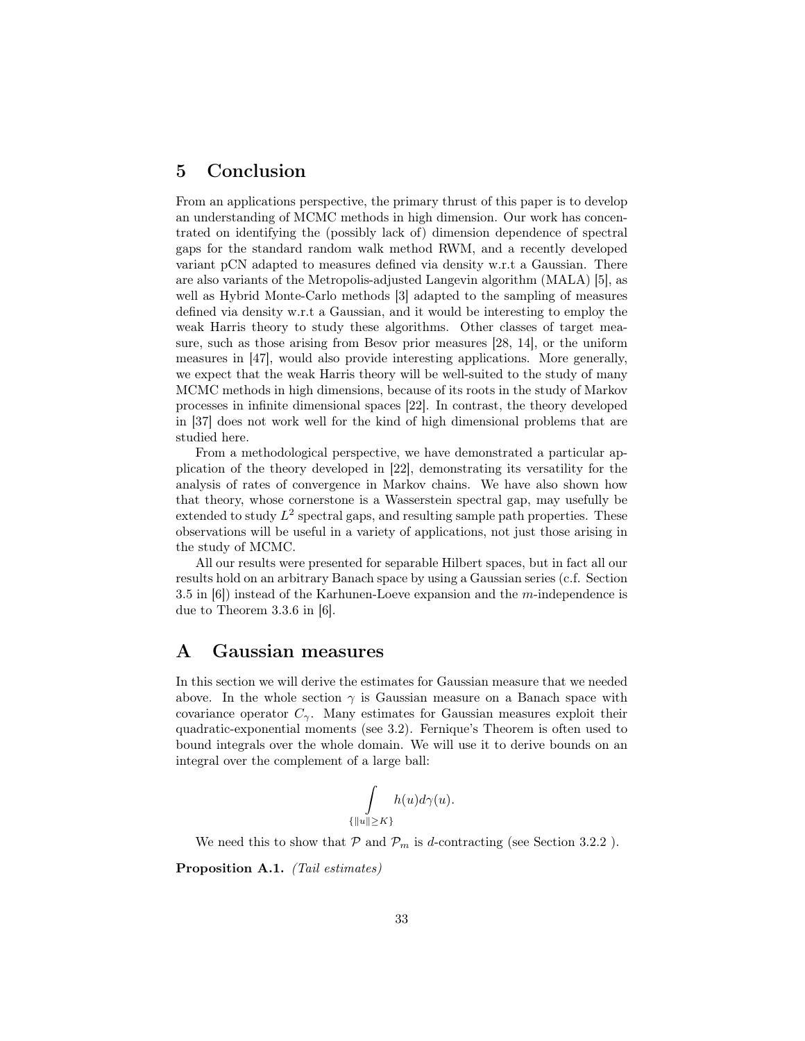# 5 Conclusion

From an applications perspective, the primary thrust of this paper is to develop an understanding of MCMC methods in high dimension. Our work has concentrated on identifying the (possibly lack of) dimension dependence of spectral gaps for the standard random walk method RWM, and a recently developed variant pCN adapted to measures defined via density w.r.t a Gaussian. There are also variants of the Metropolis-adjusted Langevin algorithm (MALA) [5], as well as Hybrid Monte-Carlo methods [3] adapted to the sampling of measures defined via density w.r.t a Gaussian, and it would be interesting to employ the weak Harris theory to study these algorithms. Other classes of target measure, such as those arising from Besov prior measures [28, 14], or the uniform measures in [47], would also provide interesting applications. More generally, we expect that the weak Harris theory will be well-suited to the study of many MCMC methods in high dimensions, because of its roots in the study of Markov processes in infinite dimensional spaces [22]. In contrast, the theory developed in [37] does not work well for the kind of high dimensional problems that are studied here.

From a methodological perspective, we have demonstrated a particular application of the theory developed in [22], demonstrating its versatility for the analysis of rates of convergence in Markov chains. We have also shown how that theory, whose cornerstone is a Wasserstein spectral gap, may usefully be extended to study $L^2$ spectral gaps, and resulting sample path properties. These observations will be useful in a variety of applications, not just those arising in the study of MCMC.

All our results were presented for separable Hilbert spaces, but in fact all our results hold on an arbitrary Banach space by using a Gaussian series (c.f. Section 3.5 in [6]) instead of the Karhunen-Loeve expansion and the $m$-independence is due to Theorem 3.3.6 in [6].

# A Gaussian measures

In this section we will derive the estimates for Gaussian measure that we needed above. In the whole section $\gamma$ is Gaussian measure on a Banach space with covariance operator $C_\gamma$. Many estimates for Gaussian measures exploit their quadratic-exponential moments (see 3.2). Fernique's Theorem is often used to bound integrals over the whole domain. We will use it to derive bounds on an integral over the complement of a large ball:

$$\int_{\{\|u\|\geq K\}} h(u)d\gamma(u).$$

We need this to show that $\mathcal{P}$ and $\mathcal{P}_m$ is $d$-contracting (see Section 3.2.2 ).

**Proposition A.1.** *(Tail estimates)*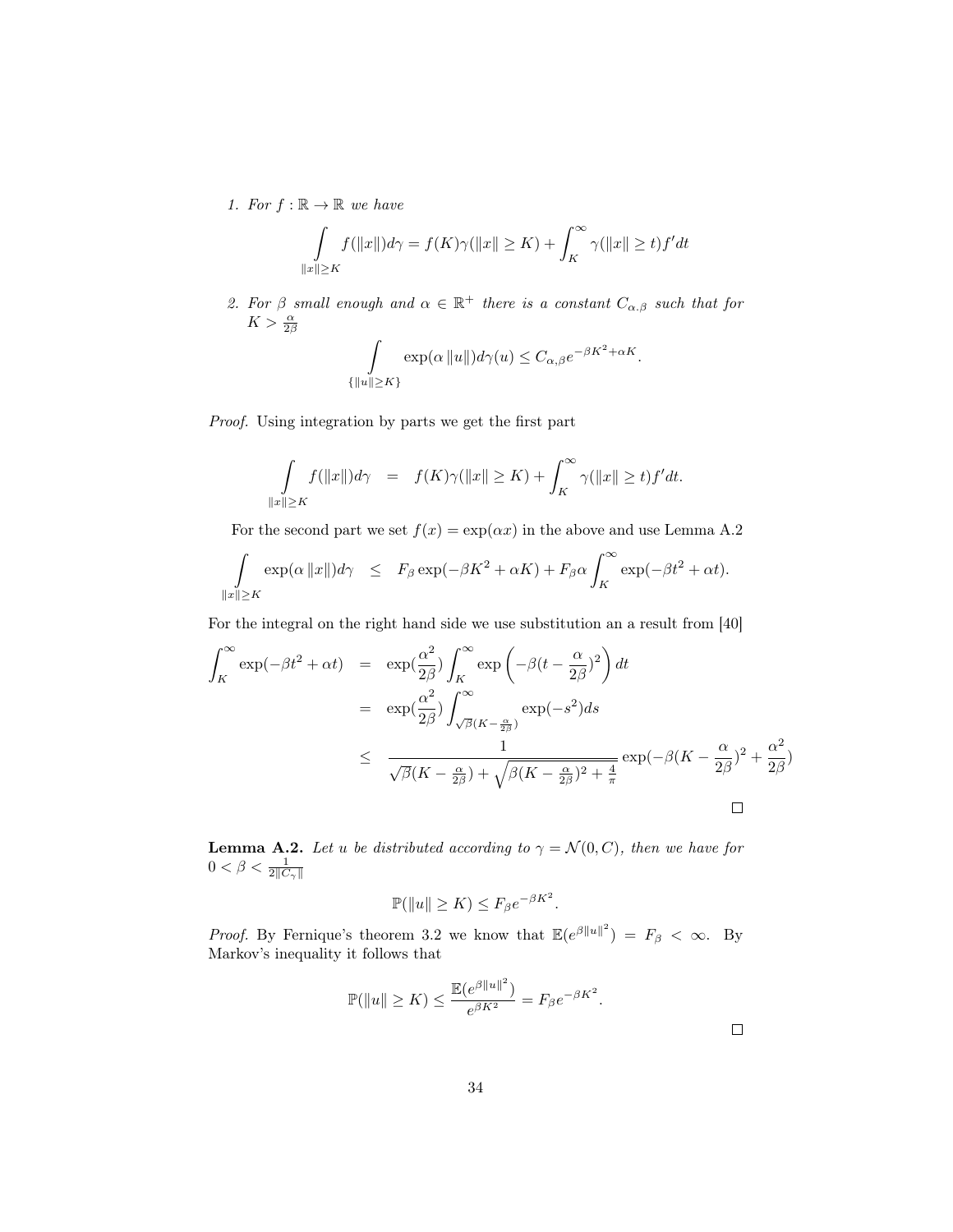1. *For* $f : \mathbb{R} \to \mathbb{R}$ *we have*

$$\int\limits_{\|x\| \geq K} f(\|x\|) d\gamma = f(K)\gamma(\|x\| \geq K) + \int_K^\infty \gamma(\|x\| \geq t) f' dt$$

2. *For* $\beta$ *small enough and* $\alpha \in \mathbb{R}^+$ *there is a constant* $C_{\alpha,\beta}$ *such that for* $K > \frac{\alpha}{2\beta}$

$$\int\limits_{\{\|u\| \geq K\}} \exp(\alpha \|u\|) d\gamma(u) \leq C_{\alpha,\beta} e^{-\beta K^2 + \alpha K}.$$

*Proof.* Using integration by parts we get the first part

$$\int\limits_{\|x\| \geq K} f(\|x\|) d\gamma \quad = \quad f(K)\gamma(\|x\| \geq K) + \int_K^\infty \gamma(\|x\| \geq t) f' dt.$$

For the second part we set $f(x) = \exp(\alpha x)$ in the above and use Lemma A.2

$$\int\limits_{\|x\| \geq K} \exp(\alpha \|x\|) d\gamma \quad \leq \quad F_\beta \exp(-\beta K^2 + \alpha K) + F_\beta \alpha \int_K^\infty \exp(-\beta t^2 + \alpha t).$$

For the integral on the right hand side we use substitution an a result from [40]

$$\begin{aligned}
\int_K^\infty \exp(-\beta t^2 + \alpha t) &= \exp(\frac{\alpha^2}{2\beta}) \int_K^\infty \exp\left(-\beta (t - \frac{\alpha}{2\beta})^2\right) dt \\
&= \exp(\frac{\alpha^2}{2\beta}) \int_{\sqrt{\beta}(K - \frac{\alpha}{2\beta})}^\infty \exp(-s^2) ds \\
&\leq \frac{1}{\sqrt{\beta}(K - \frac{\alpha}{2\beta}) + \sqrt{\beta (K - \frac{\alpha}{2\beta})^2 + \frac{4}{\pi}}} \exp(-\beta (K - \frac{\alpha}{2\beta})^2 + \frac{\alpha^2}{2\beta})
\end{aligned}$$

□

**Lemma A.2.** *Let* $u$ *be distributed according to* $\gamma = \mathcal{N}(0, C)$*, then we have for* $0 < \beta < \frac{1}{2\|C_\gamma\|}$

$$\mathbb{P}(\|u\| \geq K) \leq F_\beta e^{-\beta K^2}.$$

*Proof.* By Fernique's theorem 3.2 we know that $\mathbb{E}(e^{\beta \|u\|^2}) = F_\beta < \infty$. By Markov's inequality it follows that

$$\mathbb{P}(\|u\| \geq K) \leq \frac{\mathbb{E}(e^{\beta \|u\|^2})}{e^{\beta K^2}} = F_\beta e^{-\beta K^2}.$$

□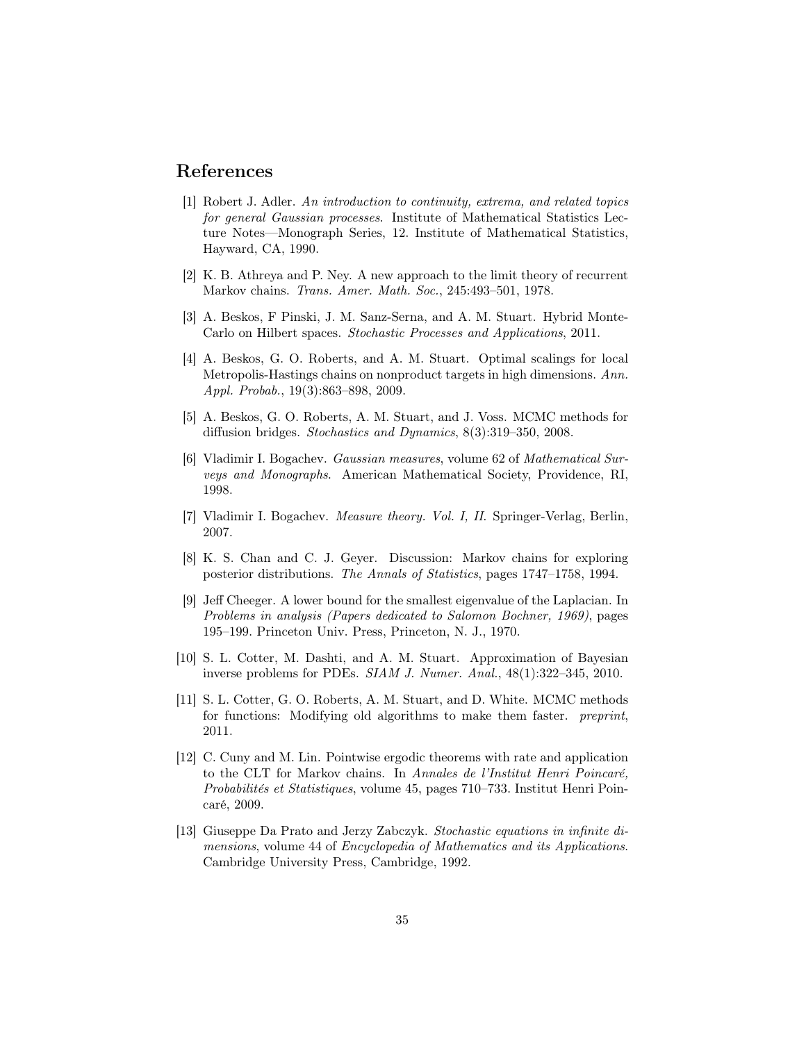## References

[1] Robert J. Adler. *An introduction to continuity, extrema, and related topics for general Gaussian processes*. Institute of Mathematical Statistics Lecture Notes—Monograph Series, 12. Institute of Mathematical Statistics, Hayward, CA, 1990.

[2] K. B. Athreya and P. Ney. A new approach to the limit theory of recurrent Markov chains. *Trans. Amer. Math. Soc.*, 245:493–501, 1978.

[3] A. Beskos, F Pinski, J. M. Sanz-Serna, and A. M. Stuart. Hybrid Monte-Carlo on Hilbert spaces. *Stochastic Processes and Applications*, 2011.

[4] A. Beskos, G. O. Roberts, and A. M. Stuart. Optimal scalings for local Metropolis-Hastings chains on nonproduct targets in high dimensions. *Ann. Appl. Probab.*, 19(3):863–898, 2009.

[5] A. Beskos, G. O. Roberts, A. M. Stuart, and J. Voss. MCMC methods for diffusion bridges. *Stochastics and Dynamics*, 8(3):319–350, 2008.

[6] Vladimir I. Bogachev. *Gaussian measures*, volume 62 of *Mathematical Surveys and Monographs*. American Mathematical Society, Providence, RI, 1998.

[7] Vladimir I. Bogachev. *Measure theory. Vol. I, II*. Springer-Verlag, Berlin, 2007.

[8] K. S. Chan and C. J. Geyer. Discussion: Markov chains for exploring posterior distributions. *The Annals of Statistics*, pages 1747–1758, 1994.

[9] Jeff Cheeger. A lower bound for the smallest eigenvalue of the Laplacian. In *Problems in analysis (Papers dedicated to Salomon Bochner, 1969)*, pages 195–199. Princeton Univ. Press, Princeton, N. J., 1970.

[10] S. L. Cotter, M. Dashti, and A. M. Stuart. Approximation of Bayesian inverse problems for PDEs. *SIAM J. Numer. Anal.*, 48(1):322–345, 2010.

[11] S. L. Cotter, G. O. Roberts, A. M. Stuart, and D. White. MCMC methods for functions: Modifying old algorithms to make them faster. *preprint*, 2011.

[12] C. Cuny and M. Lin. Pointwise ergodic theorems with rate and application to the CLT for Markov chains. In *Annales de l'Institut Henri Poincaré, Probabilités et Statistiques*, volume 45, pages 710–733. Institut Henri Poincaré, 2009.

[13] Giuseppe Da Prato and Jerzy Zabczyk. *Stochastic equations in infinite dimensions*, volume 44 of *Encyclopedia of Mathematics and its Applications*. Cambridge University Press, Cambridge, 1992.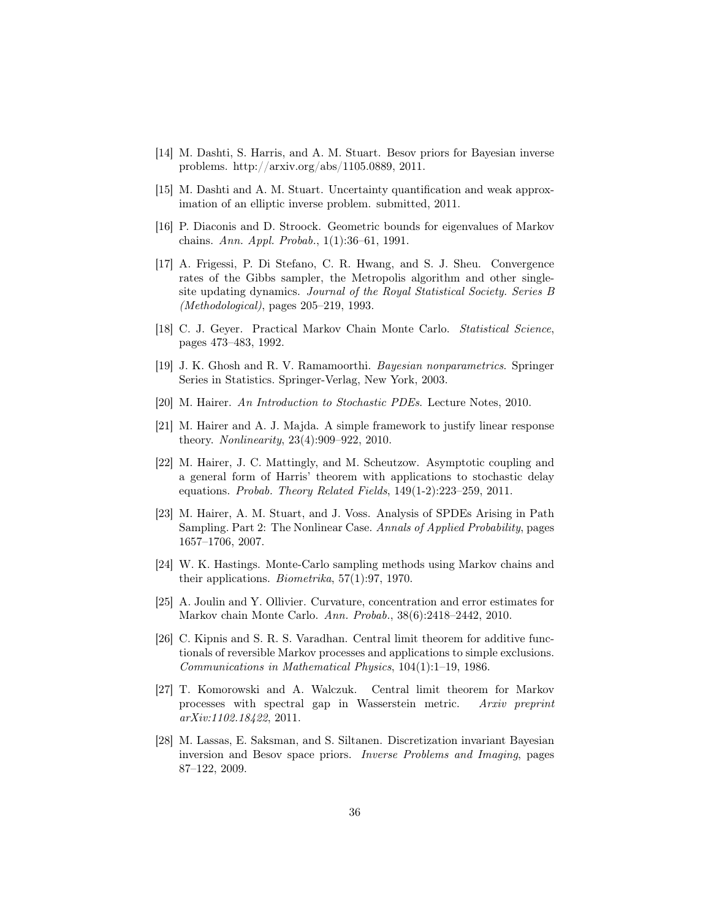[14] M. Dashti, S. Harris, and A. M. Stuart. Besov priors for Bayesian inverse problems. http://arxiv.org/abs/1105.0889, 2011.

[15] M. Dashti and A. M. Stuart. Uncertainty quantification and weak approximation of an elliptic inverse problem. submitted, 2011.

[16] P. Diaconis and D. Stroock. Geometric bounds for eigenvalues of Markov chains. *Ann. Appl. Probab.*, 1(1):36–61, 1991.

[17] A. Frigessi, P. Di Stefano, C. R. Hwang, and S. J. Sheu. Convergence rates of the Gibbs sampler, the Metropolis algorithm and other single-site updating dynamics. *Journal of the Royal Statistical Society. Series B (Methodological)*, pages 205–219, 1993.

[18] C. J. Geyer. Practical Markov Chain Monte Carlo. *Statistical Science*, pages 473–483, 1992.

[19] J. K. Ghosh and R. V. Ramamoorthi. *Bayesian nonparametrics*. Springer Series in Statistics. Springer-Verlag, New York, 2003.

[20] M. Hairer. *An Introduction to Stochastic PDEs*. Lecture Notes, 2010.

[21] M. Hairer and A. J. Majda. A simple framework to justify linear response theory. *Nonlinearity*, 23(4):909–922, 2010.

[22] M. Hairer, J. C. Mattingly, and M. Scheutzow. Asymptotic coupling and a general form of Harris' theorem with applications to stochastic delay equations. *Probab. Theory Related Fields*, 149(1-2):223–259, 2011.

[23] M. Hairer, A. M. Stuart, and J. Voss. Analysis of SPDEs Arising in Path Sampling. Part 2: The Nonlinear Case. *Annals of Applied Probability*, pages 1657–1706, 2007.

[24] W. K. Hastings. Monte-Carlo sampling methods using Markov chains and their applications. *Biometrika*, 57(1):97, 1970.

[25] A. Joulin and Y. Ollivier. Curvature, concentration and error estimates for Markov chain Monte Carlo. *Ann. Probab.*, 38(6):2418–2442, 2010.

[26] C. Kipnis and S. R. S. Varadhan. Central limit theorem for additive functionals of reversible Markov processes and applications to simple exclusions. *Communications in Mathematical Physics*, 104(1):1–19, 1986.

[27] T. Komorowski and A. Walczuk. Central limit theorem for Markov processes with spectral gap in Wasserstein metric. *Arxiv preprint arXiv:1102.18422*, 2011.

[28] M. Lassas, E. Saksman, and S. Siltanen. Discretization invariant Bayesian inversion and Besov space priors. *Inverse Problems and Imaging*, pages 87–122, 2009.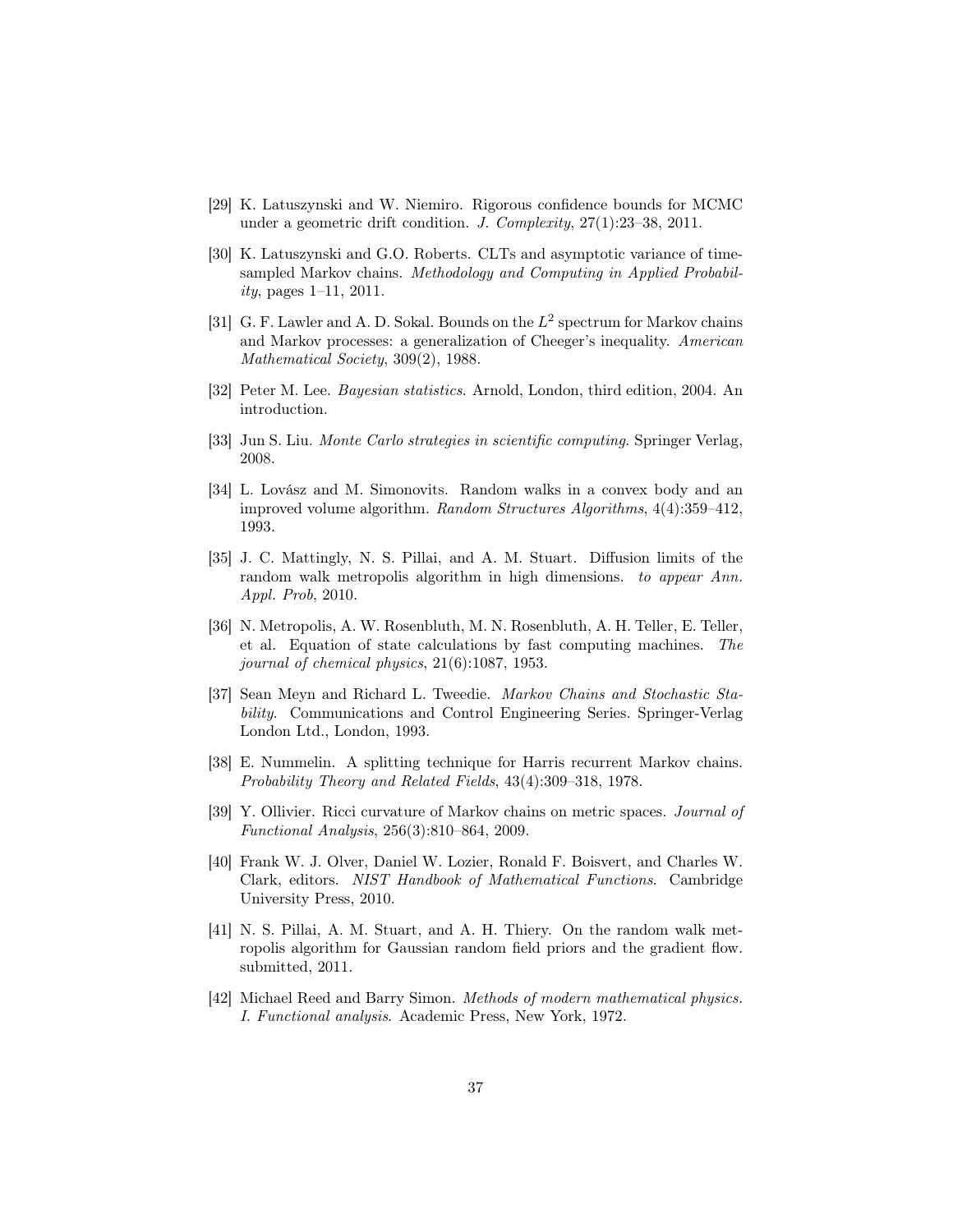[29] K. Latuszynski and W. Niemiro. Rigorous confidence bounds for MCMC under a geometric drift condition. *J. Complexity*, 27(1):23–38, 2011.

[30] K. Latuszynski and G.O. Roberts. CLTs and asymptotic variance of time-sampled Markov chains. *Methodology and Computing in Applied Probability*, pages 1–11, 2011.

[31] G. F. Lawler and A. D. Sokal. Bounds on the $L^2$ spectrum for Markov chains and Markov processes: a generalization of Cheeger's inequality. *American Mathematical Society*, 309(2), 1988.

[32] Peter M. Lee. *Bayesian statistics*. Arnold, London, third edition, 2004. An introduction.

[33] Jun S. Liu. *Monte Carlo strategies in scientific computing*. Springer Verlag, 2008.

[34] L. Lovász and M. Simonovits. Random walks in a convex body and an improved volume algorithm. *Random Structures Algorithms*, 4(4):359–412, 1993.

[35] J. C. Mattingly, N. S. Pillai, and A. M. Stuart. Diffusion limits of the random walk metropolis algorithm in high dimensions. *to appear Ann. Appl. Prob*, 2010.

[36] N. Metropolis, A. W. Rosenbluth, M. N. Rosenbluth, A. H. Teller, E. Teller, et al. Equation of state calculations by fast computing machines. *The journal of chemical physics*, 21(6):1087, 1953.

[37] Sean Meyn and Richard L. Tweedie. *Markov Chains and Stochastic Stability*. Communications and Control Engineering Series. Springer-Verlag London Ltd., London, 1993.

[38] E. Nummelin. A splitting technique for Harris recurrent Markov chains. *Probability Theory and Related Fields*, 43(4):309–318, 1978.

[39] Y. Ollivier. Ricci curvature of Markov chains on metric spaces. *Journal of Functional Analysis*, 256(3):810–864, 2009.

[40] Frank W. J. Olver, Daniel W. Lozier, Ronald F. Boisvert, and Charles W. Clark, editors. *NIST Handbook of Mathematical Functions*. Cambridge University Press, 2010.

[41] N. S. Pillai, A. M. Stuart, and A. H. Thiery. On the random walk metropolis algorithm for Gaussian random field priors and the gradient flow. submitted, 2011.

[42] Michael Reed and Barry Simon. *Methods of modern mathematical physics. I. Functional analysis*. Academic Press, New York, 1972.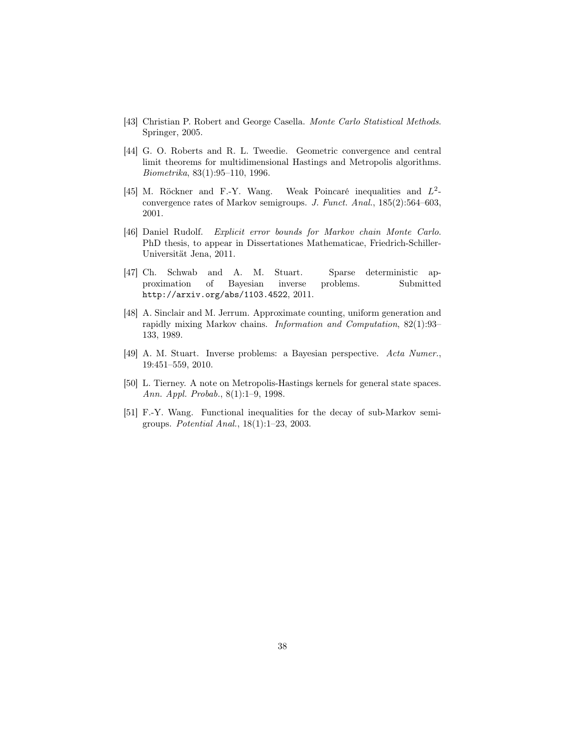[43] Christian P. Robert and George Casella. *Monte Carlo Statistical Methods*. Springer, 2005.

[44] G. O. Roberts and R. L. Tweedie. Geometric convergence and central limit theorems for multidimensional Hastings and Metropolis algorithms. *Biometrika*, 83(1):95–110, 1996.

[45] M. Röckner and F.-Y. Wang. Weak Poincaré inequalities and $L^2$-convergence rates of Markov semigroups. *J. Funct. Anal.*, 185(2):564–603, 2001.

[46] Daniel Rudolf. *Explicit error bounds for Markov chain Monte Carlo*. PhD thesis, to appear in Dissertationes Mathematicae, Friedrich-Schiller-Universität Jena, 2011.

[47] Ch. Schwab and A. M. Stuart. Sparse deterministic approximation of Bayesian inverse problems. Submitted `http://arxiv.org/abs/1103.4522`, 2011.

[48] A. Sinclair and M. Jerrum. Approximate counting, uniform generation and rapidly mixing Markov chains. *Information and Computation*, 82(1):93–133, 1989.

[49] A. M. Stuart. Inverse problems: a Bayesian perspective. *Acta Numer.*, 19:451–559, 2010.

[50] L. Tierney. A note on Metropolis-Hastings kernels for general state spaces. *Ann. Appl. Probab.*, 8(1):1–9, 1998.

[51] F.-Y. Wang. Functional inequalities for the decay of sub-Markov semigroups. *Potential Anal.*, 18(1):1–23, 2003.